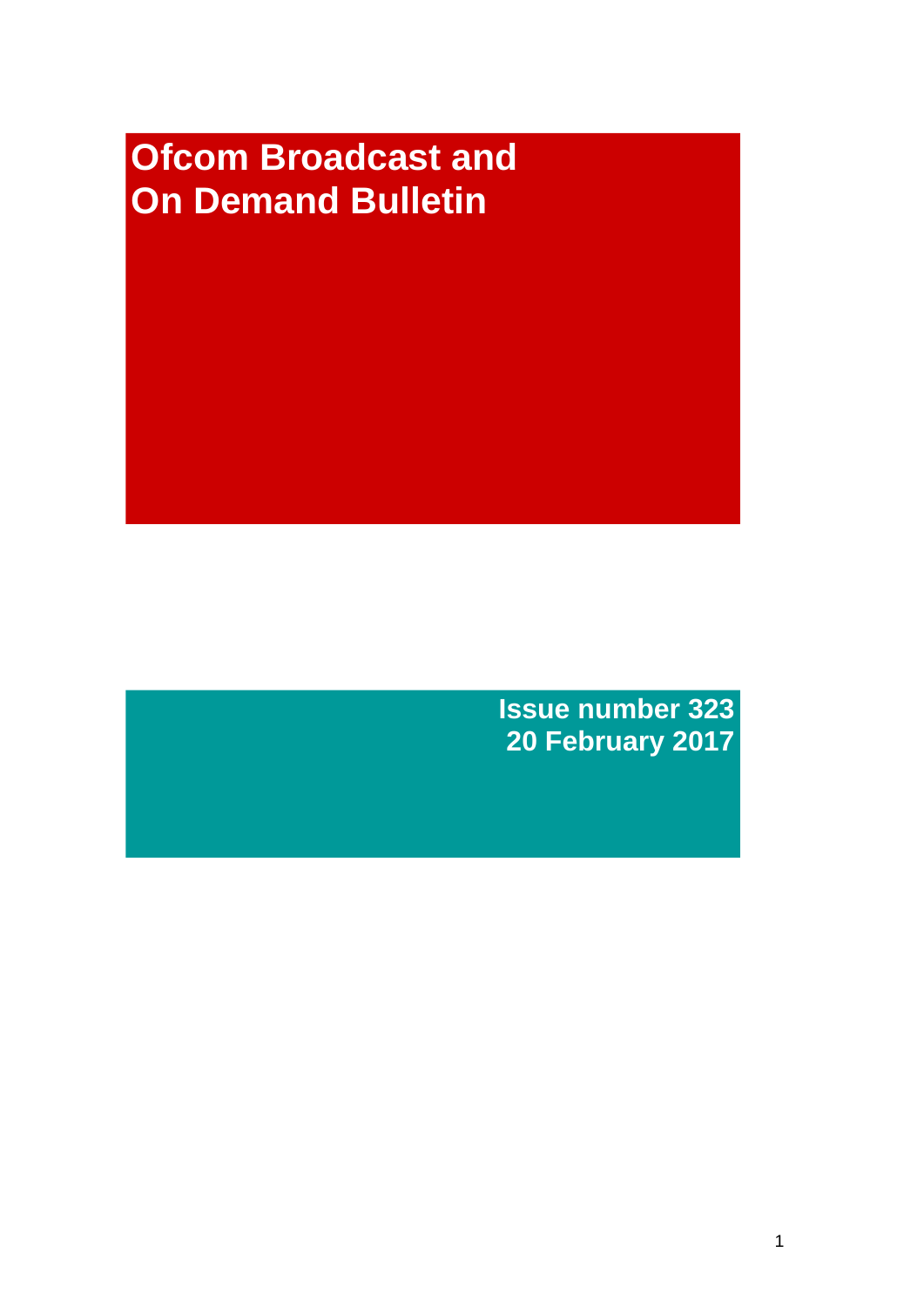# Ofcom Broadcast and On Demand Bulletin

**Issue number 323**
**20 February 2017**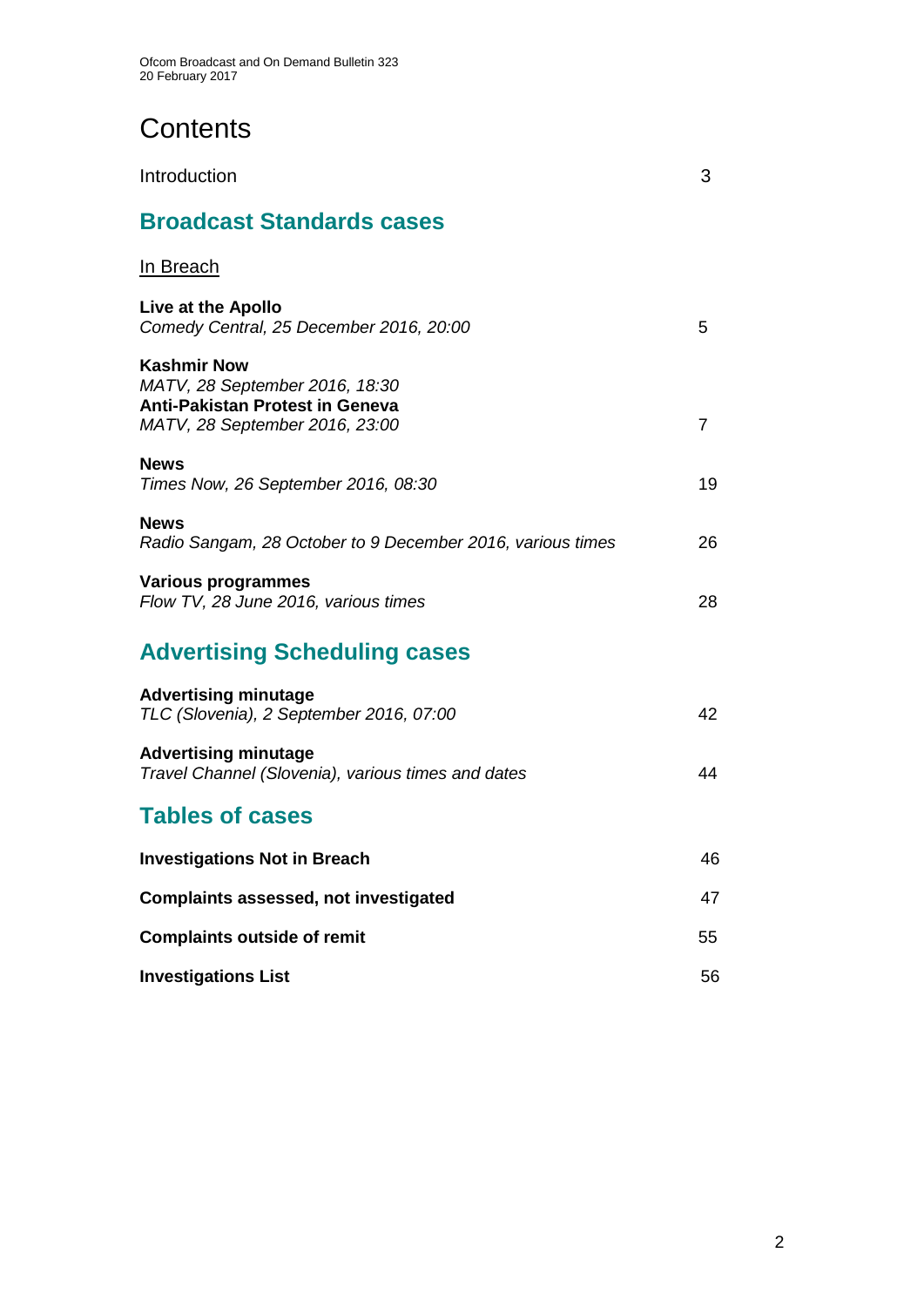# Contents

Introduction 3

## Broadcast Standards cases

In Breach

**Live at the Apollo**
*Comedy Central, 25 December 2016, 20:00* 5

**Kashmir Now**
*MATV, 28 September 2016, 18:30*
**Anti-Pakistan Protest in Geneva**
*MATV, 28 September 2016, 23:00* 7

**News**
*Times Now, 26 September 2016, 08:30* 19

**News**
*Radio Sangam, 28 October to 9 December 2016, various times* 26

**Various programmes**
*Flow TV, 28 June 2016, various times* 28

## Advertising Scheduling cases

**Advertising minutage**
*TLC (Slovenia), 2 September 2016, 07:00* 42

**Advertising minutage**
*Travel Channel (Slovenia), various times and dates* 44

## Tables of cases

**Investigations Not in Breach** 46

**Complaints assessed, not investigated** 47

**Complaints outside of remit** 55

**Investigations List** 56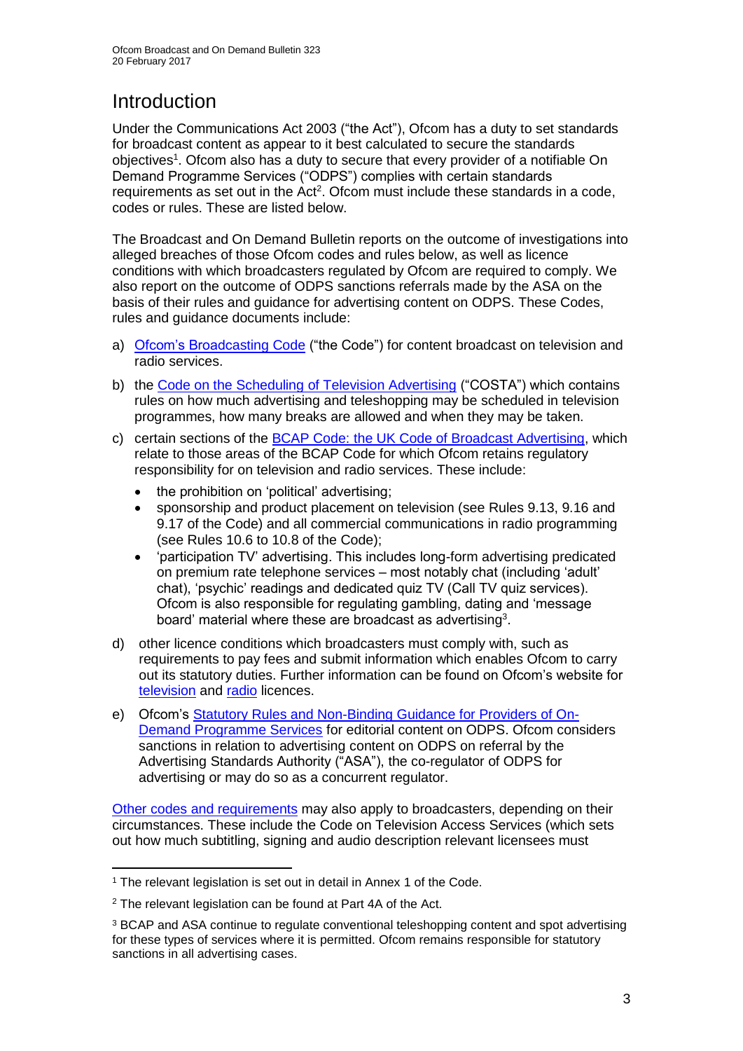# Introduction

Under the Communications Act 2003 ("the Act"), Ofcom has a duty to set standards for broadcast content as appear to it best calculated to secure the standards objectives[1]. Ofcom also has a duty to secure that every provider of a notifiable On Demand Programme Services ("ODPS") complies with certain standards requirements as set out in the Act[2]. Ofcom must include these standards in a code, codes or rules. These are listed below.

The Broadcast and On Demand Bulletin reports on the outcome of investigations into alleged breaches of those Ofcom codes and rules below, as well as licence conditions with which broadcasters regulated by Ofcom are required to comply. We also report on the outcome of ODPS sanctions referrals made by the ASA on the basis of their rules and guidance for advertising content on ODPS. These Codes, rules and guidance documents include:

a) Ofcom's Broadcasting Code ("the Code") for content broadcast on television and radio services.

b) the Code on the Scheduling of Television Advertising ("COSTA") which contains rules on how much advertising and teleshopping may be scheduled in television programmes, how many breaks are allowed and when they may be taken.

c) certain sections of the BCAP Code: the UK Code of Broadcast Advertising, which relate to those areas of the BCAP Code for which Ofcom retains regulatory responsibility for on television and radio services. These include:
   - the prohibition on 'political' advertising;
   - sponsorship and product placement on television (see Rules 9.13, 9.16 and 9.17 of the Code) and all commercial communications in radio programming (see Rules 10.6 to 10.8 of the Code);
   - 'participation TV' advertising. This includes long-form advertising predicated on premium rate telephone services – most notably chat (including 'adult' chat), 'psychic' readings and dedicated quiz TV (Call TV quiz services). Ofcom is also responsible for regulating gambling, dating and 'message board' material where these are broadcast as advertising[3].

d) other licence conditions which broadcasters must comply with, such as requirements to pay fees and submit information which enables Ofcom to carry out its statutory duties. Further information can be found on Ofcom's website for television and radio licences.

e) Ofcom's Statutory Rules and Non-Binding Guidance for Providers of On-Demand Programme Services for editorial content on ODPS. Ofcom considers sanctions in relation to advertising content on ODPS on referral by the Advertising Standards Authority ("ASA"), the co-regulator of ODPS for advertising or may do so as a concurrent regulator.

Other codes and requirements may also apply to broadcasters, depending on their circumstances. These include the Code on Television Access Services (which sets out how much subtitling, signing and audio description relevant licensees must

---

[1] The relevant legislation is set out in detail in Annex 1 of the Code.

[2] The relevant legislation can be found at Part 4A of the Act.

[3] BCAP and ASA continue to regulate conventional teleshopping content and spot advertising for these types of services where it is permitted. Ofcom remains responsible for statutory sanctions in all advertising cases.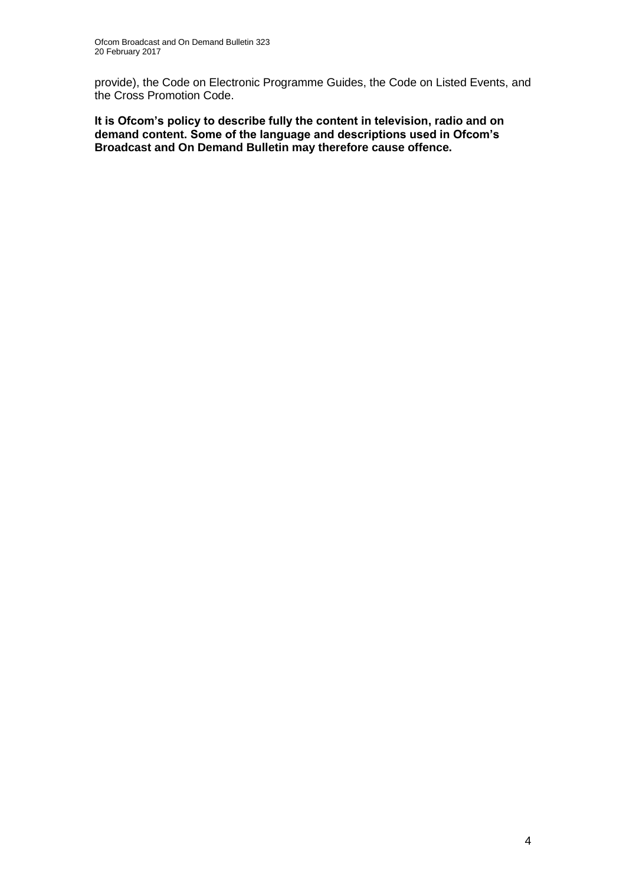provide), the Code on Electronic Programme Guides, the Code on Listed Events, and the Cross Promotion Code.

**It is Ofcom's policy to describe fully the content in television, radio and on demand content. Some of the language and descriptions used in Ofcom's Broadcast and On Demand Bulletin may therefore cause offence.**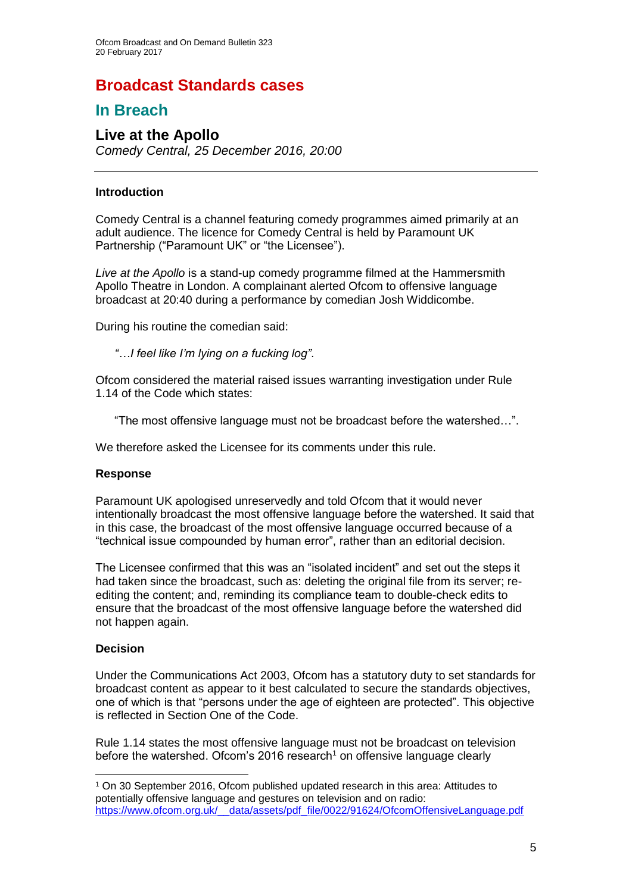# Broadcast Standards cases

## In Breach

### Live at the Apollo

*Comedy Central, 25 December 2016, 20:00*

---

#### Introduction

Comedy Central is a channel featuring comedy programmes aimed primarily at an adult audience. The licence for Comedy Central is held by Paramount UK Partnership ("Paramount UK" or "the Licensee").

*Live at the Apollo* is a stand-up comedy programme filmed at the Hammersmith Apollo Theatre in London. A complainant alerted Ofcom to offensive language broadcast at 20:40 during a performance by comedian Josh Widdicombe.

During his routine the comedian said:

> *"…I feel like I'm lying on a fucking log"*.

Ofcom considered the material raised issues warranting investigation under Rule 1.14 of the Code which states:

> "The most offensive language must not be broadcast before the watershed…".

We therefore asked the Licensee for its comments under this rule.

#### Response

Paramount UK apologised unreservedly and told Ofcom that it would never intentionally broadcast the most offensive language before the watershed. It said that in this case, the broadcast of the most offensive language occurred because of a "technical issue compounded by human error", rather than an editorial decision.

The Licensee confirmed that this was an "isolated incident" and set out the steps it had taken since the broadcast, such as: deleting the original file from its server; re-editing the content; and, reminding its compliance team to double-check edits to ensure that the broadcast of the most offensive language before the watershed did not happen again.

#### Decision

Under the Communications Act 2003, Ofcom has a statutory duty to set standards for broadcast content as appear to it best calculated to secure the standards objectives, one of which is that "persons under the age of eighteen are protected". This objective is reflected in Section One of the Code.

Rule 1.14 states the most offensive language must not be broadcast on television before the watershed. Ofcom's 2016 research[1] on offensive language clearly

---

[1] On 30 September 2016, Ofcom published updated research in this area: Attitudes to potentially offensive language and gestures on television and on radio: https://www.ofcom.org.uk/__data/assets/pdf_file/0022/91624/OfcomOffensiveLanguage.pdf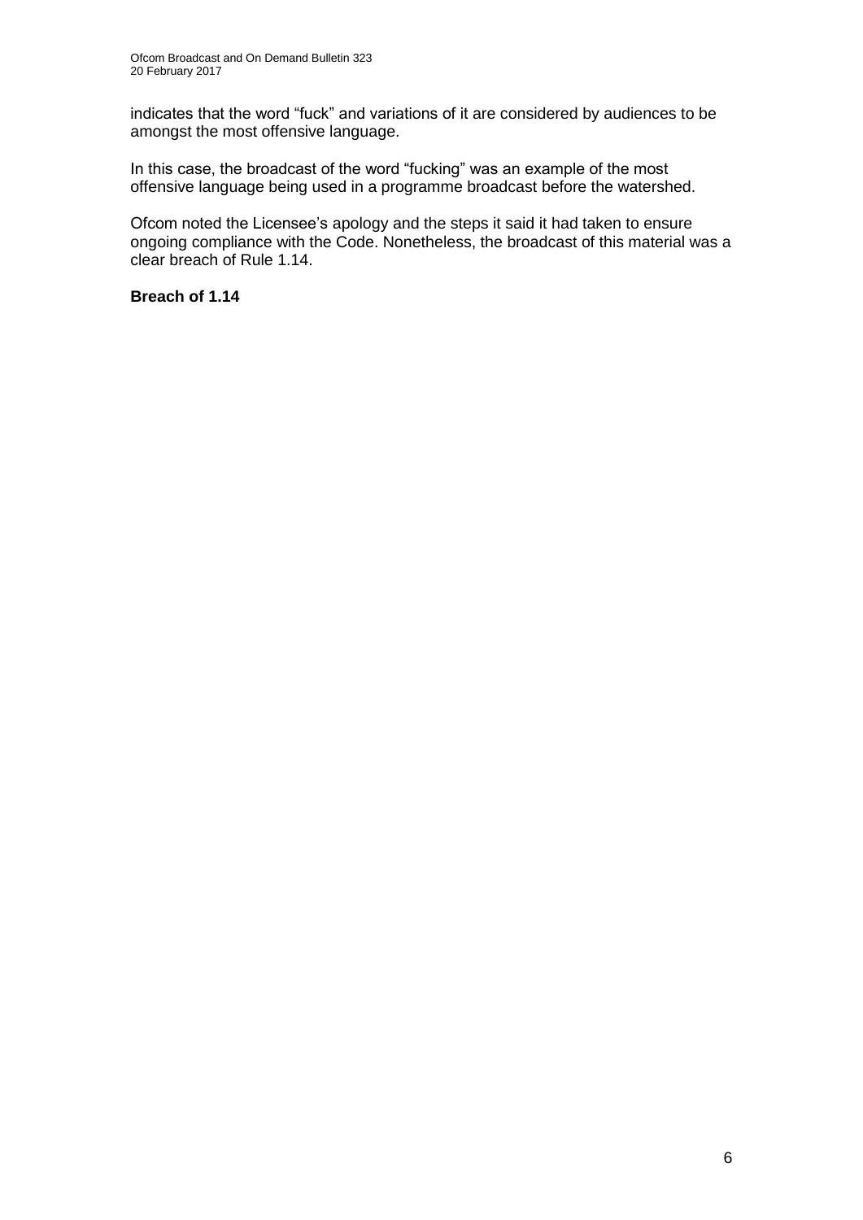indicates that the word "fuck" and variations of it are considered by audiences to be amongst the most offensive language.

In this case, the broadcast of the word "fucking" was an example of the most offensive language being used in a programme broadcast before the watershed.

Ofcom noted the Licensee's apology and the steps it said it had taken to ensure ongoing compliance with the Code. Nonetheless, the broadcast of this material was a clear breach of Rule 1.14.

**Breach of 1.14**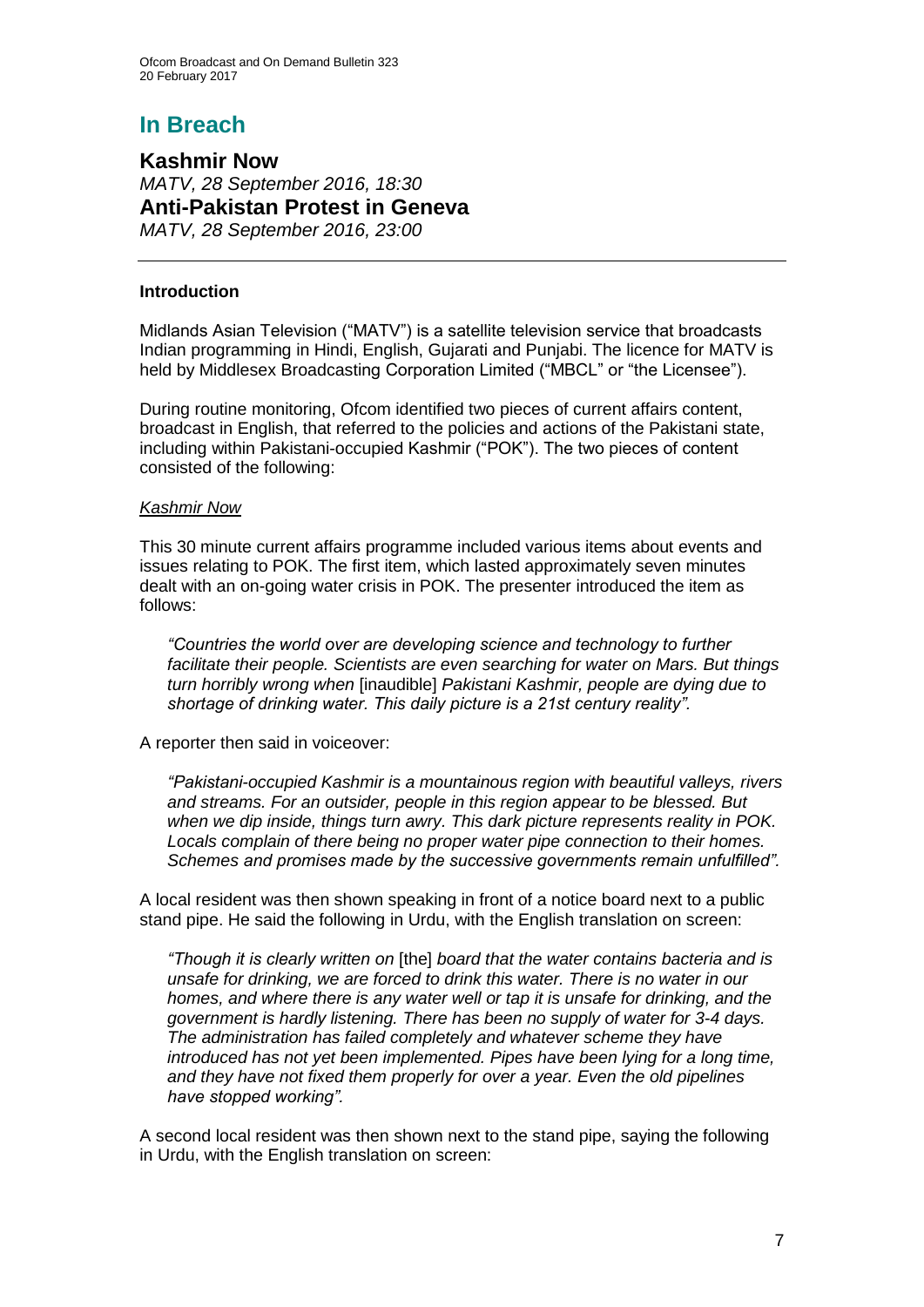# In Breach

## Kashmir Now

*MATV, 28 September 2016, 18:30*

## Anti-Pakistan Protest in Geneva

*MATV, 28 September 2016, 23:00*

### Introduction

Midlands Asian Television ("MATV") is a satellite television service that broadcasts Indian programming in Hindi, English, Gujarati and Punjabi. The licence for MATV is held by Middlesex Broadcasting Corporation Limited ("MBCL" or "the Licensee").

During routine monitoring, Ofcom identified two pieces of current affairs content, broadcast in English, that referred to the policies and actions of the Pakistani state, including within Pakistani-occupied Kashmir ("POK"). The two pieces of content consisted of the following:

*Kashmir Now*

This 30 minute current affairs programme included various items about events and issues relating to POK. The first item, which lasted approximately seven minutes dealt with an on-going water crisis in POK. The presenter introduced the item as follows:

> *"Countries the world over are developing science and technology to further facilitate their people. Scientists are even searching for water on Mars. But things turn horribly wrong when* [inaudible] *Pakistani Kashmir, people are dying due to shortage of drinking water. This daily picture is a 21st century reality".*

A reporter then said in voiceover:

> *"Pakistani-occupied Kashmir is a mountainous region with beautiful valleys, rivers and streams. For an outsider, people in this region appear to be blessed. But when we dip inside, things turn awry. This dark picture represents reality in POK. Locals complain of there being no proper water pipe connection to their homes. Schemes and promises made by the successive governments remain unfulfilled".*

A local resident was then shown speaking in front of a notice board next to a public stand pipe. He said the following in Urdu, with the English translation on screen:

> *"Though it is clearly written on* [the] *board that the water contains bacteria and is unsafe for drinking, we are forced to drink this water. There is no water in our homes, and where there is any water well or tap it is unsafe for drinking, and the government is hardly listening. There has been no supply of water for 3-4 days. The administration has failed completely and whatever scheme they have introduced has not yet been implemented. Pipes have been lying for a long time, and they have not fixed them properly for over a year. Even the old pipelines have stopped working".*

A second local resident was then shown next to the stand pipe, saying the following in Urdu, with the English translation on screen: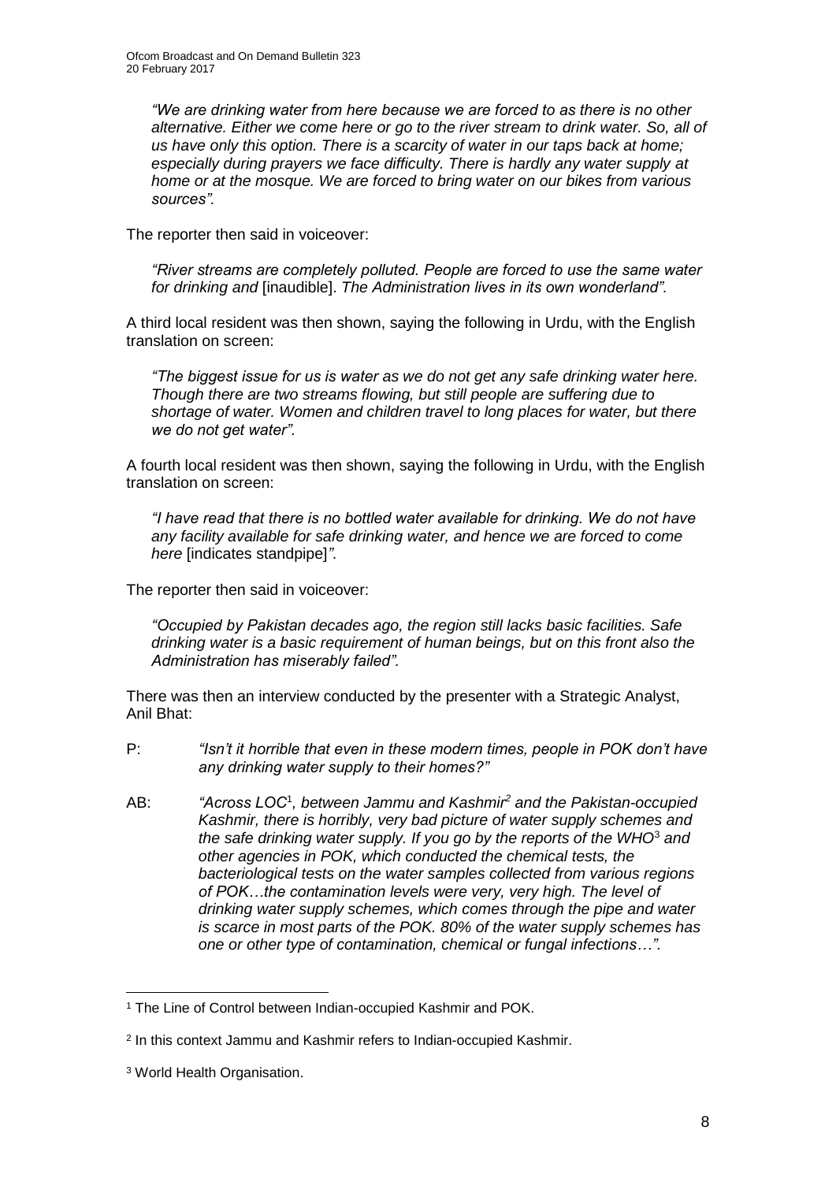*"We are drinking water from here because we are forced to as there is no other alternative. Either we come here or go to the river stream to drink water. So, all of us have only this option. There is a scarcity of water in our taps back at home; especially during prayers we face difficulty. There is hardly any water supply at home or at the mosque. We are forced to bring water on our bikes from various sources".*

The reporter then said in voiceover:

*"River streams are completely polluted. People are forced to use the same water for drinking and* [inaudible]. *The Administration lives in its own wonderland".*

A third local resident was then shown, saying the following in Urdu, with the English translation on screen:

*"The biggest issue for us is water as we do not get any safe drinking water here. Though there are two streams flowing, but still people are suffering due to shortage of water. Women and children travel to long places for water, but there we do not get water".*

A fourth local resident was then shown, saying the following in Urdu, with the English translation on screen:

*"I have read that there is no bottled water available for drinking. We do not have any facility available for safe drinking water, and hence we are forced to come here* [indicates standpipe]*".*

The reporter then said in voiceover:

*"Occupied by Pakistan decades ago, the region still lacks basic facilities. Safe drinking water is a basic requirement of human beings, but on this front also the Administration has miserably failed".*

There was then an interview conducted by the presenter with a Strategic Analyst, Anil Bhat:

P: *"Isn't it horrible that even in these modern times, people in POK don't have any drinking water supply to their homes?"*

AB: *"Across LOC*[1]*, between Jammu and Kashmir*[2] *and the Pakistan-occupied Kashmir, there is horribly, very bad picture of water supply schemes and the safe drinking water supply. If you go by the reports of the WHO*[3] *and other agencies in POK, which conducted the chemical tests, the bacteriological tests on the water samples collected from various regions of POK…the contamination levels were very, very high. The level of drinking water supply schemes, which comes through the pipe and water is scarce in most parts of the POK. 80% of the water supply schemes has one or other type of contamination, chemical or fungal infections…".*

---

[1] The Line of Control between Indian-occupied Kashmir and POK.

[2] In this context Jammu and Kashmir refers to Indian-occupied Kashmir.

[3] World Health Organisation.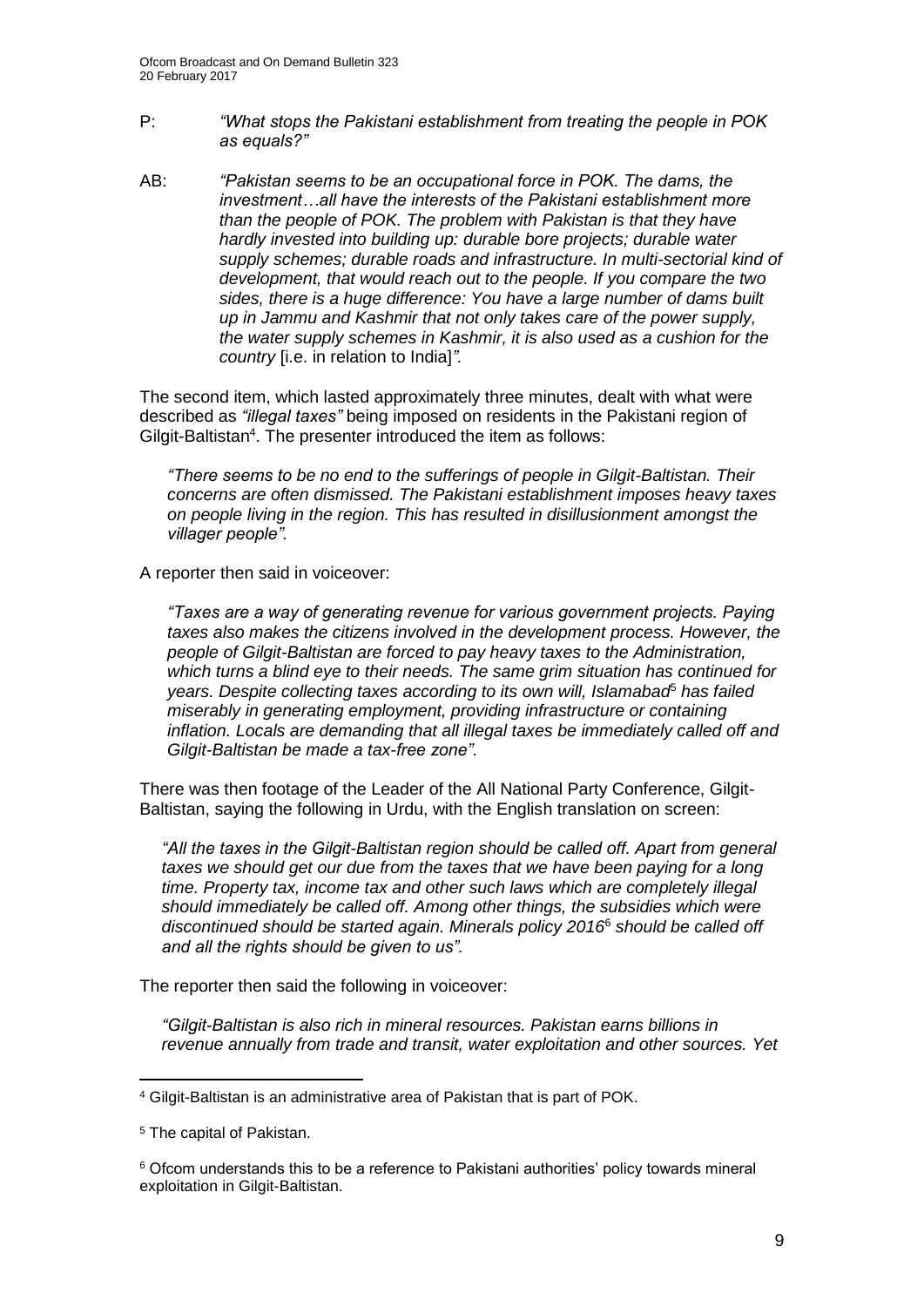P: *"What stops the Pakistani establishment from treating the people in POK as equals?"*

AB: *"Pakistan seems to be an occupational force in POK. The dams, the investment…all have the interests of the Pakistani establishment more than the people of POK. The problem with Pakistan is that they have hardly invested into building up: durable bore projects; durable water supply schemes; durable roads and infrastructure. In multi-sectorial kind of development, that would reach out to the people. If you compare the two sides, there is a huge difference: You have a large number of dams built up in Jammu and Kashmir that not only takes care of the power supply, the water supply schemes in Kashmir, it is also used as a cushion for the country* [i.e. in relation to India]*".*

The second item, which lasted approximately three minutes, dealt with what were described as *"illegal taxes"* being imposed on residents in the Pakistani region of Gilgit-Baltistan[4]. The presenter introduced the item as follows:

> *"There seems to be no end to the sufferings of people in Gilgit-Baltistan. Their concerns are often dismissed. The Pakistani establishment imposes heavy taxes on people living in the region. This has resulted in disillusionment amongst the villager people".*

A reporter then said in voiceover:

> *"Taxes are a way of generating revenue for various government projects. Paying taxes also makes the citizens involved in the development process. However, the people of Gilgit-Baltistan are forced to pay heavy taxes to the Administration, which turns a blind eye to their needs. The same grim situation has continued for years. Despite collecting taxes according to its own will, Islamabad*[5] *has failed miserably in generating employment, providing infrastructure or containing inflation. Locals are demanding that all illegal taxes be immediately called off and Gilgit-Baltistan be made a tax-free zone".*

There was then footage of the Leader of the All National Party Conference, Gilgit-Baltistan, saying the following in Urdu, with the English translation on screen:

> *"All the taxes in the Gilgit-Baltistan region should be called off. Apart from general taxes we should get our due from the taxes that we have been paying for a long time. Property tax, income tax and other such laws which are completely illegal should immediately be called off. Among other things, the subsidies which were discontinued should be started again. Minerals policy 2016*[6] *should be called off and all the rights should be given to us".*

The reporter then said the following in voiceover:

> *"Gilgit-Baltistan is also rich in mineral resources. Pakistan earns billions in revenue annually from trade and transit, water exploitation and other sources. Yet*

---

[4] Gilgit-Baltistan is an administrative area of Pakistan that is part of POK.

[5] The capital of Pakistan.

[6] Ofcom understands this to be a reference to Pakistani authorities' policy towards mineral exploitation in Gilgit-Baltistan.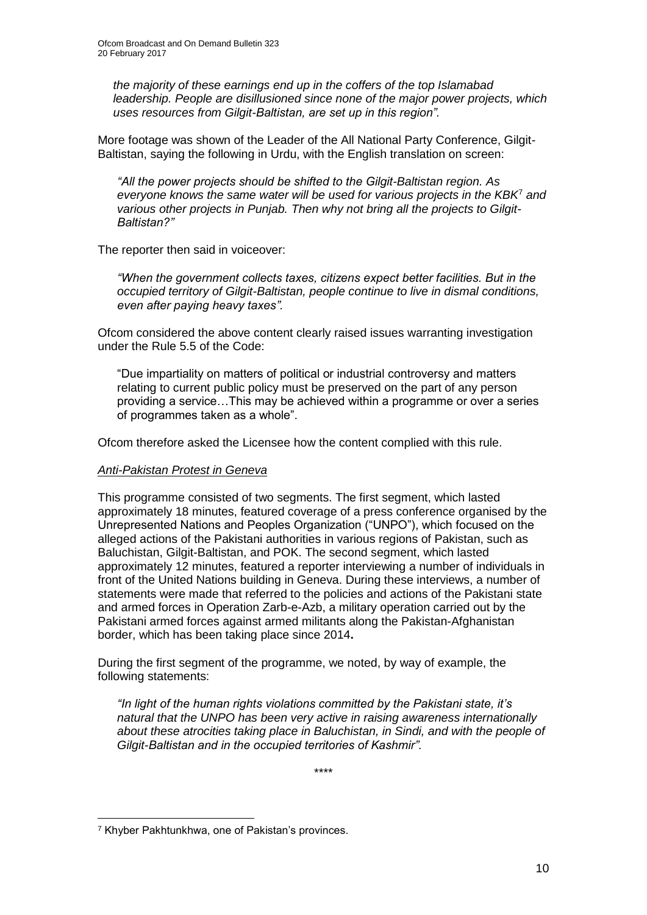*the majority of these earnings end up in the coffers of the top Islamabad leadership. People are disillusioned since none of the major power projects, which uses resources from Gilgit-Baltistan, are set up in this region".*

More footage was shown of the Leader of the All National Party Conference, Gilgit-Baltistan, saying the following in Urdu, with the English translation on screen:

> *"All the power projects should be shifted to the Gilgit-Baltistan region. As everyone knows the same water will be used for various projects in the KBK*[7] *and various other projects in Punjab. Then why not bring all the projects to Gilgit-Baltistan?"*

The reporter then said in voiceover:

> *"When the government collects taxes, citizens expect better facilities. But in the occupied territory of Gilgit-Baltistan, people continue to live in dismal conditions, even after paying heavy taxes".*

Ofcom considered the above content clearly raised issues warranting investigation under the Rule 5.5 of the Code:

> "Due impartiality on matters of political or industrial controversy and matters relating to current public policy must be preserved on the part of any person providing a service…This may be achieved within a programme or over a series of programmes taken as a whole".

Ofcom therefore asked the Licensee how the content complied with this rule.

*Anti-Pakistan Protest in Geneva*

This programme consisted of two segments. The first segment, which lasted approximately 18 minutes, featured coverage of a press conference organised by the Unrepresented Nations and Peoples Organization ("UNPO"), which focused on the alleged actions of the Pakistani authorities in various regions of Pakistan, such as Baluchistan, Gilgit-Baltistan, and POK. The second segment, which lasted approximately 12 minutes, featured a reporter interviewing a number of individuals in front of the United Nations building in Geneva. During these interviews, a number of statements were made that referred to the policies and actions of the Pakistani state and armed forces in Operation Zarb-e-Azb, a military operation carried out by the Pakistani armed forces against armed militants along the Pakistan-Afghanistan border, which has been taking place since 2014**.**

During the first segment of the programme, we noted, by way of example, the following statements:

> *"In light of the human rights violations committed by the Pakistani state, it's natural that the UNPO has been very active in raising awareness internationally about these atrocities taking place in Baluchistan, in Sindi, and with the people of Gilgit-Baltistan and in the occupied territories of Kashmir".*

\*\*\*\*

[7] Khyber Pakhtunkhwa, one of Pakistan's provinces.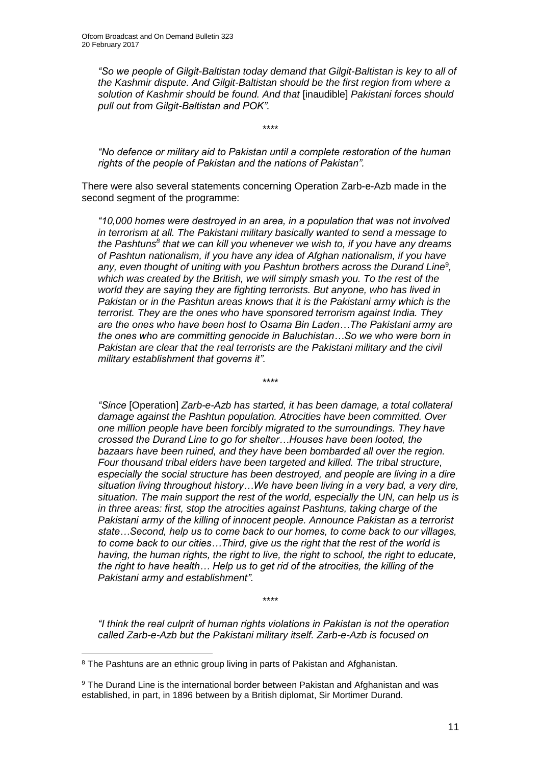*"So we people of Gilgit-Baltistan today demand that Gilgit-Baltistan is key to all of the Kashmir dispute. And Gilgit-Baltistan should be the first region from where a solution of Kashmir should be found. And that* [inaudible] *Pakistani forces should pull out from Gilgit-Baltistan and POK".*

\*\*\*\*

*"No defence or military aid to Pakistan until a complete restoration of the human rights of the people of Pakistan and the nations of Pakistan".*

There were also several statements concerning Operation Zarb-e-Azb made in the second segment of the programme:

*"10,000 homes were destroyed in an area, in a population that was not involved in terrorism at all. The Pakistani military basically wanted to send a message to the Pashtuns[8] that we can kill you whenever we wish to, if you have any dreams of Pashtun nationalism, if you have any idea of Afghan nationalism, if you have any, even thought of uniting with you Pashtun brothers across the Durand Line[9], which was created by the British, we will simply smash you. To the rest of the world they are saying they are fighting terrorists. But anyone, who has lived in Pakistan or in the Pashtun areas knows that it is the Pakistani army which is the terrorist. They are the ones who have sponsored terrorism against India. They are the ones who have been host to Osama Bin Laden…The Pakistani army are the ones who are committing genocide in Baluchistan…So we who were born in Pakistan are clear that the real terrorists are the Pakistani military and the civil military establishment that governs it".*

\*\*\*\*

*"Since* [Operation] *Zarb-e-Azb has started, it has been damage, a total collateral damage against the Pashtun population. Atrocities have been committed. Over one million people have been forcibly migrated to the surroundings. They have crossed the Durand Line to go for shelter…Houses have been looted, the bazaars have been ruined, and they have been bombarded all over the region. Four thousand tribal elders have been targeted and killed. The tribal structure, especially the social structure has been destroyed, and people are living in a dire situation living throughout history…We have been living in a very bad, a very dire, situation. The main support the rest of the world, especially the UN, can help us is in three areas: first, stop the atrocities against Pashtuns, taking charge of the Pakistani army of the killing of innocent people. Announce Pakistan as a terrorist state…Second, help us to come back to our homes, to come back to our villages, to come back to our cities…Third, give us the right that the rest of the world is having, the human rights, the right to live, the right to school, the right to educate, the right to have health… Help us to get rid of the atrocities, the killing of the Pakistani army and establishment".*

\*\*\*\*

*"I think the real culprit of human rights violations in Pakistan is not the operation called Zarb-e-Azb but the Pakistani military itself. Zarb-e-Azb is focused on*

---

[8] The Pashtuns are an ethnic group living in parts of Pakistan and Afghanistan.

[9] The Durand Line is the international border between Pakistan and Afghanistan and was established, in part, in 1896 between by a British diplomat, Sir Mortimer Durand.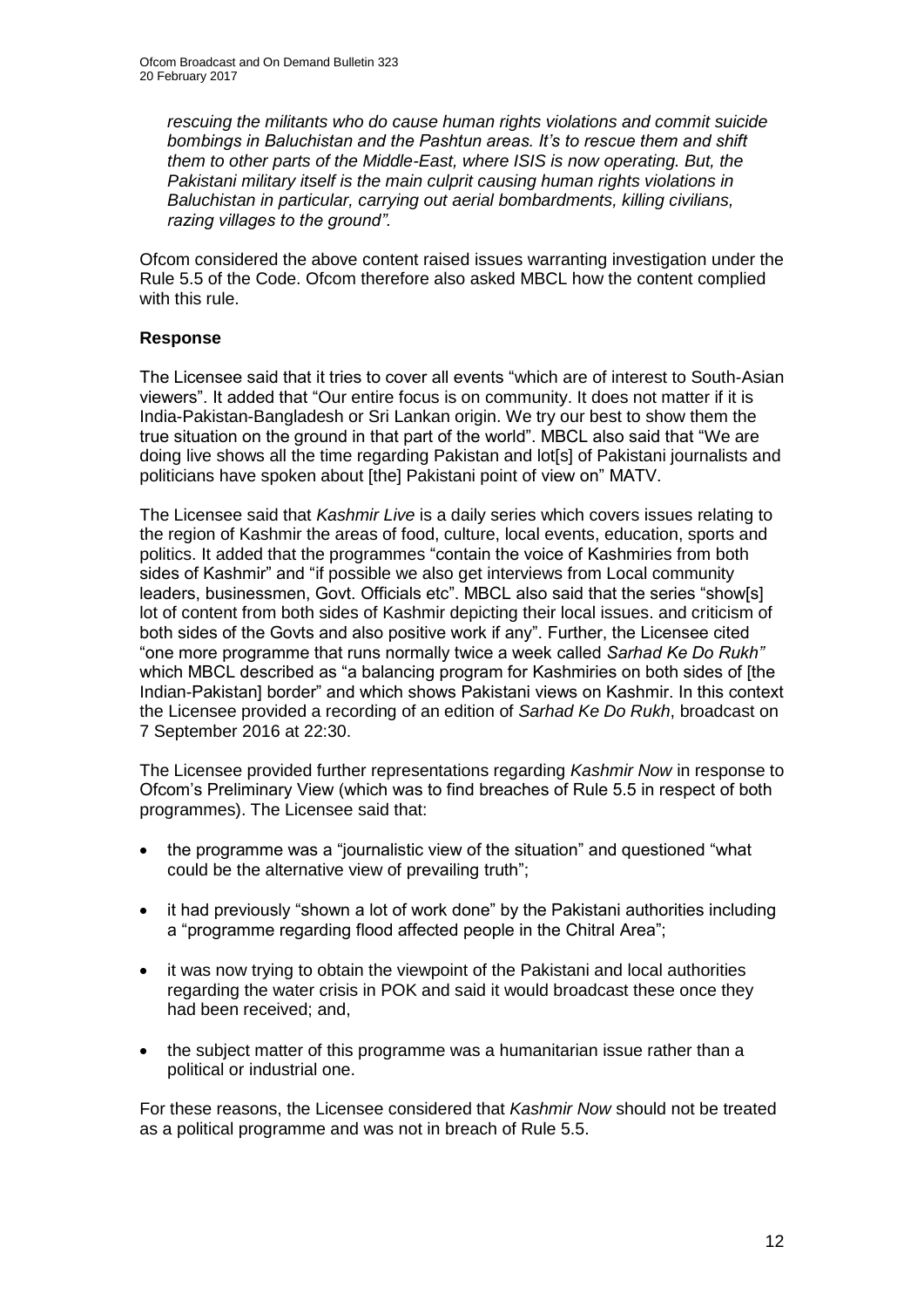*rescuing the militants who do cause human rights violations and commit suicide bombings in Baluchistan and the Pashtun areas. It's to rescue them and shift them to other parts of the Middle-East, where ISIS is now operating. But, the Pakistani military itself is the main culprit causing human rights violations in Baluchistan in particular, carrying out aerial bombardments, killing civilians, razing villages to the ground".*

Ofcom considered the above content raised issues warranting investigation under the Rule 5.5 of the Code. Ofcom therefore also asked MBCL how the content complied with this rule.

**Response**

The Licensee said that it tries to cover all events "which are of interest to South-Asian viewers". It added that "Our entire focus is on community. It does not matter if it is India-Pakistan-Bangladesh or Sri Lankan origin. We try our best to show them the true situation on the ground in that part of the world". MBCL also said that "We are doing live shows all the time regarding Pakistan and lot[s] of Pakistani journalists and politicians have spoken about [the] Pakistani point of view on" MATV.

The Licensee said that *Kashmir Live* is a daily series which covers issues relating to the region of Kashmir the areas of food, culture, local events, education, sports and politics. It added that the programmes "contain the voice of Kashmiries from both sides of Kashmir" and "if possible we also get interviews from Local community leaders, businessmen, Govt. Officials etc". MBCL also said that the series "show[s] lot of content from both sides of Kashmir depicting their local issues. and criticism of both sides of the Govts and also positive work if any". Further, the Licensee cited "one more programme that runs normally twice a week called *Sarhad Ke Do Rukh"* which MBCL described as "a balancing program for Kashmiries on both sides of [the Indian-Pakistan] border" and which shows Pakistani views on Kashmir. In this context the Licensee provided a recording of an edition of *Sarhad Ke Do Rukh*, broadcast on 7 September 2016 at 22:30.

The Licensee provided further representations regarding *Kashmir Now* in response to Ofcom's Preliminary View (which was to find breaches of Rule 5.5 in respect of both programmes). The Licensee said that:

- the programme was a "journalistic view of the situation" and questioned "what could be the alternative view of prevailing truth";
- it had previously "shown a lot of work done" by the Pakistani authorities including a "programme regarding flood affected people in the Chitral Area";
- it was now trying to obtain the viewpoint of the Pakistani and local authorities regarding the water crisis in POK and said it would broadcast these once they had been received; and,
- the subject matter of this programme was a humanitarian issue rather than a political or industrial one.

For these reasons, the Licensee considered that *Kashmir Now* should not be treated as a political programme and was not in breach of Rule 5.5.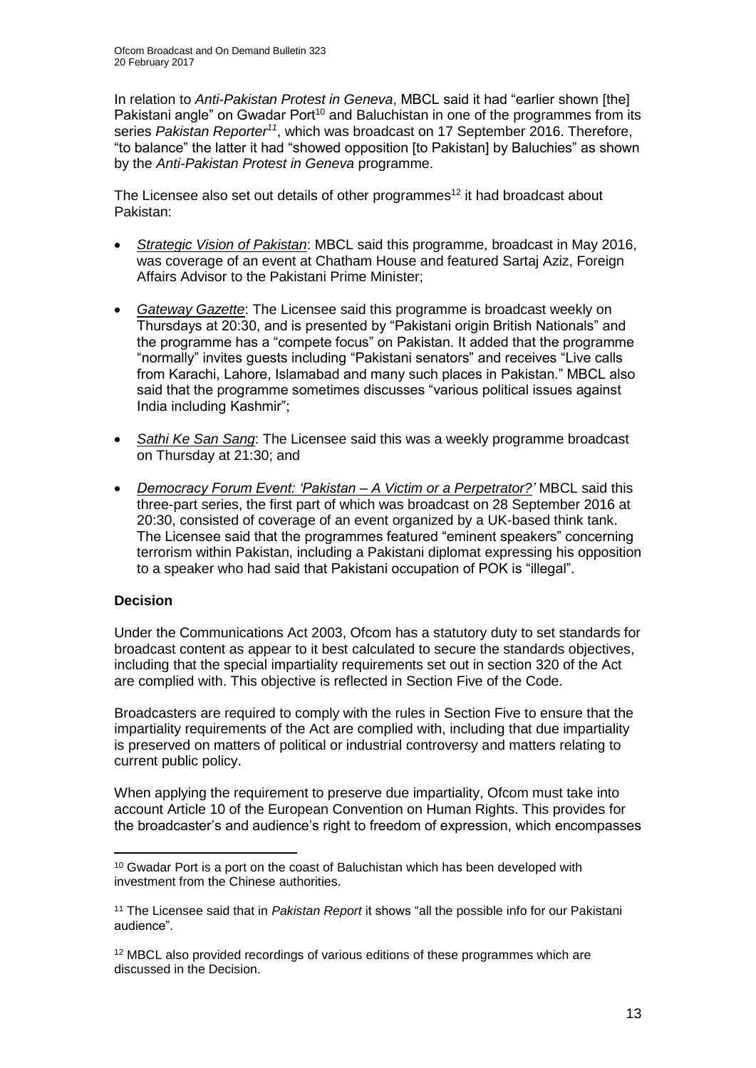In relation to *Anti-Pakistan Protest in Geneva*, MBCL said it had "earlier shown [the] Pakistani angle" on Gwadar Port[10] and Baluchistan in one of the programmes from its series *Pakistan Reporter*[11], which was broadcast on 17 September 2016. Therefore, "to balance" the latter it had "showed opposition [to Pakistan] by Baluchies" as shown by the *Anti-Pakistan Protest in Geneva* programme.

The Licensee also set out details of other programmes[12] it had broadcast about Pakistan:

- *Strategic Vision of Pakistan*: MBCL said this programme, broadcast in May 2016, was coverage of an event at Chatham House and featured Sartaj Aziz, Foreign Affairs Advisor to the Pakistani Prime Minister;
- *Gateway Gazette*: The Licensee said this programme is broadcast weekly on Thursdays at 20:30, and is presented by "Pakistani origin British Nationals" and the programme has a "compete focus" on Pakistan. It added that the programme "normally" invites guests including "Pakistani senators" and receives "Live calls from Karachi, Lahore, Islamabad and many such places in Pakistan." MBCL also said that the programme sometimes discusses "various political issues against India including Kashmir";
- *Sathi Ke San Sang*: The Licensee said this was a weekly programme broadcast on Thursday at 21:30; and
- *Democracy Forum Event: 'Pakistan – A Victim or a Perpetrator?'* MBCL said this three-part series, the first part of which was broadcast on 28 September 2016 at 20:30, consisted of coverage of an event organized by a UK-based think tank. The Licensee said that the programmes featured "eminent speakers" concerning terrorism within Pakistan, including a Pakistani diplomat expressing his opposition to a speaker who had said that Pakistani occupation of POK is "illegal".

**Decision**

Under the Communications Act 2003, Ofcom has a statutory duty to set standards for broadcast content as appear to it best calculated to secure the standards objectives, including that the special impartiality requirements set out in section 320 of the Act are complied with. This objective is reflected in Section Five of the Code.

Broadcasters are required to comply with the rules in Section Five to ensure that the impartiality requirements of the Act are complied with, including that due impartiality is preserved on matters of political or industrial controversy and matters relating to current public policy.

When applying the requirement to preserve due impartiality, Ofcom must take into account Article 10 of the European Convention on Human Rights. This provides for the broadcaster's and audience's right to freedom of expression, which encompasses

[10] Gwadar Port is a port on the coast of Baluchistan which has been developed with investment from the Chinese authorities.

[11] The Licensee said that in *Pakistan Report* it shows "all the possible info for our Pakistani audience".

[12] MBCL also provided recordings of various editions of these programmes which are discussed in the Decision.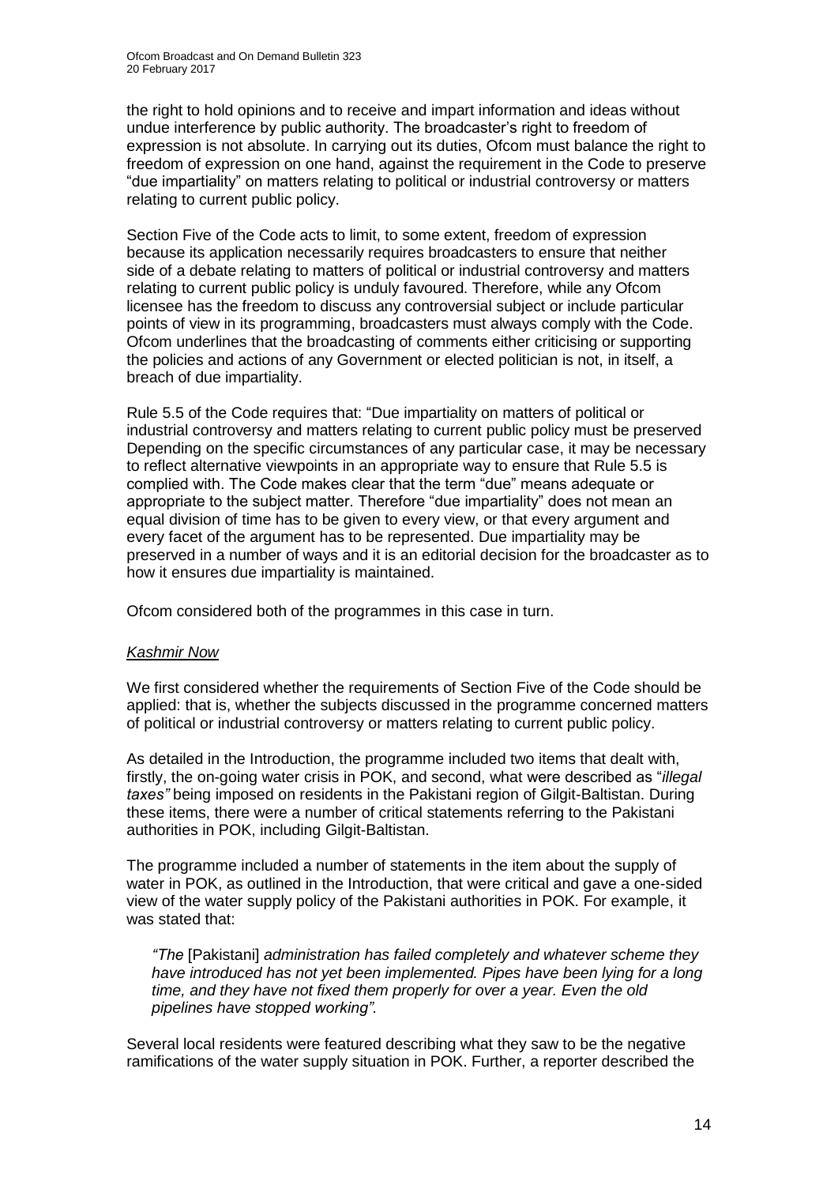the right to hold opinions and to receive and impart information and ideas without undue interference by public authority. The broadcaster's right to freedom of expression is not absolute. In carrying out its duties, Ofcom must balance the right to freedom of expression on one hand, against the requirement in the Code to preserve "due impartiality" on matters relating to political or industrial controversy or matters relating to current public policy.

Section Five of the Code acts to limit, to some extent, freedom of expression because its application necessarily requires broadcasters to ensure that neither side of a debate relating to matters of political or industrial controversy and matters relating to current public policy is unduly favoured. Therefore, while any Ofcom licensee has the freedom to discuss any controversial subject or include particular points of view in its programming, broadcasters must always comply with the Code. Ofcom underlines that the broadcasting of comments either criticising or supporting the policies and actions of any Government or elected politician is not, in itself, a breach of due impartiality.

Rule 5.5 of the Code requires that: "Due impartiality on matters of political or industrial controversy and matters relating to current public policy must be preserved Depending on the specific circumstances of any particular case, it may be necessary to reflect alternative viewpoints in an appropriate way to ensure that Rule 5.5 is complied with. The Code makes clear that the term "due" means adequate or appropriate to the subject matter. Therefore "due impartiality" does not mean an equal division of time has to be given to every view, or that every argument and every facet of the argument has to be represented. Due impartiality may be preserved in a number of ways and it is an editorial decision for the broadcaster as to how it ensures due impartiality is maintained.

Ofcom considered both of the programmes in this case in turn.

*Kashmir Now*

We first considered whether the requirements of Section Five of the Code should be applied: that is, whether the subjects discussed in the programme concerned matters of political or industrial controversy or matters relating to current public policy.

As detailed in the Introduction, the programme included two items that dealt with, firstly, the on-going water crisis in POK, and second, what were described as "*illegal taxes"* being imposed on residents in the Pakistani region of Gilgit-Baltistan. During these items, there were a number of critical statements referring to the Pakistani authorities in POK, including Gilgit-Baltistan.

The programme included a number of statements in the item about the supply of water in POK, as outlined in the Introduction, that were critical and gave a one-sided view of the water supply policy of the Pakistani authorities in POK. For example, it was stated that:

> *"The* [Pakistani] *administration has failed completely and whatever scheme they have introduced has not yet been implemented. Pipes have been lying for a long time, and they have not fixed them properly for over a year. Even the old pipelines have stopped working".*

Several local residents were featured describing what they saw to be the negative ramifications of the water supply situation in POK. Further, a reporter described the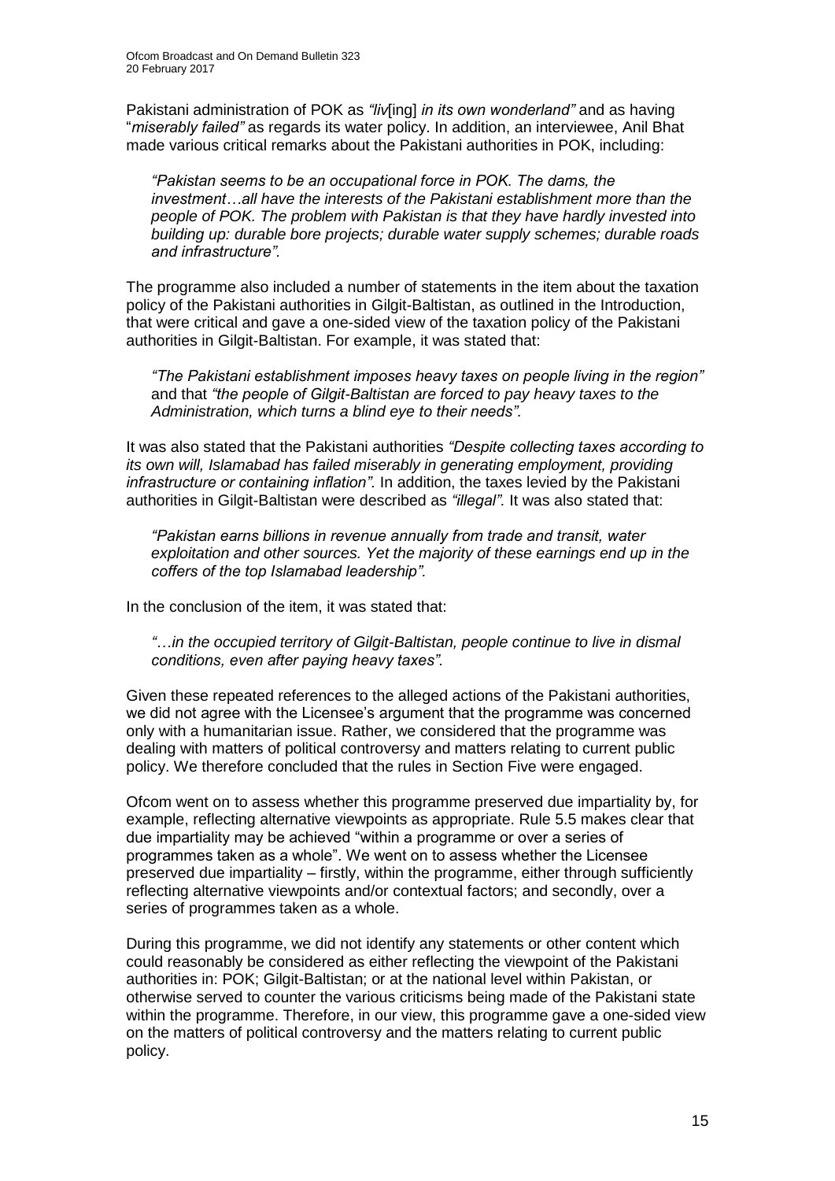Pakistani administration of POK as *"liv*[ing] *in its own wonderland"* and as having "*miserably failed"* as regards its water policy. In addition, an interviewee, Anil Bhat made various critical remarks about the Pakistani authorities in POK, including:

> *"Pakistan seems to be an occupational force in POK. The dams, the investment…all have the interests of the Pakistani establishment more than the people of POK. The problem with Pakistan is that they have hardly invested into building up: durable bore projects; durable water supply schemes; durable roads and infrastructure".*

The programme also included a number of statements in the item about the taxation policy of the Pakistani authorities in Gilgit-Baltistan, as outlined in the Introduction, that were critical and gave a one-sided view of the taxation policy of the Pakistani authorities in Gilgit-Baltistan. For example, it was stated that:

> *"The Pakistani establishment imposes heavy taxes on people living in the region"* and that *"the people of Gilgit-Baltistan are forced to pay heavy taxes to the Administration, which turns a blind eye to their needs".*

It was also stated that the Pakistani authorities *"Despite collecting taxes according to its own will, Islamabad has failed miserably in generating employment, providing infrastructure or containing inflation".* In addition, the taxes levied by the Pakistani authorities in Gilgit-Baltistan were described as *"illegal".* It was also stated that:

> *"Pakistan earns billions in revenue annually from trade and transit, water exploitation and other sources. Yet the majority of these earnings end up in the coffers of the top Islamabad leadership".*

In the conclusion of the item, it was stated that:

> *"…in the occupied territory of Gilgit-Baltistan, people continue to live in dismal conditions, even after paying heavy taxes".*

Given these repeated references to the alleged actions of the Pakistani authorities, we did not agree with the Licensee's argument that the programme was concerned only with a humanitarian issue. Rather, we considered that the programme was dealing with matters of political controversy and matters relating to current public policy. We therefore concluded that the rules in Section Five were engaged.

Ofcom went on to assess whether this programme preserved due impartiality by, for example, reflecting alternative viewpoints as appropriate. Rule 5.5 makes clear that due impartiality may be achieved "within a programme or over a series of programmes taken as a whole". We went on to assess whether the Licensee preserved due impartiality – firstly, within the programme, either through sufficiently reflecting alternative viewpoints and/or contextual factors; and secondly, over a series of programmes taken as a whole.

During this programme, we did not identify any statements or other content which could reasonably be considered as either reflecting the viewpoint of the Pakistani authorities in: POK; Gilgit-Baltistan; or at the national level within Pakistan, or otherwise served to counter the various criticisms being made of the Pakistani state within the programme. Therefore, in our view, this programme gave a one-sided view on the matters of political controversy and the matters relating to current public policy.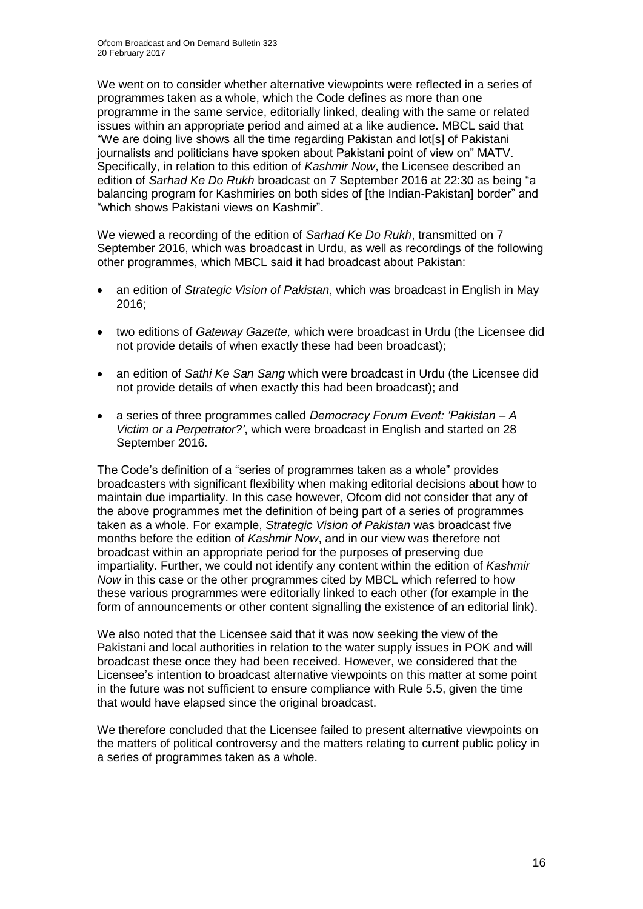We went on to consider whether alternative viewpoints were reflected in a series of programmes taken as a whole, which the Code defines as more than one programme in the same service, editorially linked, dealing with the same or related issues within an appropriate period and aimed at a like audience. MBCL said that "We are doing live shows all the time regarding Pakistan and lot[s] of Pakistani journalists and politicians have spoken about Pakistani point of view on" MATV. Specifically, in relation to this edition of *Kashmir Now*, the Licensee described an edition of *Sarhad Ke Do Rukh* broadcast on 7 September 2016 at 22:30 as being "a balancing program for Kashmiries on both sides of [the Indian-Pakistan] border" and "which shows Pakistani views on Kashmir".

We viewed a recording of the edition of *Sarhad Ke Do Rukh*, transmitted on 7 September 2016, which was broadcast in Urdu, as well as recordings of the following other programmes, which MBCL said it had broadcast about Pakistan:

- an edition of *Strategic Vision of Pakistan*, which was broadcast in English in May 2016;
- two editions of *Gateway Gazette,* which were broadcast in Urdu (the Licensee did not provide details of when exactly these had been broadcast);
- an edition of *Sathi Ke San Sang* which were broadcast in Urdu (the Licensee did not provide details of when exactly this had been broadcast); and
- a series of three programmes called *Democracy Forum Event: 'Pakistan – A Victim or a Perpetrator?'*, which were broadcast in English and started on 28 September 2016.

The Code's definition of a "series of programmes taken as a whole" provides broadcasters with significant flexibility when making editorial decisions about how to maintain due impartiality. In this case however, Ofcom did not consider that any of the above programmes met the definition of being part of a series of programmes taken as a whole. For example, *Strategic Vision of Pakistan* was broadcast five months before the edition of *Kashmir Now*, and in our view was therefore not broadcast within an appropriate period for the purposes of preserving due impartiality. Further, we could not identify any content within the edition of *Kashmir Now* in this case or the other programmes cited by MBCL which referred to how these various programmes were editorially linked to each other (for example in the form of announcements or other content signalling the existence of an editorial link).

We also noted that the Licensee said that it was now seeking the view of the Pakistani and local authorities in relation to the water supply issues in POK and will broadcast these once they had been received. However, we considered that the Licensee's intention to broadcast alternative viewpoints on this matter at some point in the future was not sufficient to ensure compliance with Rule 5.5, given the time that would have elapsed since the original broadcast.

We therefore concluded that the Licensee failed to present alternative viewpoints on the matters of political controversy and the matters relating to current public policy in a series of programmes taken as a whole.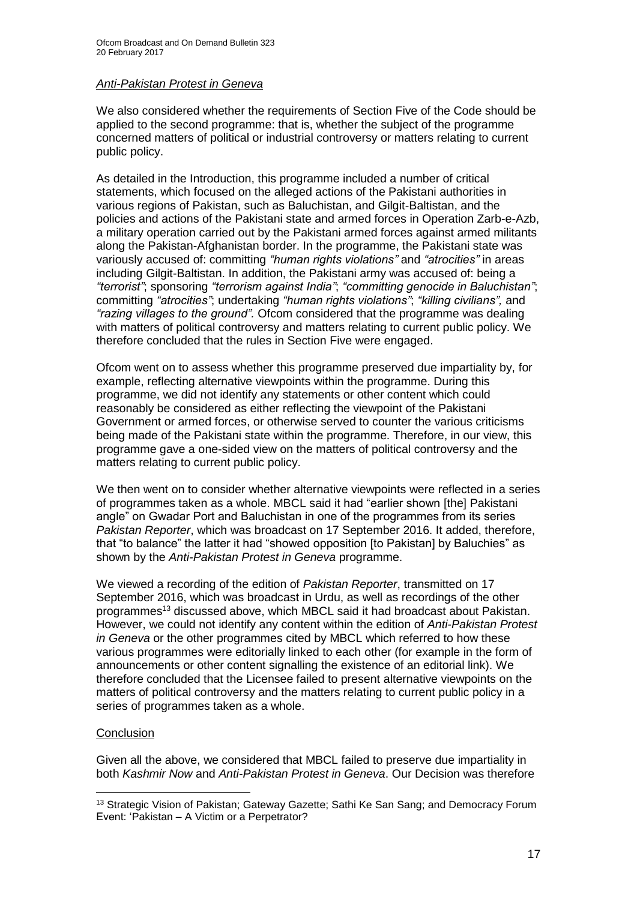*Anti-Pakistan Protest in Geneva*

We also considered whether the requirements of Section Five of the Code should be applied to the second programme: that is, whether the subject of the programme concerned matters of political or industrial controversy or matters relating to current public policy.

As detailed in the Introduction, this programme included a number of critical statements, which focused on the alleged actions of the Pakistani authorities in various regions of Pakistan, such as Baluchistan, and Gilgit-Baltistan, and the policies and actions of the Pakistani state and armed forces in Operation Zarb-e-Azb, a military operation carried out by the Pakistani armed forces against armed militants along the Pakistan-Afghanistan border. In the programme, the Pakistani state was variously accused of: committing *"human rights violations"* and *"atrocities"* in areas including Gilgit-Baltistan. In addition, the Pakistani army was accused of: being a *"terrorist"*; sponsoring *"terrorism against India"*; *"committing genocide in Baluchistan"*; committing *"atrocities"*; undertaking *"human rights violations"*; *"killing civilians",* and *"razing villages to the ground".* Ofcom considered that the programme was dealing with matters of political controversy and matters relating to current public policy. We therefore concluded that the rules in Section Five were engaged.

Ofcom went on to assess whether this programme preserved due impartiality by, for example, reflecting alternative viewpoints within the programme. During this programme, we did not identify any statements or other content which could reasonably be considered as either reflecting the viewpoint of the Pakistani Government or armed forces, or otherwise served to counter the various criticisms being made of the Pakistani state within the programme. Therefore, in our view, this programme gave a one-sided view on the matters of political controversy and the matters relating to current public policy.

We then went on to consider whether alternative viewpoints were reflected in a series of programmes taken as a whole. MBCL said it had "earlier shown [the] Pakistani angle" on Gwadar Port and Baluchistan in one of the programmes from its series *Pakistan Reporter*, which was broadcast on 17 September 2016. It added, therefore, that "to balance" the latter it had "showed opposition [to Pakistan] by Baluchies" as shown by the *Anti-Pakistan Protest in Geneva* programme.

We viewed a recording of the edition of *Pakistan Reporter*, transmitted on 17 September 2016, which was broadcast in Urdu, as well as recordings of the other programmes[13] discussed above, which MBCL said it had broadcast about Pakistan. However, we could not identify any content within the edition of *Anti-Pakistan Protest in Geneva* or the other programmes cited by MBCL which referred to how these various programmes were editorially linked to each other (for example in the form of announcements or other content signalling the existence of an editorial link). We therefore concluded that the Licensee failed to present alternative viewpoints on the matters of political controversy and the matters relating to current public policy in a series of programmes taken as a whole.

Conclusion

Given all the above, we considered that MBCL failed to preserve due impartiality in both *Kashmir Now* and *Anti-Pakistan Protest in Geneva*. Our Decision was therefore

[13] Strategic Vision of Pakistan; Gateway Gazette; Sathi Ke San Sang; and Democracy Forum Event: 'Pakistan – A Victim or a Perpetrator?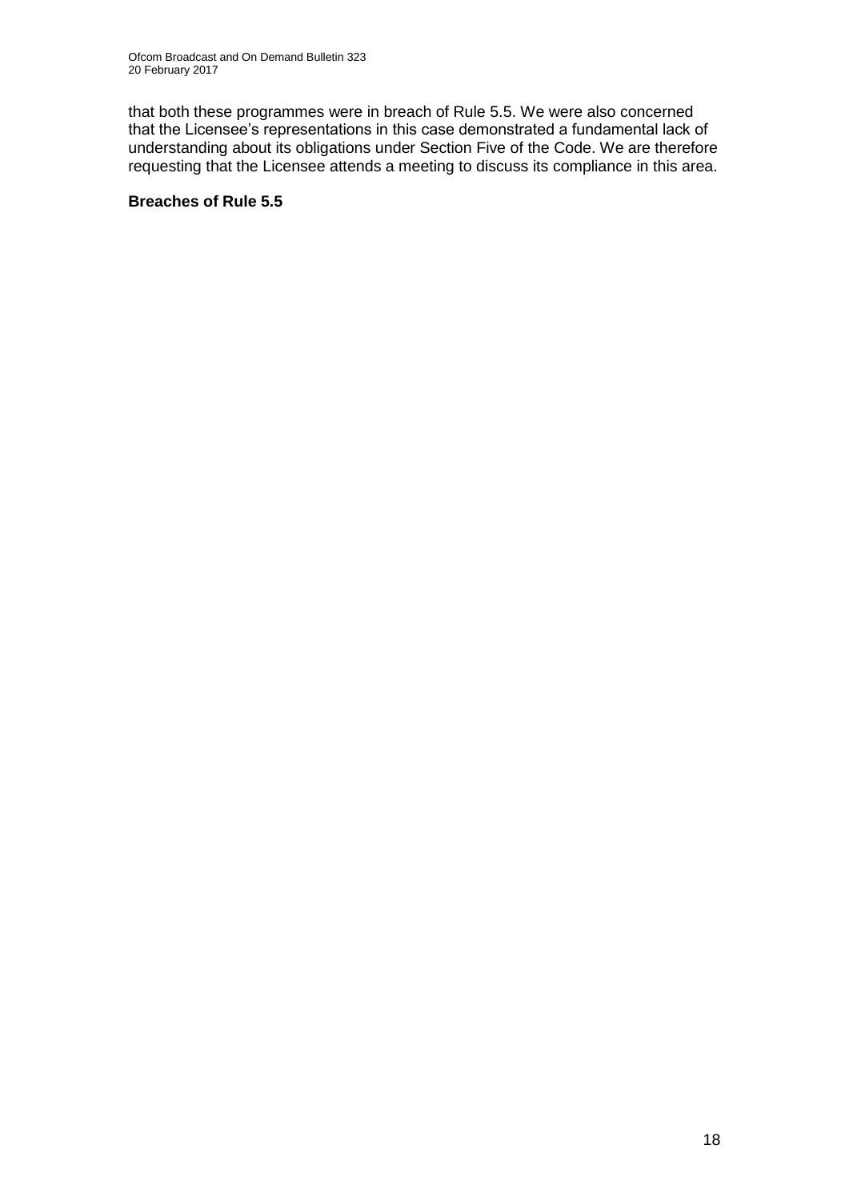that both these programmes were in breach of Rule 5.5. We were also concerned that the Licensee's representations in this case demonstrated a fundamental lack of understanding about its obligations under Section Five of the Code. We are therefore requesting that the Licensee attends a meeting to discuss its compliance in this area.

**Breaches of Rule 5.5**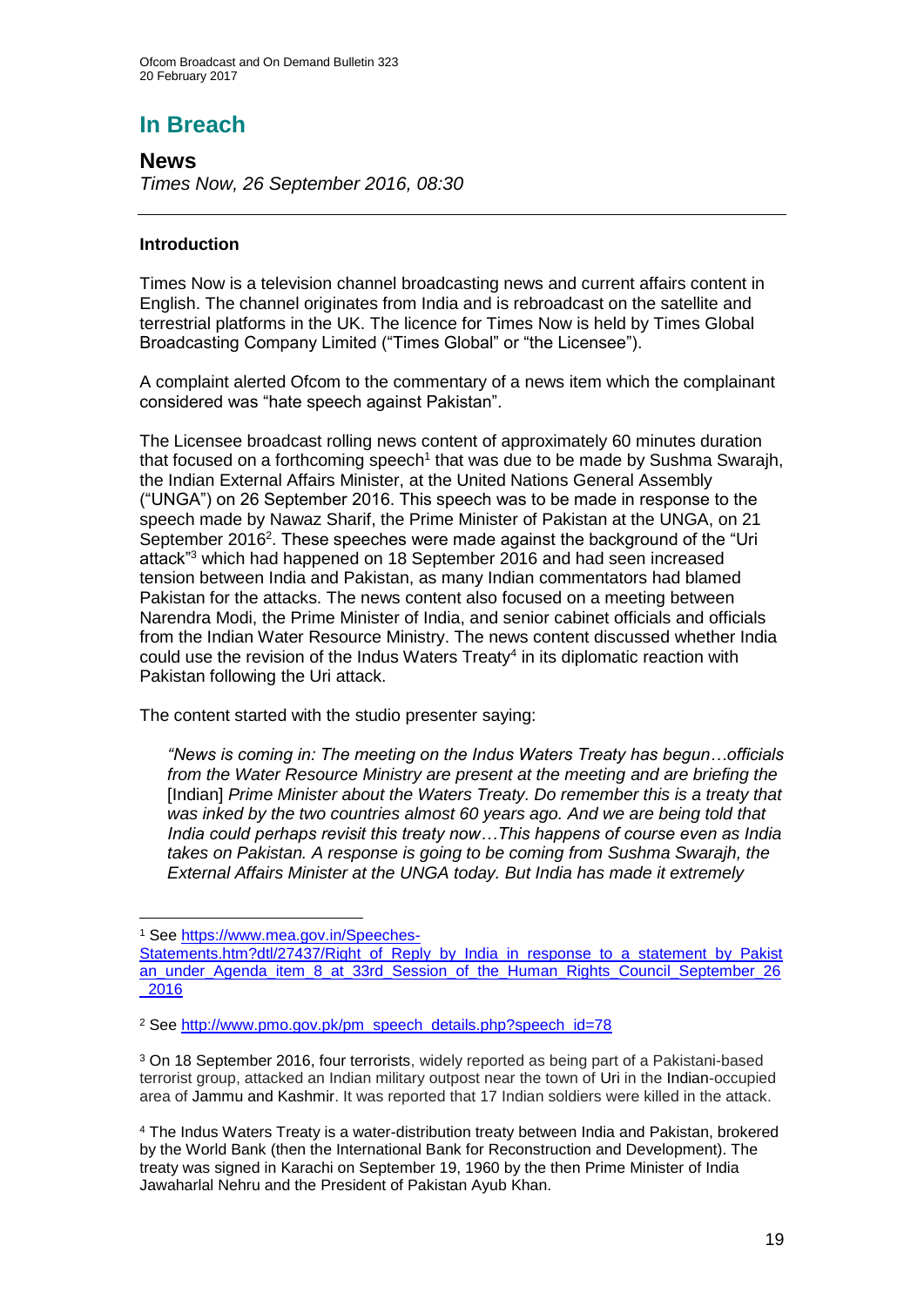# In Breach

## News

*Times Now, 26 September 2016, 08:30*

---

### Introduction

Times Now is a television channel broadcasting news and current affairs content in English. The channel originates from India and is rebroadcast on the satellite and terrestrial platforms in the UK. The licence for Times Now is held by Times Global Broadcasting Company Limited ("Times Global" or "the Licensee").

A complaint alerted Ofcom to the commentary of a news item which the complainant considered was "hate speech against Pakistan".

The Licensee broadcast rolling news content of approximately 60 minutes duration that focused on a forthcoming speech[1] that was due to be made by Sushma Swarajh, the Indian External Affairs Minister, at the United Nations General Assembly ("UNGA") on 26 September 2016. This speech was to be made in response to the speech made by Nawaz Sharif, the Prime Minister of Pakistan at the UNGA, on 21 September 2016[2]. These speeches were made against the background of the "Uri attack"[3] which had happened on 18 September 2016 and had seen increased tension between India and Pakistan, as many Indian commentators had blamed Pakistan for the attacks. The news content also focused on a meeting between Narendra Modi, the Prime Minister of India, and senior cabinet officials and officials from the Indian Water Resource Ministry. The news content discussed whether India could use the revision of the Indus Waters Treaty[4] in its diplomatic reaction with Pakistan following the Uri attack.

The content started with the studio presenter saying:

> *"News is coming in: The meeting on the Indus Waters Treaty has begun…officials from the Water Resource Ministry are present at the meeting and are briefing the* [Indian] *Prime Minister about the Waters Treaty. Do remember this is a treaty that was inked by the two countries almost 60 years ago. And we are being told that India could perhaps revisit this treaty now…This happens of course even as India takes on Pakistan. A response is going to be coming from Sushma Swarajh, the External Affairs Minister at the UNGA today. But India has made it extremely*

---

[1] See https://www.mea.gov.in/Speeches-Statements.htm?dtl/27437/Right_of_Reply_by_India_in_response_to_a_statement_by_Pakistan_under_Agenda_item_8_at_33rd_Session_of_the_Human_Rights_Council_September_26_2016

[2] See http://www.pmo.gov.pk/pm_speech_details.php?speech_id=78

[3] On 18 September 2016, four terrorists, widely reported as being part of a Pakistani-based terrorist group, attacked an Indian military outpost near the town of Uri in the Indian-occupied area of Jammu and Kashmir. It was reported that 17 Indian soldiers were killed in the attack.

[4] The Indus Waters Treaty is a water-distribution treaty between India and Pakistan, brokered by the World Bank (then the International Bank for Reconstruction and Development). The treaty was signed in Karachi on September 19, 1960 by the then Prime Minister of India Jawaharlal Nehru and the President of Pakistan Ayub Khan.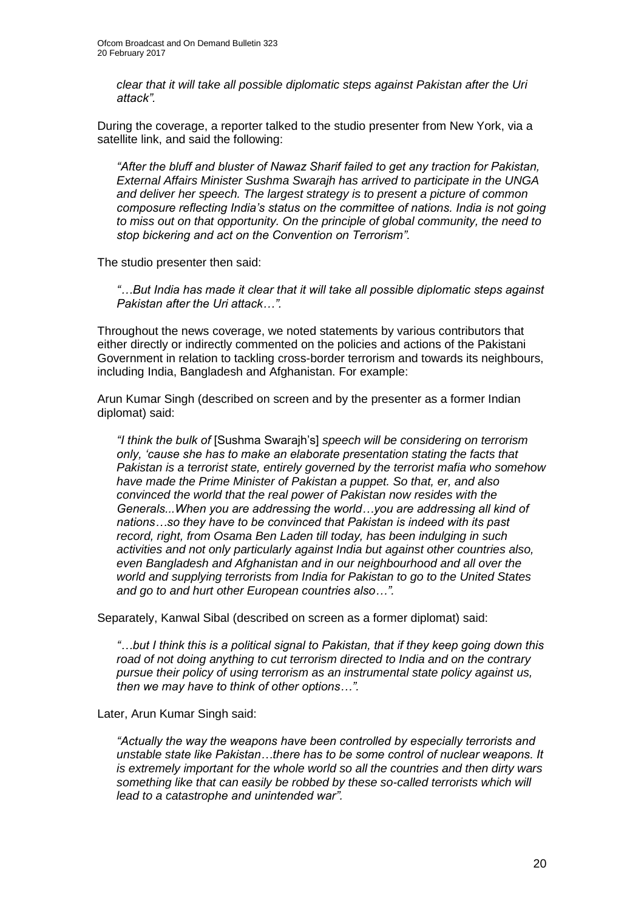*clear that it will take all possible diplomatic steps against Pakistan after the Uri attack".*

During the coverage, a reporter talked to the studio presenter from New York, via a satellite link, and said the following:

*"After the bluff and bluster of Nawaz Sharif failed to get any traction for Pakistan, External Affairs Minister Sushma Swarajh has arrived to participate in the UNGA and deliver her speech. The largest strategy is to present a picture of common composure reflecting India's status on the committee of nations. India is not going to miss out on that opportunity. On the principle of global community, the need to stop bickering and act on the Convention on Terrorism".*

The studio presenter then said:

*"…But India has made it clear that it will take all possible diplomatic steps against Pakistan after the Uri attack…".*

Throughout the news coverage, we noted statements by various contributors that either directly or indirectly commented on the policies and actions of the Pakistani Government in relation to tackling cross-border terrorism and towards its neighbours, including India, Bangladesh and Afghanistan. For example:

Arun Kumar Singh (described on screen and by the presenter as a former Indian diplomat) said:

*"I think the bulk of* [Sushma Swarajh's] *speech will be considering on terrorism only, 'cause she has to make an elaborate presentation stating the facts that Pakistan is a terrorist state, entirely governed by the terrorist mafia who somehow have made the Prime Minister of Pakistan a puppet. So that, er, and also convinced the world that the real power of Pakistan now resides with the Generals...When you are addressing the world…you are addressing all kind of nations…so they have to be convinced that Pakistan is indeed with its past record, right, from Osama Ben Laden till today, has been indulging in such activities and not only particularly against India but against other countries also, even Bangladesh and Afghanistan and in our neighbourhood and all over the world and supplying terrorists from India for Pakistan to go to the United States and go to and hurt other European countries also…".*

Separately, Kanwal Sibal (described on screen as a former diplomat) said:

*"…but I think this is a political signal to Pakistan, that if they keep going down this road of not doing anything to cut terrorism directed to India and on the contrary pursue their policy of using terrorism as an instrumental state policy against us, then we may have to think of other options…".*

Later, Arun Kumar Singh said:

*"Actually the way the weapons have been controlled by especially terrorists and unstable state like Pakistan…there has to be some control of nuclear weapons. It is extremely important for the whole world so all the countries and then dirty wars something like that can easily be robbed by these so-called terrorists which will lead to a catastrophe and unintended war".*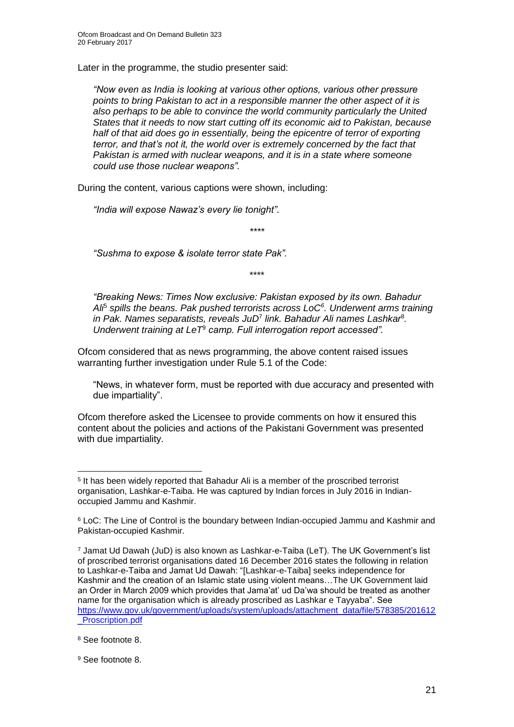Later in the programme, the studio presenter said:

> *"Now even as India is looking at various other options, various other pressure points to bring Pakistan to act in a responsible manner the other aspect of it is also perhaps to be able to convince the world community particularly the United States that it needs to now start cutting off its economic aid to Pakistan, because half of that aid does go in essentially, being the epicentre of terror of exporting terror, and that's not it, the world over is extremely concerned by the fact that Pakistan is armed with nuclear weapons, and it is in a state where someone could use those nuclear weapons".*

During the content, various captions were shown, including:

> *"India will expose Nawaz's every lie tonight".*
>
> \*\*\*\*
>
> *"Sushma to expose & isolate terror state Pak".*
>
> \*\*\*\*
>
> *"Breaking News: Times Now exclusive: Pakistan exposed by its own. Bahadur Ali[5] spills the beans. Pak pushed terrorists across LoC[6]. Underwent arms training in Pak. Names separatists, reveals JuD[7] link. Bahadur Ali names Lashkar[8]. Underwent training at LeT[9] camp. Full interrogation report accessed".*

Ofcom considered that as news programming, the above content raised issues warranting further investigation under Rule 5.1 of the Code:

> "News, in whatever form, must be reported with due accuracy and presented with due impartiality".

Ofcom therefore asked the Licensee to provide comments on how it ensured this content about the policies and actions of the Pakistani Government was presented with due impartiality.

---

[5] It has been widely reported that Bahadur Ali is a member of the proscribed terrorist organisation, Lashkar-e-Taiba. He was captured by Indian forces in July 2016 in Indian-occupied Jammu and Kashmir.

[6] LoC: The Line of Control is the boundary between Indian-occupied Jammu and Kashmir and Pakistan-occupied Kashmir.

[7] Jamat Ud Dawah (JuD) is also known as Lashkar-e-Taiba (LeT). The UK Government's list of proscribed terrorist organisations dated 16 December 2016 states the following in relation to Lashkar-e-Taiba and Jamat Ud Dawah: "[Lashkar-e-Taiba] seeks independence for Kashmir and the creation of an Islamic state using violent means…The UK Government laid an Order in March 2009 which provides that Jama'at' ud Da'wa should be treated as another name for the organisation which is already proscribed as Lashkar e Tayyaba". See https://www.gov.uk/government/uploads/system/uploads/attachment_data/file/578385/201612_Proscription.pdf

[8] See footnote 8.

[9] See footnote 8.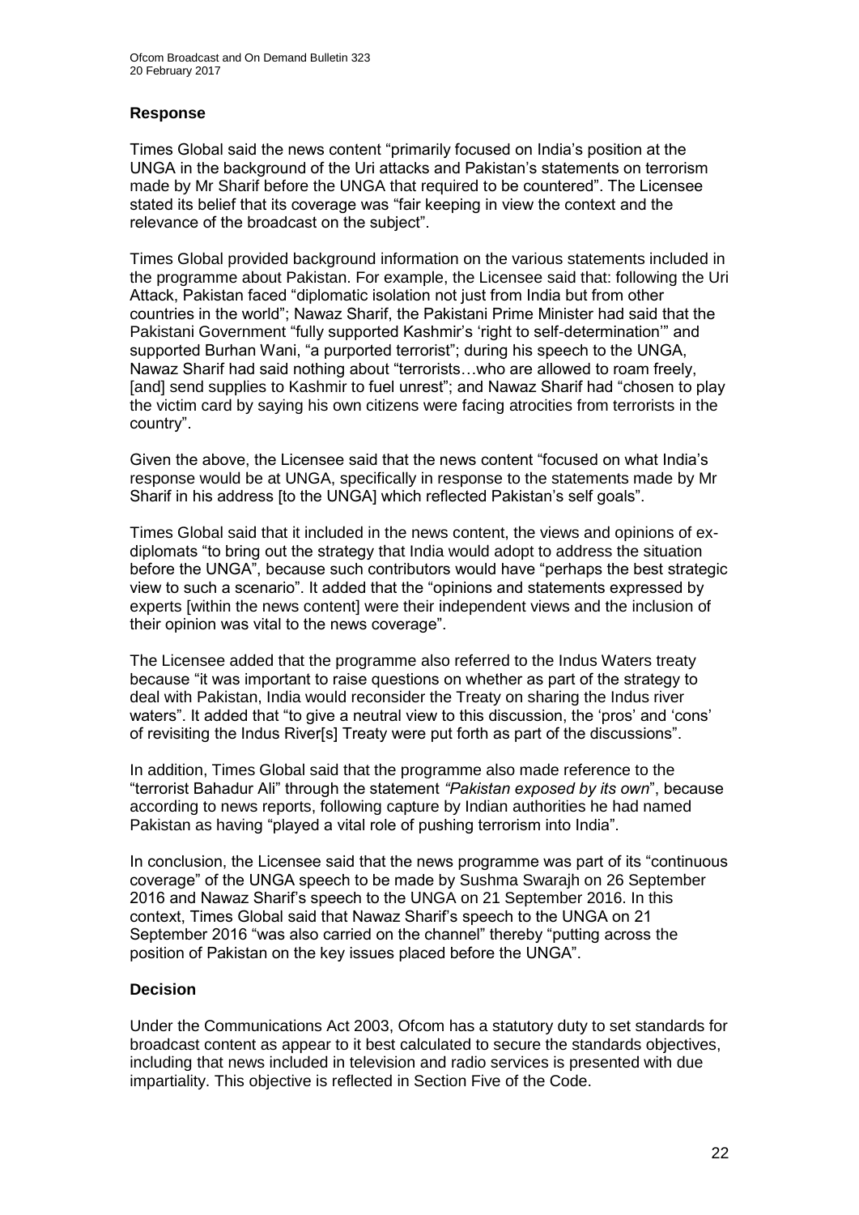### Response

Times Global said the news content "primarily focused on India's position at the UNGA in the background of the Uri attacks and Pakistan's statements on terrorism made by Mr Sharif before the UNGA that required to be countered". The Licensee stated its belief that its coverage was "fair keeping in view the context and the relevance of the broadcast on the subject".

Times Global provided background information on the various statements included in the programme about Pakistan. For example, the Licensee said that: following the Uri Attack, Pakistan faced "diplomatic isolation not just from India but from other countries in the world"; Nawaz Sharif, the Pakistani Prime Minister had said that the Pakistani Government "fully supported Kashmir's 'right to self-determination'" and supported Burhan Wani, "a purported terrorist"; during his speech to the UNGA, Nawaz Sharif had said nothing about "terrorists…who are allowed to roam freely, [and] send supplies to Kashmir to fuel unrest"; and Nawaz Sharif had "chosen to play the victim card by saying his own citizens were facing atrocities from terrorists in the country".

Given the above, the Licensee said that the news content "focused on what India's response would be at UNGA, specifically in response to the statements made by Mr Sharif in his address [to the UNGA] which reflected Pakistan's self goals".

Times Global said that it included in the news content, the views and opinions of ex-diplomats "to bring out the strategy that India would adopt to address the situation before the UNGA", because such contributors would have "perhaps the best strategic view to such a scenario". It added that the "opinions and statements expressed by experts [within the news content] were their independent views and the inclusion of their opinion was vital to the news coverage".

The Licensee added that the programme also referred to the Indus Waters treaty because "it was important to raise questions on whether as part of the strategy to deal with Pakistan, India would reconsider the Treaty on sharing the Indus river waters". It added that "to give a neutral view to this discussion, the 'pros' and 'cons' of revisiting the Indus River[s] Treaty were put forth as part of the discussions".

In addition, Times Global said that the programme also made reference to the "terrorist Bahadur Ali" through the statement *"Pakistan exposed by its own*", because according to news reports, following capture by Indian authorities he had named Pakistan as having "played a vital role of pushing terrorism into India".

In conclusion, the Licensee said that the news programme was part of its "continuous coverage" of the UNGA speech to be made by Sushma Swarajh on 26 September 2016 and Nawaz Sharif's speech to the UNGA on 21 September 2016. In this context, Times Global said that Nawaz Sharif's speech to the UNGA on 21 September 2016 "was also carried on the channel" thereby "putting across the position of Pakistan on the key issues placed before the UNGA".

### Decision

Under the Communications Act 2003, Ofcom has a statutory duty to set standards for broadcast content as appear to it best calculated to secure the standards objectives, including that news included in television and radio services is presented with due impartiality. This objective is reflected in Section Five of the Code.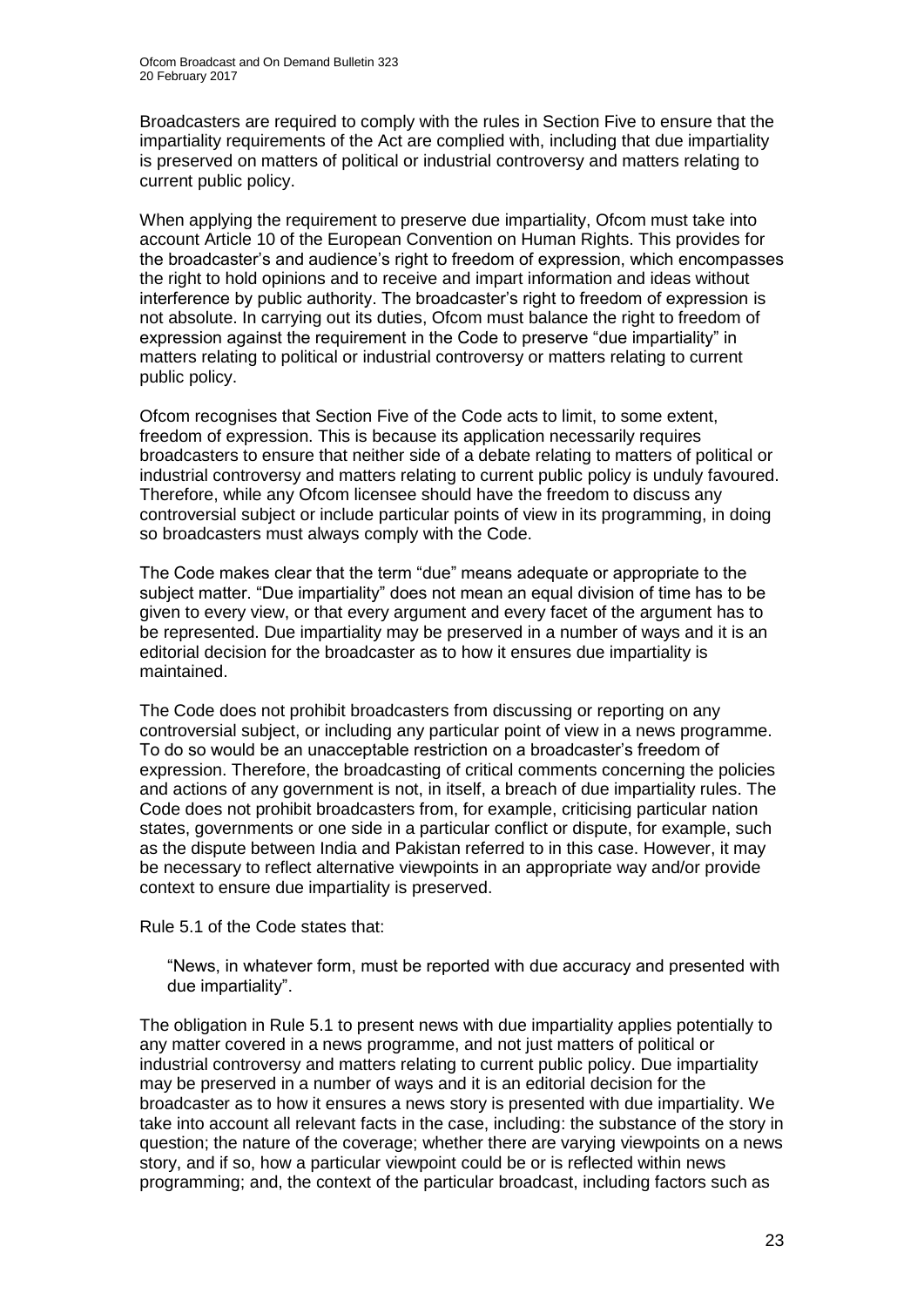Broadcasters are required to comply with the rules in Section Five to ensure that the impartiality requirements of the Act are complied with, including that due impartiality is preserved on matters of political or industrial controversy and matters relating to current public policy.

When applying the requirement to preserve due impartiality, Ofcom must take into account Article 10 of the European Convention on Human Rights. This provides for the broadcaster's and audience's right to freedom of expression, which encompasses the right to hold opinions and to receive and impart information and ideas without interference by public authority. The broadcaster's right to freedom of expression is not absolute. In carrying out its duties, Ofcom must balance the right to freedom of expression against the requirement in the Code to preserve "due impartiality" in matters relating to political or industrial controversy or matters relating to current public policy.

Ofcom recognises that Section Five of the Code acts to limit, to some extent, freedom of expression. This is because its application necessarily requires broadcasters to ensure that neither side of a debate relating to matters of political or industrial controversy and matters relating to current public policy is unduly favoured. Therefore, while any Ofcom licensee should have the freedom to discuss any controversial subject or include particular points of view in its programming, in doing so broadcasters must always comply with the Code.

The Code makes clear that the term "due" means adequate or appropriate to the subject matter. "Due impartiality" does not mean an equal division of time has to be given to every view, or that every argument and every facet of the argument has to be represented. Due impartiality may be preserved in a number of ways and it is an editorial decision for the broadcaster as to how it ensures due impartiality is maintained.

The Code does not prohibit broadcasters from discussing or reporting on any controversial subject, or including any particular point of view in a news programme. To do so would be an unacceptable restriction on a broadcaster's freedom of expression. Therefore, the broadcasting of critical comments concerning the policies and actions of any government is not, in itself, a breach of due impartiality rules. The Code does not prohibit broadcasters from, for example, criticising particular nation states, governments or one side in a particular conflict or dispute, for example, such as the dispute between India and Pakistan referred to in this case. However, it may be necessary to reflect alternative viewpoints in an appropriate way and/or provide context to ensure due impartiality is preserved.

Rule 5.1 of the Code states that:

> "News, in whatever form, must be reported with due accuracy and presented with due impartiality".

The obligation in Rule 5.1 to present news with due impartiality applies potentially to any matter covered in a news programme, and not just matters of political or industrial controversy and matters relating to current public policy. Due impartiality may be preserved in a number of ways and it is an editorial decision for the broadcaster as to how it ensures a news story is presented with due impartiality. We take into account all relevant facts in the case, including: the substance of the story in question; the nature of the coverage; whether there are varying viewpoints on a news story, and if so, how a particular viewpoint could be or is reflected within news programming; and, the context of the particular broadcast, including factors such as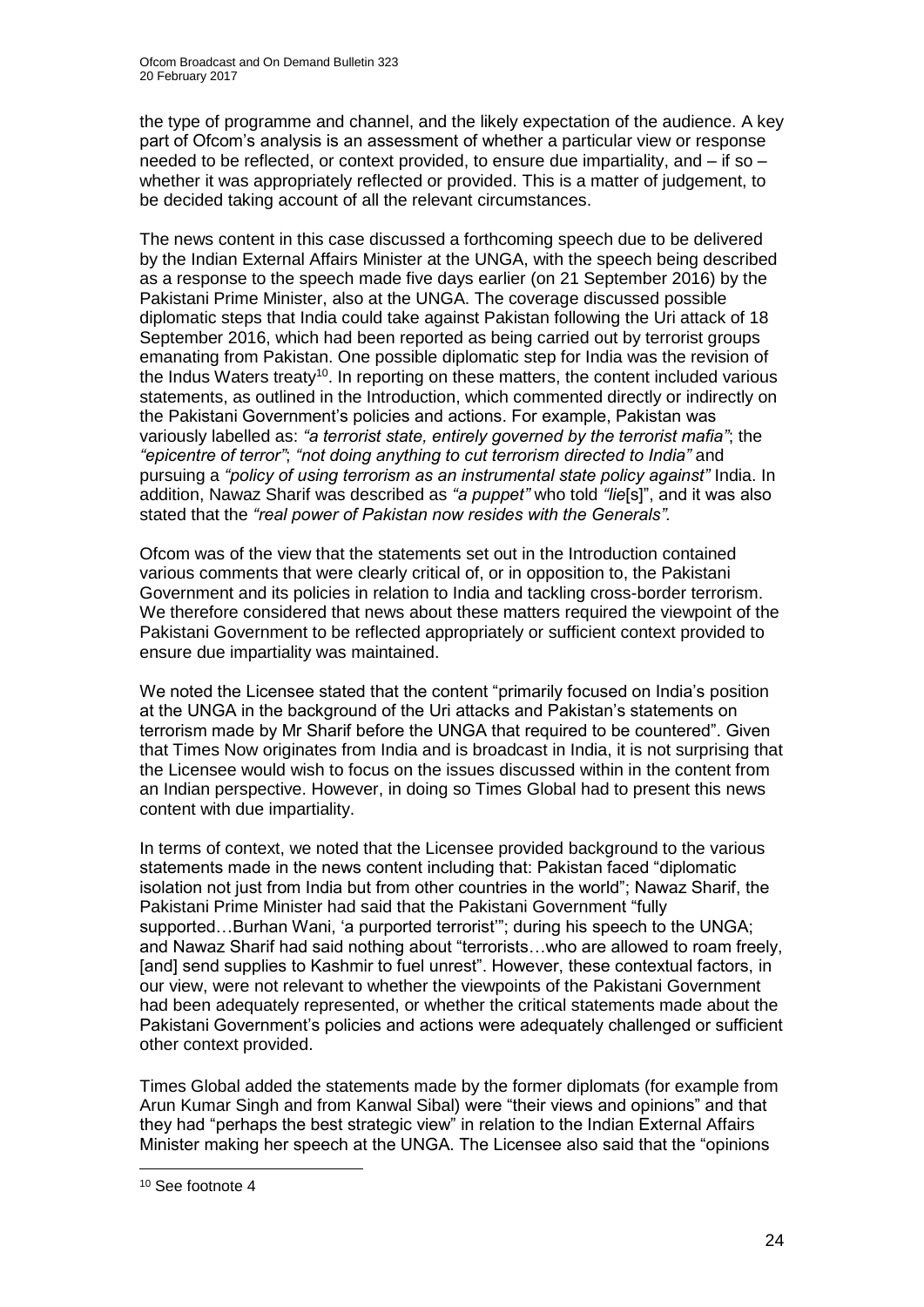the type of programme and channel, and the likely expectation of the audience. A key part of Ofcom's analysis is an assessment of whether a particular view or response needed to be reflected, or context provided, to ensure due impartiality, and – if so – whether it was appropriately reflected or provided. This is a matter of judgement, to be decided taking account of all the relevant circumstances.

The news content in this case discussed a forthcoming speech due to be delivered by the Indian External Affairs Minister at the UNGA, with the speech being described as a response to the speech made five days earlier (on 21 September 2016) by the Pakistani Prime Minister, also at the UNGA. The coverage discussed possible diplomatic steps that India could take against Pakistan following the Uri attack of 18 September 2016, which had been reported as being carried out by terrorist groups emanating from Pakistan. One possible diplomatic step for India was the revision of the Indus Waters treaty[10]. In reporting on these matters, the content included various statements, as outlined in the Introduction, which commented directly or indirectly on the Pakistani Government's policies and actions. For example, Pakistan was variously labelled as: *"a terrorist state, entirely governed by the terrorist mafia"*; the *"epicentre of terror"*; *"not doing anything to cut terrorism directed to India"* and pursuing a *"policy of using terrorism as an instrumental state policy against"* India. In addition, Nawaz Sharif was described as *"a puppet"* who told *"lie*[s]", and it was also stated that the *"real power of Pakistan now resides with the Generals"*.

Ofcom was of the view that the statements set out in the Introduction contained various comments that were clearly critical of, or in opposition to, the Pakistani Government and its policies in relation to India and tackling cross-border terrorism. We therefore considered that news about these matters required the viewpoint of the Pakistani Government to be reflected appropriately or sufficient context provided to ensure due impartiality was maintained.

We noted the Licensee stated that the content "primarily focused on India's position at the UNGA in the background of the Uri attacks and Pakistan's statements on terrorism made by Mr Sharif before the UNGA that required to be countered". Given that Times Now originates from India and is broadcast in India, it is not surprising that the Licensee would wish to focus on the issues discussed within in the content from an Indian perspective. However, in doing so Times Global had to present this news content with due impartiality.

In terms of context, we noted that the Licensee provided background to the various statements made in the news content including that: Pakistan faced "diplomatic isolation not just from India but from other countries in the world"; Nawaz Sharif, the Pakistani Prime Minister had said that the Pakistani Government "fully supported…Burhan Wani, 'a purported terrorist'"; during his speech to the UNGA; and Nawaz Sharif had said nothing about "terrorists…who are allowed to roam freely, [and] send supplies to Kashmir to fuel unrest". However, these contextual factors, in our view, were not relevant to whether the viewpoints of the Pakistani Government had been adequately represented, or whether the critical statements made about the Pakistani Government's policies and actions were adequately challenged or sufficient other context provided.

Times Global added the statements made by the former diplomats (for example from Arun Kumar Singh and from Kanwal Sibal) were "their views and opinions" and that they had "perhaps the best strategic view" in relation to the Indian External Affairs Minister making her speech at the UNGA. The Licensee also said that the "opinions

[10] See footnote 4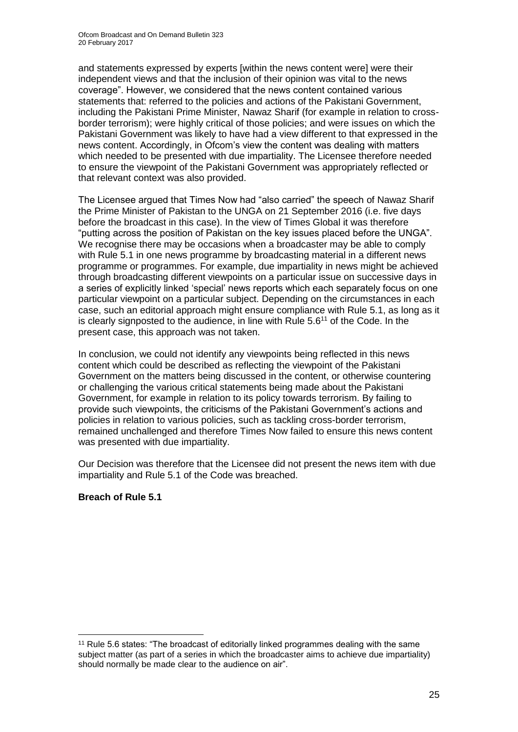and statements expressed by experts [within the news content were] were their independent views and that the inclusion of their opinion was vital to the news coverage". However, we considered that the news content contained various statements that: referred to the policies and actions of the Pakistani Government, including the Pakistani Prime Minister, Nawaz Sharif (for example in relation to cross-border terrorism); were highly critical of those policies; and were issues on which the Pakistani Government was likely to have had a view different to that expressed in the news content. Accordingly, in Ofcom's view the content was dealing with matters which needed to be presented with due impartiality. The Licensee therefore needed to ensure the viewpoint of the Pakistani Government was appropriately reflected or that relevant context was also provided.

The Licensee argued that Times Now had "also carried" the speech of Nawaz Sharif the Prime Minister of Pakistan to the UNGA on 21 September 2016 (i.e. five days before the broadcast in this case). In the view of Times Global it was therefore "putting across the position of Pakistan on the key issues placed before the UNGA". We recognise there may be occasions when a broadcaster may be able to comply with Rule 5.1 in one news programme by broadcasting material in a different news programme or programmes. For example, due impartiality in news might be achieved through broadcasting different viewpoints on a particular issue on successive days in a series of explicitly linked 'special' news reports which each separately focus on one particular viewpoint on a particular subject. Depending on the circumstances in each case, such an editorial approach might ensure compliance with Rule 5.1, as long as it is clearly signposted to the audience, in line with Rule 5.6[11] of the Code. In the present case, this approach was not taken.

In conclusion, we could not identify any viewpoints being reflected in this news content which could be described as reflecting the viewpoint of the Pakistani Government on the matters being discussed in the content, or otherwise countering or challenging the various critical statements being made about the Pakistani Government, for example in relation to its policy towards terrorism. By failing to provide such viewpoints, the criticisms of the Pakistani Government's actions and policies in relation to various policies, such as tackling cross-border terrorism, remained unchallenged and therefore Times Now failed to ensure this news content was presented with due impartiality.

Our Decision was therefore that the Licensee did not present the news item with due impartiality and Rule 5.1 of the Code was breached.

**Breach of Rule 5.1**

---

[11] Rule 5.6 states: "The broadcast of editorially linked programmes dealing with the same subject matter (as part of a series in which the broadcaster aims to achieve due impartiality) should normally be made clear to the audience on air".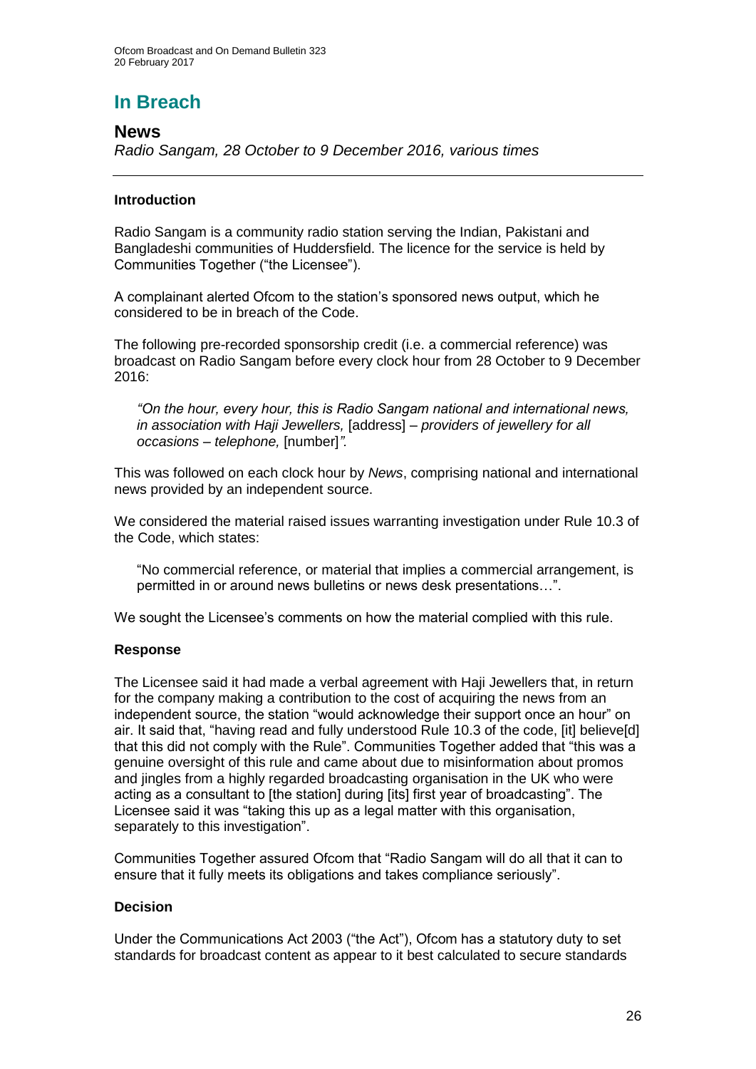# In Breach

## News

*Radio Sangam, 28 October to 9 December 2016, various times*

---

### Introduction

Radio Sangam is a community radio station serving the Indian, Pakistani and Bangladeshi communities of Huddersfield. The licence for the service is held by Communities Together ("the Licensee").

A complainant alerted Ofcom to the station's sponsored news output, which he considered to be in breach of the Code.

The following pre-recorded sponsorship credit (i.e. a commercial reference) was broadcast on Radio Sangam before every clock hour from 28 October to 9 December 2016:

> *"On the hour, every hour, this is Radio Sangam national and international news, in association with Haji Jewellers,* [address] *– providers of jewellery for all occasions – telephone,* [number]*".*

This was followed on each clock hour by *News*, comprising national and international news provided by an independent source.

We considered the material raised issues warranting investigation under Rule 10.3 of the Code, which states:

> "No commercial reference, or material that implies a commercial arrangement, is permitted in or around news bulletins or news desk presentations…".

We sought the Licensee's comments on how the material complied with this rule.

### Response

The Licensee said it had made a verbal agreement with Haji Jewellers that, in return for the company making a contribution to the cost of acquiring the news from an independent source, the station "would acknowledge their support once an hour" on air. It said that, "having read and fully understood Rule 10.3 of the code, [it] believe[d] that this did not comply with the Rule". Communities Together added that "this was a genuine oversight of this rule and came about due to misinformation about promos and jingles from a highly regarded broadcasting organisation in the UK who were acting as a consultant to [the station] during [its] first year of broadcasting". The Licensee said it was "taking this up as a legal matter with this organisation, separately to this investigation".

Communities Together assured Ofcom that "Radio Sangam will do all that it can to ensure that it fully meets its obligations and takes compliance seriously".

### Decision

Under the Communications Act 2003 ("the Act"), Ofcom has a statutory duty to set standards for broadcast content as appear to it best calculated to secure standards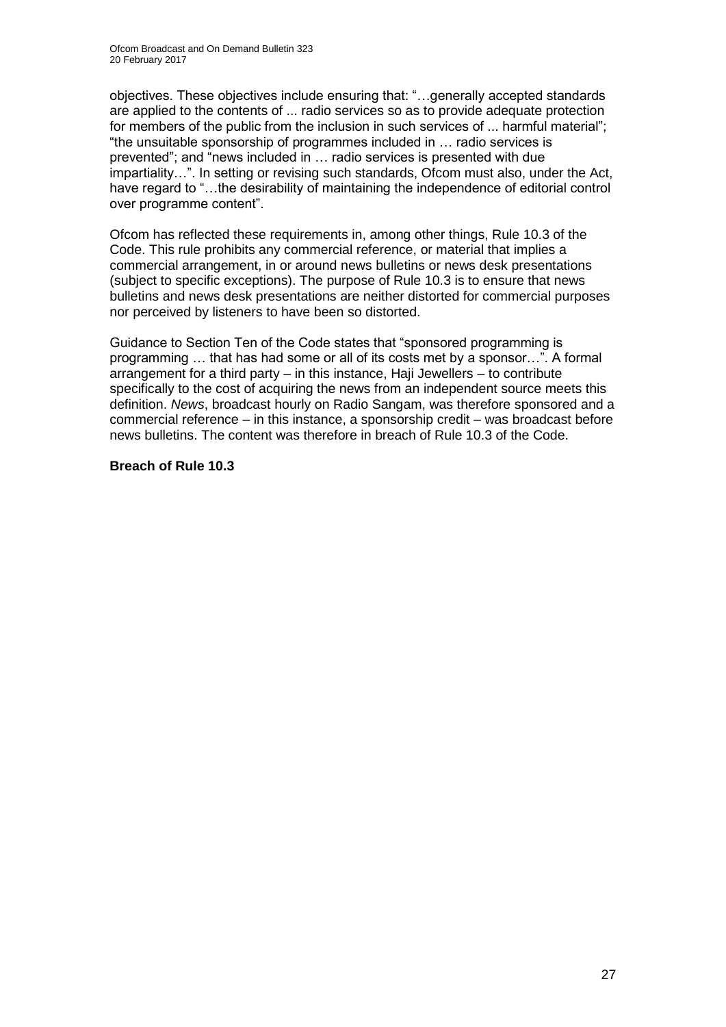objectives. These objectives include ensuring that: "…generally accepted standards are applied to the contents of ... radio services so as to provide adequate protection for members of the public from the inclusion in such services of ... harmful material"; "the unsuitable sponsorship of programmes included in … radio services is prevented"; and "news included in … radio services is presented with due impartiality…". In setting or revising such standards, Ofcom must also, under the Act, have regard to "…the desirability of maintaining the independence of editorial control over programme content".

Ofcom has reflected these requirements in, among other things, Rule 10.3 of the Code. This rule prohibits any commercial reference, or material that implies a commercial arrangement, in or around news bulletins or news desk presentations (subject to specific exceptions). The purpose of Rule 10.3 is to ensure that news bulletins and news desk presentations are neither distorted for commercial purposes nor perceived by listeners to have been so distorted.

Guidance to Section Ten of the Code states that "sponsored programming is programming … that has had some or all of its costs met by a sponsor…". A formal arrangement for a third party – in this instance, Haji Jewellers – to contribute specifically to the cost of acquiring the news from an independent source meets this definition. *News*, broadcast hourly on Radio Sangam, was therefore sponsored and a commercial reference – in this instance, a sponsorship credit – was broadcast before news bulletins. The content was therefore in breach of Rule 10.3 of the Code.

**Breach of Rule 10.3**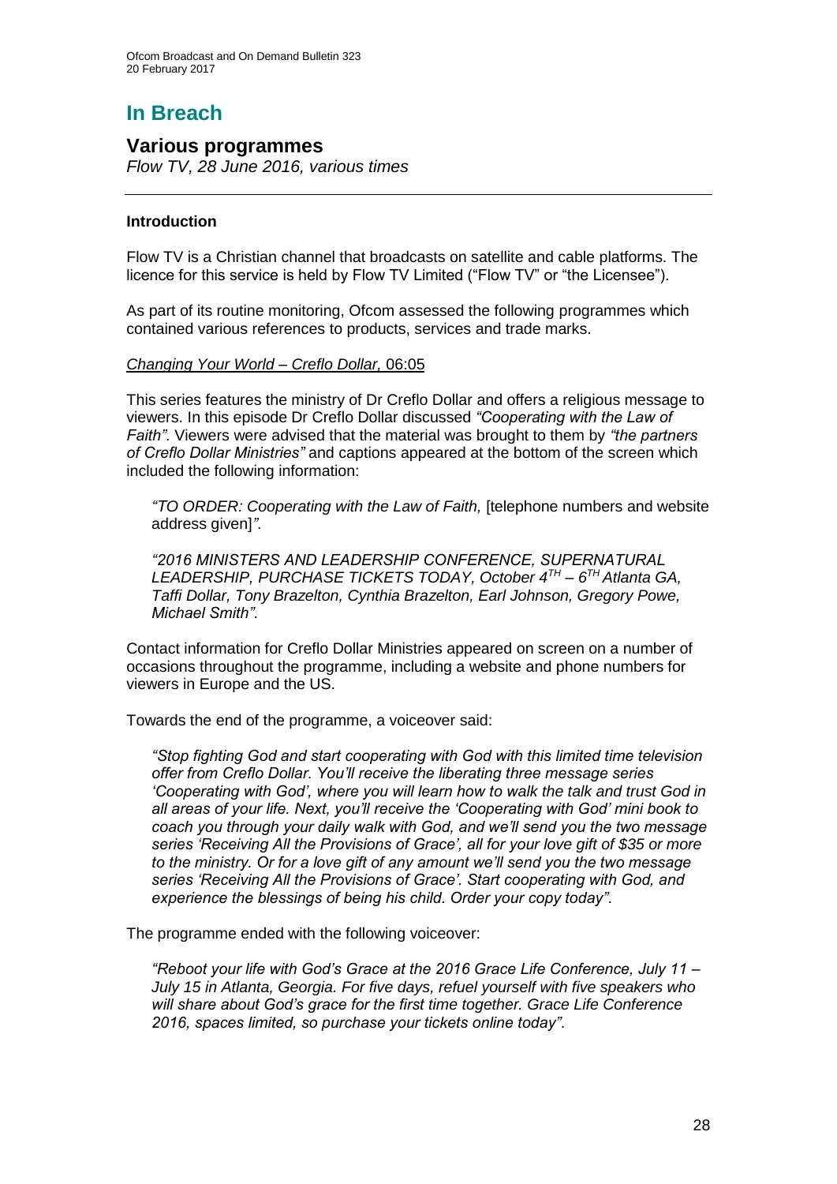# In Breach

## Various programmes

*Flow TV, 28 June 2016, various times*

### Introduction

Flow TV is a Christian channel that broadcasts on satellite and cable platforms. The licence for this service is held by Flow TV Limited ("Flow TV" or "the Licensee").

As part of its routine monitoring, Ofcom assessed the following programmes which contained various references to products, services and trade marks.

*Changing Your World – Creflo Dollar,* 06:05

This series features the ministry of Dr Creflo Dollar and offers a religious message to viewers. In this episode Dr Creflo Dollar discussed *"Cooperating with the Law of Faith"*. Viewers were advised that the material was brought to them by *"the partners of Creflo Dollar Ministries"* and captions appeared at the bottom of the screen which included the following information:

> *"TO ORDER: Cooperating with the Law of Faith,* [telephone numbers and website address given]*"*.
>
> *"2016 MINISTERS AND LEADERSHIP CONFERENCE, SUPERNATURAL LEADERSHIP, PURCHASE TICKETS TODAY, October 4TH – 6TH Atlanta GA, Taffi Dollar, Tony Brazelton, Cynthia Brazelton, Earl Johnson, Gregory Powe, Michael Smith"*.

Contact information for Creflo Dollar Ministries appeared on screen on a number of occasions throughout the programme, including a website and phone numbers for viewers in Europe and the US.

Towards the end of the programme, a voiceover said:

> *"Stop fighting God and start cooperating with God with this limited time television offer from Creflo Dollar. You'll receive the liberating three message series 'Cooperating with God', where you will learn how to walk the talk and trust God in all areas of your life. Next, you'll receive the 'Cooperating with God' mini book to coach you through your daily walk with God, and we'll send you the two message series 'Receiving All the Provisions of Grace', all for your love gift of $35 or more to the ministry. Or for a love gift of any amount we'll send you the two message series 'Receiving All the Provisions of Grace'. Start cooperating with God, and experience the blessings of being his child. Order your copy today"*.

The programme ended with the following voiceover:

> *"Reboot your life with God's Grace at the 2016 Grace Life Conference, July 11 – July 15 in Atlanta, Georgia. For five days, refuel yourself with five speakers who will share about God's grace for the first time together. Grace Life Conference 2016, spaces limited, so purchase your tickets online today"*.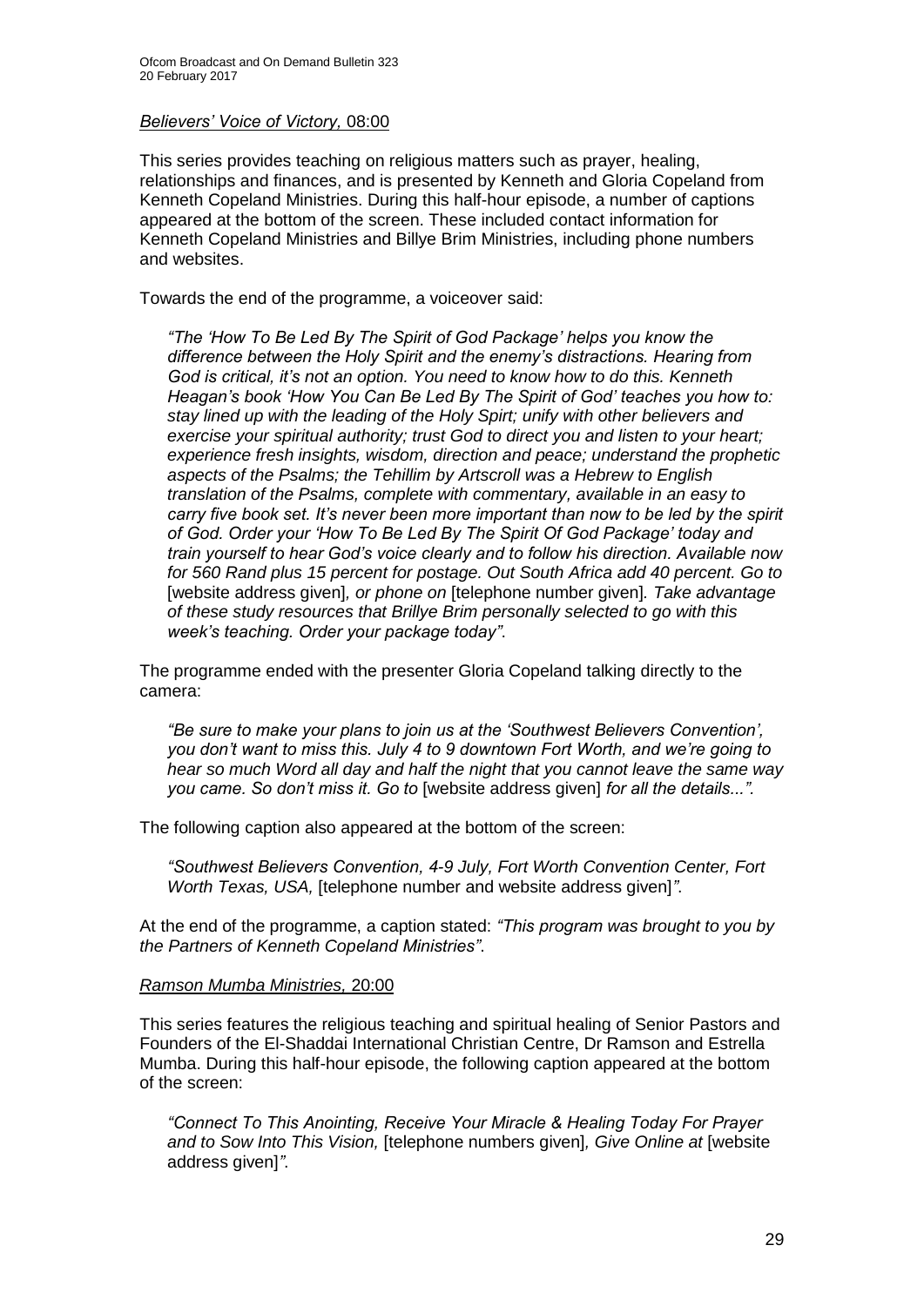*Believers' Voice of Victory,* 08:00

This series provides teaching on religious matters such as prayer, healing, relationships and finances, and is presented by Kenneth and Gloria Copeland from Kenneth Copeland Ministries. During this half-hour episode, a number of captions appeared at the bottom of the screen. These included contact information for Kenneth Copeland Ministries and Billye Brim Ministries, including phone numbers and websites.

Towards the end of the programme, a voiceover said:

> *"The 'How To Be Led By The Spirit of God Package' helps you know the difference between the Holy Spirit and the enemy's distractions. Hearing from God is critical, it's not an option. You need to know how to do this. Kenneth Heagan's book 'How You Can Be Led By The Spirit of God' teaches you how to: stay lined up with the leading of the Holy Spirt; unify with other believers and exercise your spiritual authority; trust God to direct you and listen to your heart; experience fresh insights, wisdom, direction and peace; understand the prophetic aspects of the Psalms; the Tehillim by Artscroll was a Hebrew to English translation of the Psalms, complete with commentary, available in an easy to carry five book set. It's never been more important than now to be led by the spirit of God. Order your 'How To Be Led By The Spirit Of God Package' today and train yourself to hear God's voice clearly and to follow his direction. Available now for 560 Rand plus 15 percent for postage. Out South Africa add 40 percent. Go to* [website address given]*, or phone on* [telephone number given]*. Take advantage of these study resources that Brillye Brim personally selected to go with this week's teaching. Order your package today"*.

The programme ended with the presenter Gloria Copeland talking directly to the camera:

> *"Be sure to make your plans to join us at the 'Southwest Believers Convention', you don't want to miss this. July 4 to 9 downtown Fort Worth, and we're going to hear so much Word all day and half the night that you cannot leave the same way you came. So don't miss it. Go to* [website address given] *for all the details..."*.

The following caption also appeared at the bottom of the screen:

> *"Southwest Believers Convention, 4-9 July, Fort Worth Convention Center, Fort Worth Texas, USA,* [telephone number and website address given]*"*.

At the end of the programme, a caption stated: *"This program was brought to you by the Partners of Kenneth Copeland Ministries"*.

*Ramson Mumba Ministries,* 20:00

This series features the religious teaching and spiritual healing of Senior Pastors and Founders of the El-Shaddai International Christian Centre, Dr Ramson and Estrella Mumba. During this half-hour episode, the following caption appeared at the bottom of the screen:

> *"Connect To This Anointing, Receive Your Miracle & Healing Today For Prayer and to Sow Into This Vision,* [telephone numbers given]*, Give Online at* [website address given]*"*.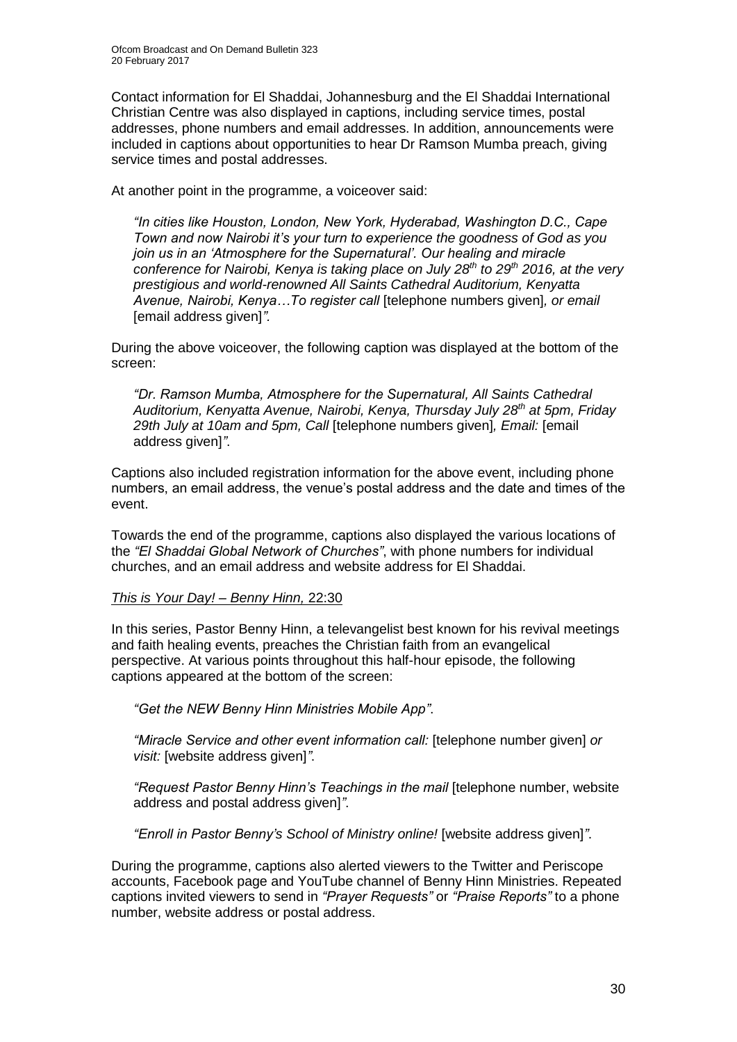Contact information for El Shaddai, Johannesburg and the El Shaddai International Christian Centre was also displayed in captions, including service times, postal addresses, phone numbers and email addresses. In addition, announcements were included in captions about opportunities to hear Dr Ramson Mumba preach, giving service times and postal addresses.

At another point in the programme, a voiceover said:

> *"In cities like Houston, London, New York, Hyderabad, Washington D.C., Cape Town and now Nairobi it's your turn to experience the goodness of God as you join us in an 'Atmosphere for the Supernatural'. Our healing and miracle conference for Nairobi, Kenya is taking place on July 28th to 29th 2016, at the very prestigious and world-renowned All Saints Cathedral Auditorium, Kenyatta Avenue, Nairobi, Kenya…To register call* [telephone numbers given]*, or email* [email address given]*".*

During the above voiceover, the following caption was displayed at the bottom of the screen:

> *"Dr. Ramson Mumba, Atmosphere for the Supernatural, All Saints Cathedral Auditorium, Kenyatta Avenue, Nairobi, Kenya, Thursday July 28th at 5pm, Friday 29th July at 10am and 5pm, Call* [telephone numbers given]*, Email:* [email address given]*".*

Captions also included registration information for the above event, including phone numbers, an email address, the venue's postal address and the date and times of the event.

Towards the end of the programme, captions also displayed the various locations of the *"El Shaddai Global Network of Churches"*, with phone numbers for individual churches, and an email address and website address for El Shaddai.

*This is Your Day! – Benny Hinn,* 22:30

In this series, Pastor Benny Hinn, a televangelist best known for his revival meetings and faith healing events, preaches the Christian faith from an evangelical perspective. At various points throughout this half-hour episode, the following captions appeared at the bottom of the screen:

> *"Get the NEW Benny Hinn Ministries Mobile App".*
>
> *"Miracle Service and other event information call:* [telephone number given] *or visit:* [website address given]*".*
>
> *"Request Pastor Benny Hinn's Teachings in the mail* [telephone number, website address and postal address given]*".*
>
> *"Enroll in Pastor Benny's School of Ministry online!* [website address given]*".*

During the programme, captions also alerted viewers to the Twitter and Periscope accounts, Facebook page and YouTube channel of Benny Hinn Ministries. Repeated captions invited viewers to send in *"Prayer Requests"* or *"Praise Reports"* to a phone number, website address or postal address.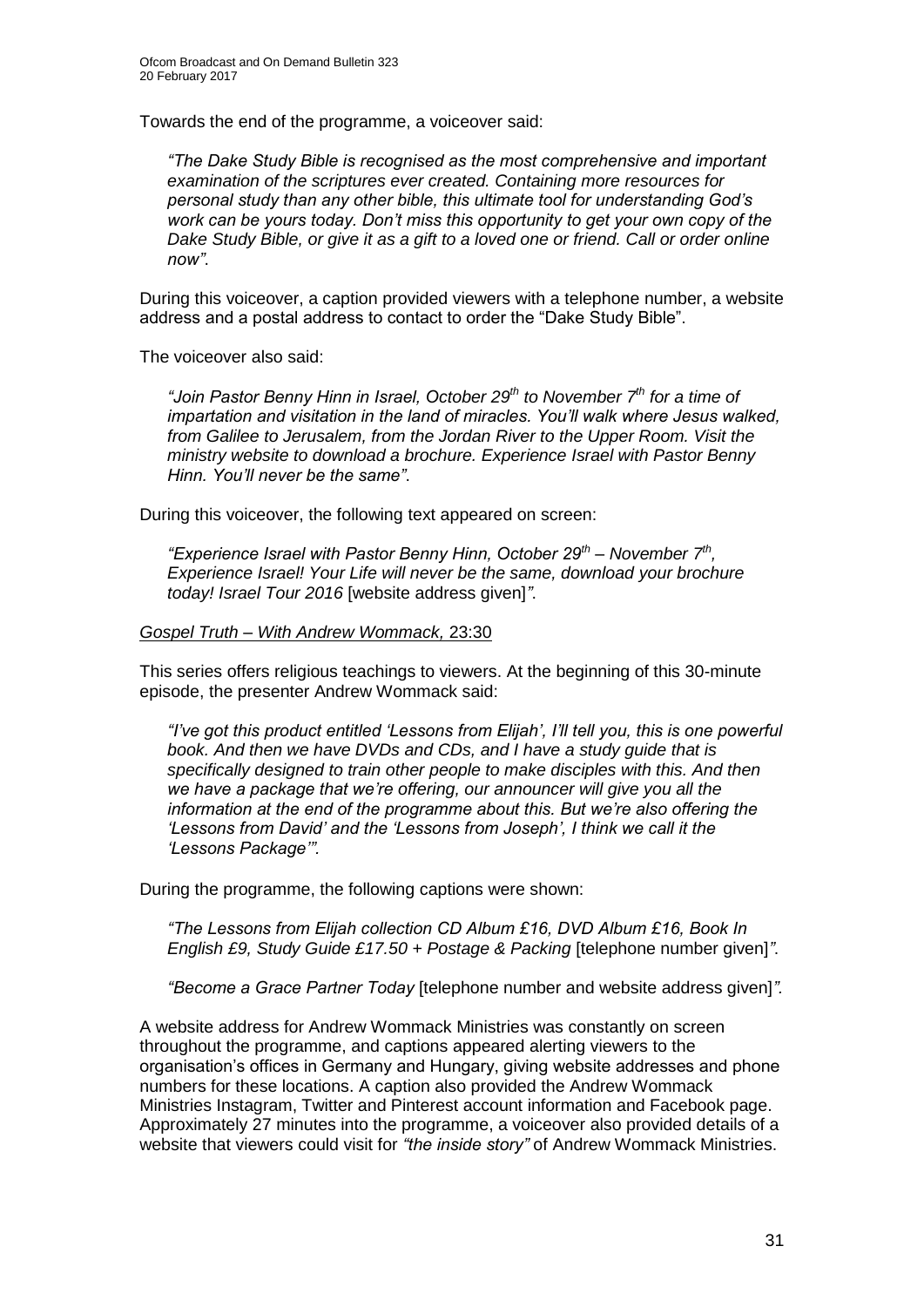Towards the end of the programme, a voiceover said:

> *"The Dake Study Bible is recognised as the most comprehensive and important examination of the scriptures ever created. Containing more resources for personal study than any other bible, this ultimate tool for understanding God's work can be yours today. Don't miss this opportunity to get your own copy of the Dake Study Bible, or give it as a gift to a loved one or friend. Call or order online now".*

During this voiceover, a caption provided viewers with a telephone number, a website address and a postal address to contact to order the "Dake Study Bible".

The voiceover also said:

> *"Join Pastor Benny Hinn in Israel, October 29th to November 7th for a time of impartation and visitation in the land of miracles. You'll walk where Jesus walked, from Galilee to Jerusalem, from the Jordan River to the Upper Room. Visit the ministry website to download a brochure. Experience Israel with Pastor Benny Hinn. You'll never be the same".*

During this voiceover, the following text appeared on screen:

> *"Experience Israel with Pastor Benny Hinn, October 29th – November 7th, Experience Israel! Your Life will never be the same, download your brochure today! Israel Tour 2016* [website address given]*".*

<u>*Gospel Truth – With Andrew Wommack,* 23:30</u>

This series offers religious teachings to viewers. At the beginning of this 30-minute episode, the presenter Andrew Wommack said:

> *"I've got this product entitled 'Lessons from Elijah', I'll tell you, this is one powerful book. And then we have DVDs and CDs, and I have a study guide that is specifically designed to train other people to make disciples with this. And then we have a package that we're offering, our announcer will give you all the information at the end of the programme about this. But we're also offering the 'Lessons from David' and the 'Lessons from Joseph', I think we call it the 'Lessons Package'".*

During the programme, the following captions were shown:

> *"The Lessons from Elijah collection CD Album £16, DVD Album £16, Book In English £9, Study Guide £17.50 + Postage & Packing* [telephone number given]*".*
>
> *"Become a Grace Partner Today* [telephone number and website address given]*".*

A website address for Andrew Wommack Ministries was constantly on screen throughout the programme, and captions appeared alerting viewers to the organisation's offices in Germany and Hungary, giving website addresses and phone numbers for these locations. A caption also provided the Andrew Wommack Ministries Instagram, Twitter and Pinterest account information and Facebook page. Approximately 27 minutes into the programme, a voiceover also provided details of a website that viewers could visit for *"the inside story"* of Andrew Wommack Ministries.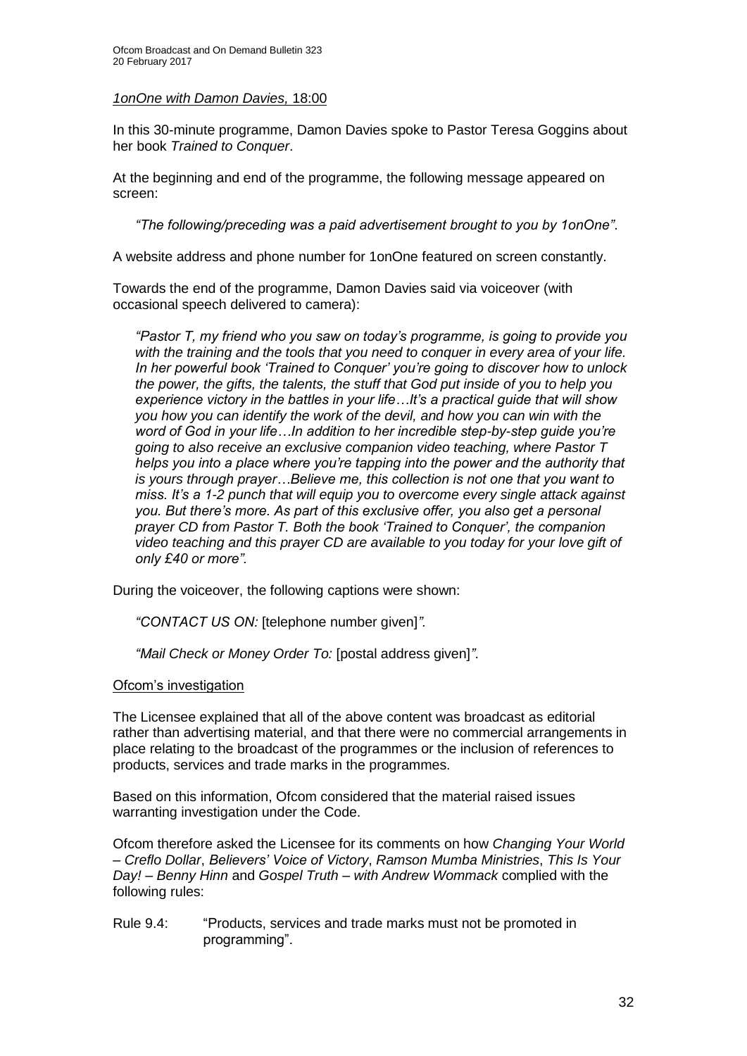*1onOne with Damon Davies,* 18:00

In this 30-minute programme, Damon Davies spoke to Pastor Teresa Goggins about her book *Trained to Conquer*.

At the beginning and end of the programme, the following message appeared on screen:

> *"The following/preceding was a paid advertisement brought to you by 1onOne"*.

A website address and phone number for 1onOne featured on screen constantly.

Towards the end of the programme, Damon Davies said via voiceover (with occasional speech delivered to camera):

> *"Pastor T, my friend who you saw on today's programme, is going to provide you with the training and the tools that you need to conquer in every area of your life. In her powerful book 'Trained to Conquer' you're going to discover how to unlock the power, the gifts, the talents, the stuff that God put inside of you to help you experience victory in the battles in your life…It's a practical guide that will show you how you can identify the work of the devil, and how you can win with the word of God in your life…In addition to her incredible step-by-step guide you're going to also receive an exclusive companion video teaching, where Pastor T helps you into a place where you're tapping into the power and the authority that is yours through prayer…Believe me, this collection is not one that you want to miss. It's a 1-2 punch that will equip you to overcome every single attack against you. But there's more. As part of this exclusive offer, you also get a personal prayer CD from Pastor T. Both the book 'Trained to Conquer', the companion video teaching and this prayer CD are available to you today for your love gift of only £40 or more".*

During the voiceover, the following captions were shown:

> *"CONTACT US ON:* [telephone number given]*".*
>
> *"Mail Check or Money Order To:* [postal address given]*".*

<u>Ofcom's investigation</u>

The Licensee explained that all of the above content was broadcast as editorial rather than advertising material, and that there were no commercial arrangements in place relating to the broadcast of the programmes or the inclusion of references to products, services and trade marks in the programmes.

Based on this information, Ofcom considered that the material raised issues warranting investigation under the Code.

Ofcom therefore asked the Licensee for its comments on how *Changing Your World – Creflo Dollar*, *Believers' Voice of Victory*, *Ramson Mumba Ministries*, *This Is Your Day! – Benny Hinn* and *Gospel Truth – with Andrew Wommack* complied with the following rules:

Rule 9.4: "Products, services and trade marks must not be promoted in programming".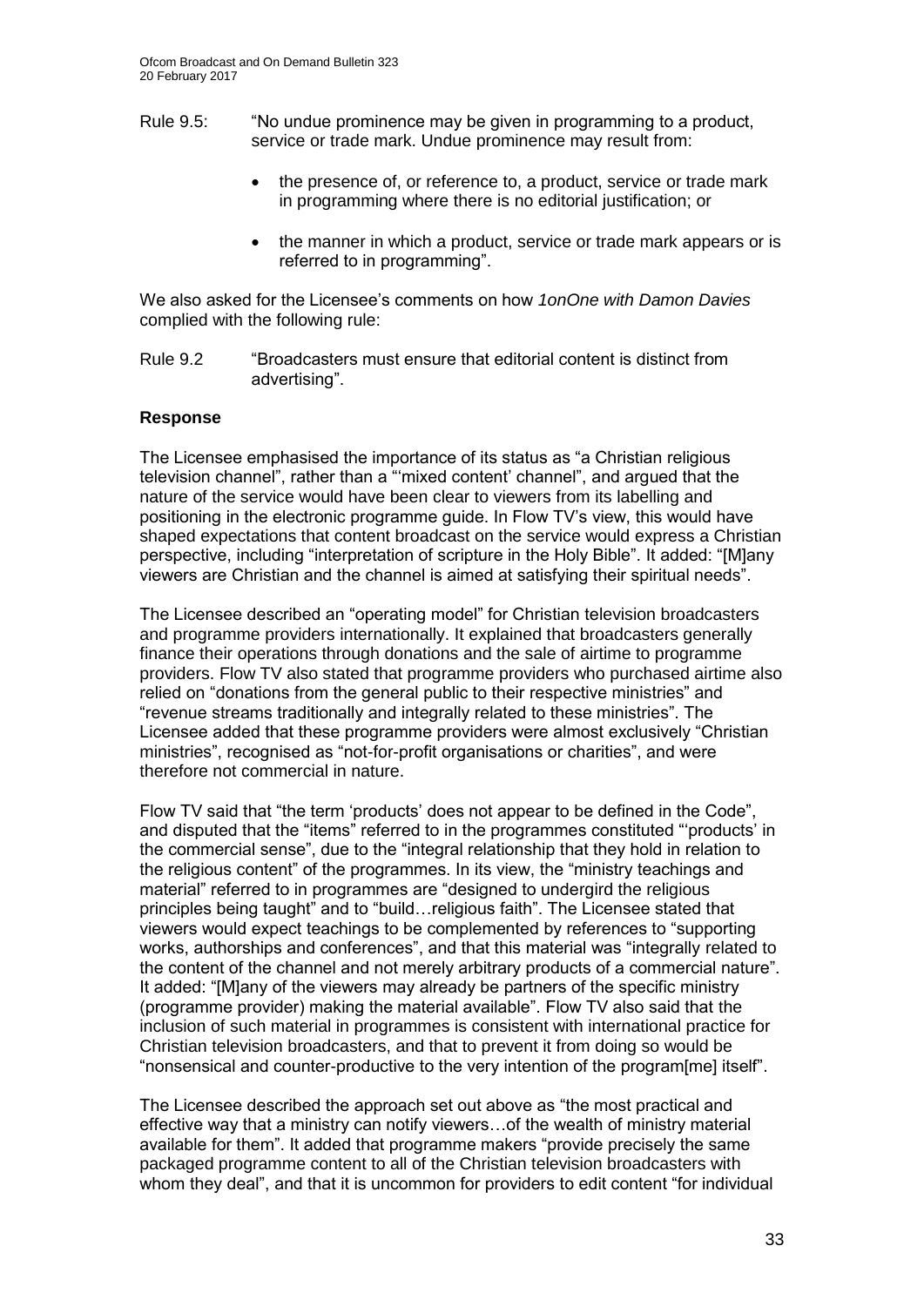Rule 9.5: "No undue prominence may be given in programming to a product, service or trade mark. Undue prominence may result from:

- the presence of, or reference to, a product, service or trade mark in programming where there is no editorial justification; or
- the manner in which a product, service or trade mark appears or is referred to in programming".

We also asked for the Licensee's comments on how *1onOne with Damon Davies* complied with the following rule:

Rule 9.2 "Broadcasters must ensure that editorial content is distinct from advertising".

**Response**

The Licensee emphasised the importance of its status as "a Christian religious television channel", rather than a "'mixed content' channel", and argued that the nature of the service would have been clear to viewers from its labelling and positioning in the electronic programme guide. In Flow TV's view, this would have shaped expectations that content broadcast on the service would express a Christian perspective, including "interpretation of scripture in the Holy Bible". It added: "[M]any viewers are Christian and the channel is aimed at satisfying their spiritual needs".

The Licensee described an "operating model" for Christian television broadcasters and programme providers internationally. It explained that broadcasters generally finance their operations through donations and the sale of airtime to programme providers. Flow TV also stated that programme providers who purchased airtime also relied on "donations from the general public to their respective ministries" and "revenue streams traditionally and integrally related to these ministries". The Licensee added that these programme providers were almost exclusively "Christian ministries", recognised as "not-for-profit organisations or charities", and were therefore not commercial in nature.

Flow TV said that "the term 'products' does not appear to be defined in the Code", and disputed that the "items" referred to in the programmes constituted "'products' in the commercial sense", due to the "integral relationship that they hold in relation to the religious content" of the programmes. In its view, the "ministry teachings and material" referred to in programmes are "designed to undergird the religious principles being taught" and to "build…religious faith". The Licensee stated that viewers would expect teachings to be complemented by references to "supporting works, authorships and conferences", and that this material was "integrally related to the content of the channel and not merely arbitrary products of a commercial nature". It added: "[M]any of the viewers may already be partners of the specific ministry (programme provider) making the material available". Flow TV also said that the inclusion of such material in programmes is consistent with international practice for Christian television broadcasters, and that to prevent it from doing so would be "nonsensical and counter-productive to the very intention of the program[me] itself".

The Licensee described the approach set out above as "the most practical and effective way that a ministry can notify viewers…of the wealth of ministry material available for them". It added that programme makers "provide precisely the same packaged programme content to all of the Christian television broadcasters with whom they deal", and that it is uncommon for providers to edit content "for individual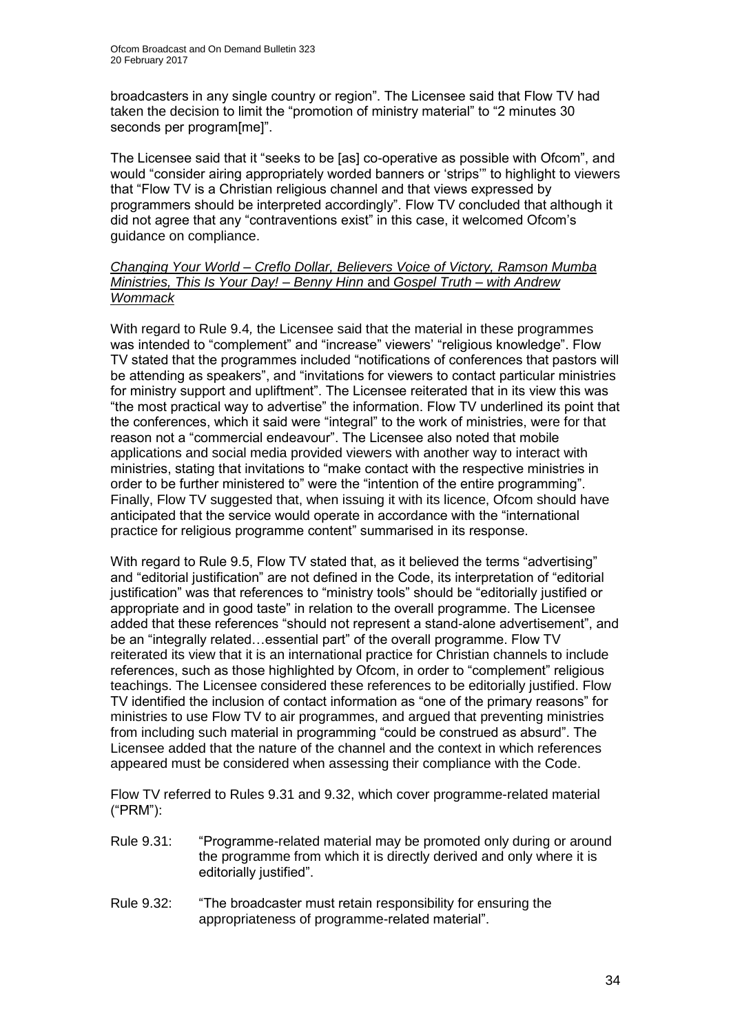broadcasters in any single country or region". The Licensee said that Flow TV had taken the decision to limit the "promotion of ministry material" to "2 minutes 30 seconds per program[me]".

The Licensee said that it "seeks to be [as] co-operative as possible with Ofcom", and would "consider airing appropriately worded banners or 'strips'" to highlight to viewers that "Flow TV is a Christian religious channel and that views expressed by programmers should be interpreted accordingly". Flow TV concluded that although it did not agree that any "contraventions exist" in this case, it welcomed Ofcom's guidance on compliance.

<u>*Changing Your World – Creflo Dollar, Believers Voice of Victory, Ramson Mumba Ministries, This Is Your Day! – Benny Hinn* and *Gospel Truth – with Andrew Wommack*</u>

With regard to Rule 9.4*,* the Licensee said that the material in these programmes was intended to "complement" and "increase" viewers' "religious knowledge". Flow TV stated that the programmes included "notifications of conferences that pastors will be attending as speakers", and "invitations for viewers to contact particular ministries for ministry support and upliftment". The Licensee reiterated that in its view this was "the most practical way to advertise" the information. Flow TV underlined its point that the conferences, which it said were "integral" to the work of ministries, were for that reason not a "commercial endeavour". The Licensee also noted that mobile applications and social media provided viewers with another way to interact with ministries, stating that invitations to "make contact with the respective ministries in order to be further ministered to" were the "intention of the entire programming". Finally, Flow TV suggested that, when issuing it with its licence, Ofcom should have anticipated that the service would operate in accordance with the "international practice for religious programme content" summarised in its response.

With regard to Rule 9.5, Flow TV stated that, as it believed the terms "advertising" and "editorial justification" are not defined in the Code, its interpretation of "editorial justification" was that references to "ministry tools" should be "editorially justified or appropriate and in good taste" in relation to the overall programme. The Licensee added that these references "should not represent a stand-alone advertisement", and be an "integrally related…essential part" of the overall programme. Flow TV reiterated its view that it is an international practice for Christian channels to include references, such as those highlighted by Ofcom, in order to "complement" religious teachings. The Licensee considered these references to be editorially justified. Flow TV identified the inclusion of contact information as "one of the primary reasons" for ministries to use Flow TV to air programmes, and argued that preventing ministries from including such material in programming "could be construed as absurd". The Licensee added that the nature of the channel and the context in which references appeared must be considered when assessing their compliance with the Code.

Flow TV referred to Rules 9.31 and 9.32, which cover programme-related material ("PRM"):

Rule 9.31: "Programme-related material may be promoted only during or around the programme from which it is directly derived and only where it is editorially justified".

Rule 9.32: "The broadcaster must retain responsibility for ensuring the appropriateness of programme-related material".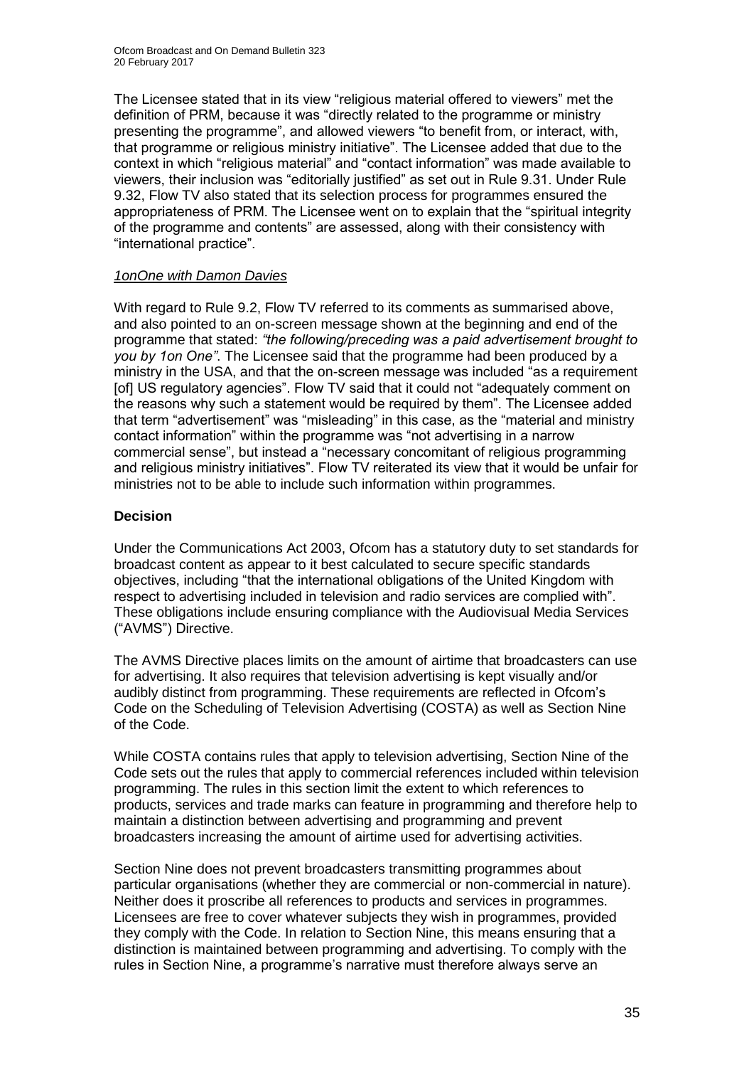The Licensee stated that in its view "religious material offered to viewers" met the definition of PRM, because it was "directly related to the programme or ministry presenting the programme", and allowed viewers "to benefit from, or interact, with, that programme or religious ministry initiative". The Licensee added that due to the context in which "religious material" and "contact information" was made available to viewers, their inclusion was "editorially justified" as set out in Rule 9.31. Under Rule 9.32, Flow TV also stated that its selection process for programmes ensured the appropriateness of PRM. The Licensee went on to explain that the "spiritual integrity of the programme and contents" are assessed, along with their consistency with "international practice".

*1onOne with Damon Davies*

With regard to Rule 9.2, Flow TV referred to its comments as summarised above, and also pointed to an on-screen message shown at the beginning and end of the programme that stated: *"the following/preceding was a paid advertisement brought to you by 1on One"*. The Licensee said that the programme had been produced by a ministry in the USA, and that the on-screen message was included "as a requirement [of] US regulatory agencies". Flow TV said that it could not "adequately comment on the reasons why such a statement would be required by them". The Licensee added that term "advertisement" was "misleading" in this case, as the "material and ministry contact information" within the programme was "not advertising in a narrow commercial sense", but instead a "necessary concomitant of religious programming and religious ministry initiatives". Flow TV reiterated its view that it would be unfair for ministries not to be able to include such information within programmes.

**Decision**

Under the Communications Act 2003, Ofcom has a statutory duty to set standards for broadcast content as appear to it best calculated to secure specific standards objectives, including "that the international obligations of the United Kingdom with respect to advertising included in television and radio services are complied with". These obligations include ensuring compliance with the Audiovisual Media Services ("AVMS") Directive.

The AVMS Directive places limits on the amount of airtime that broadcasters can use for advertising. It also requires that television advertising is kept visually and/or audibly distinct from programming. These requirements are reflected in Ofcom's Code on the Scheduling of Television Advertising (COSTA) as well as Section Nine of the Code.

While COSTA contains rules that apply to television advertising, Section Nine of the Code sets out the rules that apply to commercial references included within television programming. The rules in this section limit the extent to which references to products, services and trade marks can feature in programming and therefore help to maintain a distinction between advertising and programming and prevent broadcasters increasing the amount of airtime used for advertising activities.

Section Nine does not prevent broadcasters transmitting programmes about particular organisations (whether they are commercial or non-commercial in nature). Neither does it proscribe all references to products and services in programmes. Licensees are free to cover whatever subjects they wish in programmes, provided they comply with the Code. In relation to Section Nine, this means ensuring that a distinction is maintained between programming and advertising. To comply with the rules in Section Nine, a programme's narrative must therefore always serve an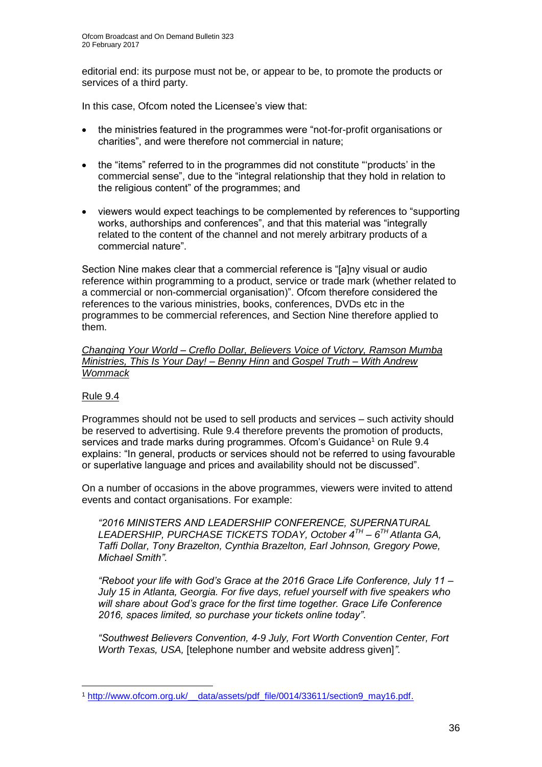editorial end: its purpose must not be, or appear to be, to promote the products or services of a third party.

In this case, Ofcom noted the Licensee's view that:

- the ministries featured in the programmes were "not-for-profit organisations or charities", and were therefore not commercial in nature;
- the "items" referred to in the programmes did not constitute "'products' in the commercial sense", due to the "integral relationship that they hold in relation to the religious content" of the programmes; and
- viewers would expect teachings to be complemented by references to "supporting works, authorships and conferences", and that this material was "integrally related to the content of the channel and not merely arbitrary products of a commercial nature".

Section Nine makes clear that a commercial reference is "[a]ny visual or audio reference within programming to a product, service or trade mark (whether related to a commercial or non-commercial organisation)". Ofcom therefore considered the references to the various ministries, books, conferences, DVDs etc in the programmes to be commercial references, and Section Nine therefore applied to them.

*Changing Your World – Creflo Dollar, Believers Voice of Victory, Ramson Mumba Ministries, This Is Your Day! – Benny Hinn* and *Gospel Truth – With Andrew Wommack*

Rule 9.4

Programmes should not be used to sell products and services – such activity should be reserved to advertising. Rule 9.4 therefore prevents the promotion of products, services and trade marks during programmes. Ofcom's Guidance[1] on Rule 9.4 explains: "In general, products or services should not be referred to using favourable or superlative language and prices and availability should not be discussed".

On a number of occasions in the above programmes, viewers were invited to attend events and contact organisations. For example:

> *"2016 MINISTERS AND LEADERSHIP CONFERENCE, SUPERNATURAL LEADERSHIP, PURCHASE TICKETS TODAY, October 4TH – 6TH Atlanta GA, Taffi Dollar, Tony Brazelton, Cynthia Brazelton, Earl Johnson, Gregory Powe, Michael Smith"*.
>
> *"Reboot your life with God's Grace at the 2016 Grace Life Conference, July 11 – July 15 in Atlanta, Georgia. For five days, refuel yourself with five speakers who will share about God's grace for the first time together. Grace Life Conference 2016, spaces limited, so purchase your tickets online today"*.
>
> *"Southwest Believers Convention, 4-9 July, Fort Worth Convention Center, Fort Worth Texas, USA,* [telephone number and website address given]*"*.

[1] http://www.ofcom.org.uk/__data/assets/pdf_file/0014/33611/section9_may16.pdf.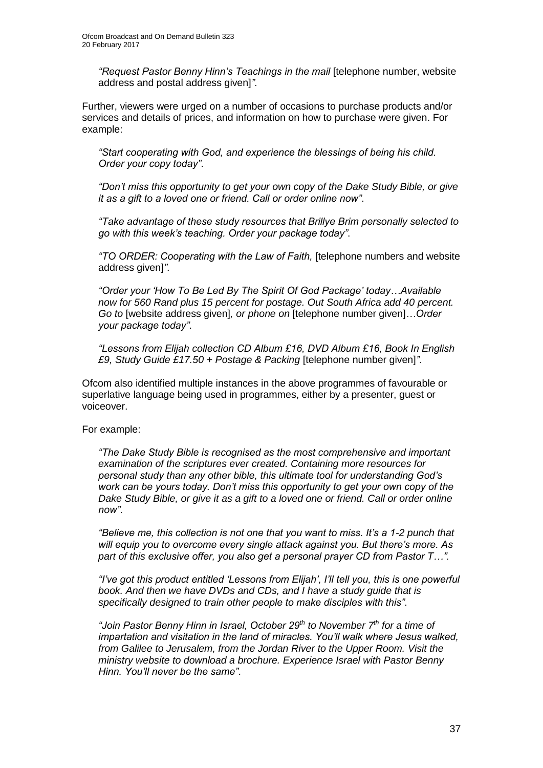*"Request Pastor Benny Hinn's Teachings in the mail* [telephone number, website address and postal address given]*"*.

Further, viewers were urged on a number of occasions to purchase products and/or services and details of prices, and information on how to purchase were given. For example:

*"Start cooperating with God, and experience the blessings of being his child. Order your copy today"*.

*"Don't miss this opportunity to get your own copy of the Dake Study Bible, or give it as a gift to a loved one or friend. Call or order online now"*.

*"Take advantage of these study resources that Brillye Brim personally selected to go with this week's teaching. Order your package today"*.

*"TO ORDER: Cooperating with the Law of Faith,* [telephone numbers and website address given]*"*.

*"Order your 'How To Be Led By The Spirit Of God Package' today…Available now for 560 Rand plus 15 percent for postage. Out South Africa add 40 percent. Go to* [website address given]*, or phone on* [telephone number given]*…Order your package today"*.

*"Lessons from Elijah collection CD Album £16, DVD Album £16, Book In English £9, Study Guide £17.50 + Postage & Packing* [telephone number given]*"*.

Ofcom also identified multiple instances in the above programmes of favourable or superlative language being used in programmes, either by a presenter, guest or voiceover.

For example:

*"The Dake Study Bible is recognised as the most comprehensive and important examination of the scriptures ever created. Containing more resources for personal study than any other bible, this ultimate tool for understanding God's work can be yours today. Don't miss this opportunity to get your own copy of the Dake Study Bible, or give it as a gift to a loved one or friend. Call or order online now"*.

*"Believe me, this collection is not one that you want to miss. It's a 1-2 punch that will equip you to overcome every single attack against you. But there's more. As part of this exclusive offer, you also get a personal prayer CD from Pastor T…"*.

*"I've got this product entitled 'Lessons from Elijah', I'll tell you, this is one powerful book. And then we have DVDs and CDs, and I have a study guide that is specifically designed to train other people to make disciples with this"*.

*"Join Pastor Benny Hinn in Israel, October 29th to November 7th for a time of impartation and visitation in the land of miracles. You'll walk where Jesus walked, from Galilee to Jerusalem, from the Jordan River to the Upper Room. Visit the ministry website to download a brochure. Experience Israel with Pastor Benny Hinn. You'll never be the same"*.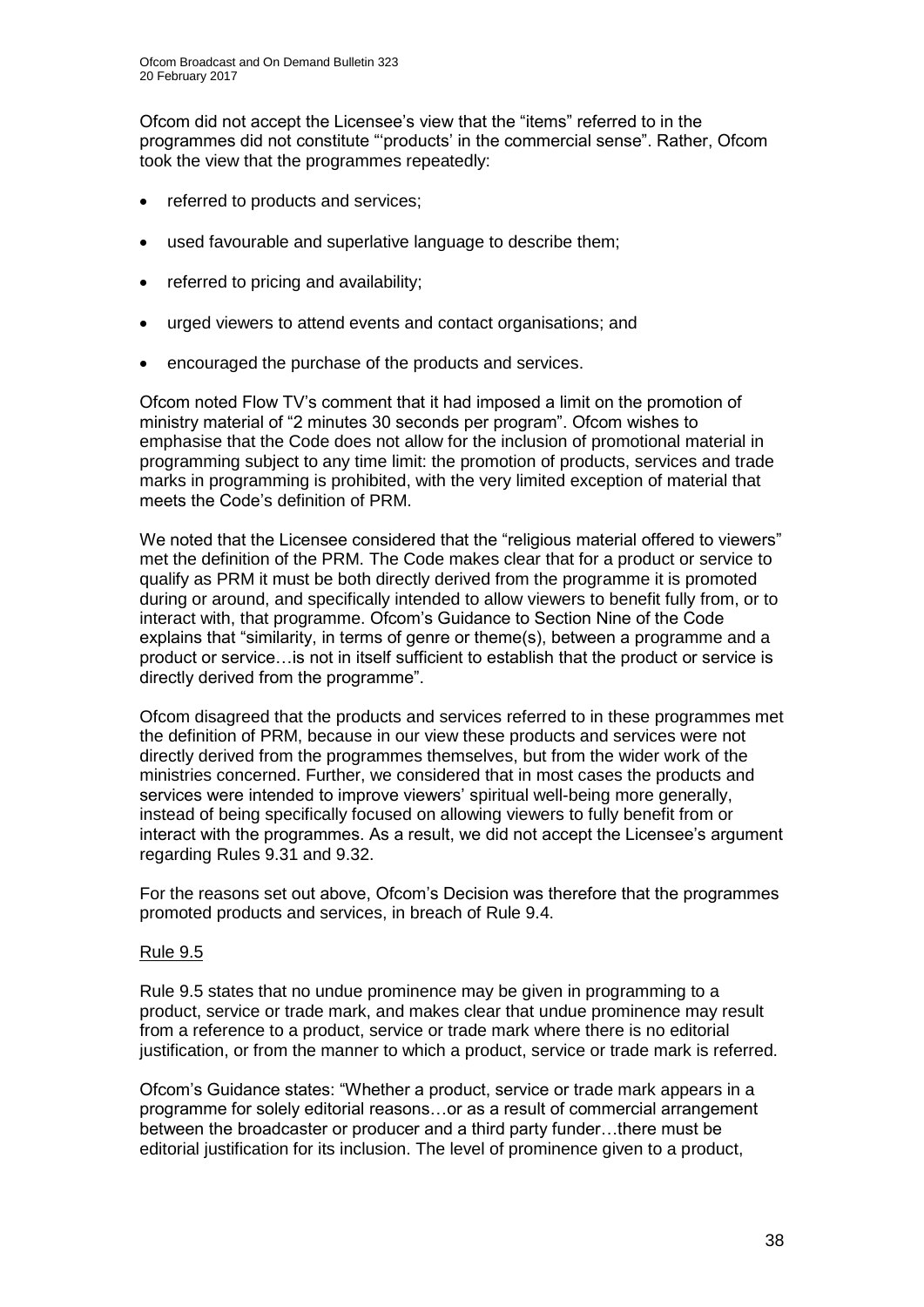Ofcom did not accept the Licensee's view that the "items" referred to in the programmes did not constitute "'products' in the commercial sense". Rather, Ofcom took the view that the programmes repeatedly:

- referred to products and services;
- used favourable and superlative language to describe them;
- referred to pricing and availability;
- urged viewers to attend events and contact organisations; and
- encouraged the purchase of the products and services.

Ofcom noted Flow TV's comment that it had imposed a limit on the promotion of ministry material of "2 minutes 30 seconds per program". Ofcom wishes to emphasise that the Code does not allow for the inclusion of promotional material in programming subject to any time limit: the promotion of products, services and trade marks in programming is prohibited, with the very limited exception of material that meets the Code's definition of PRM.

We noted that the Licensee considered that the "religious material offered to viewers" met the definition of the PRM. The Code makes clear that for a product or service to qualify as PRM it must be both directly derived from the programme it is promoted during or around, and specifically intended to allow viewers to benefit fully from, or to interact with, that programme. Ofcom's Guidance to Section Nine of the Code explains that "similarity, in terms of genre or theme(s), between a programme and a product or service…is not in itself sufficient to establish that the product or service is directly derived from the programme".

Ofcom disagreed that the products and services referred to in these programmes met the definition of PRM, because in our view these products and services were not directly derived from the programmes themselves, but from the wider work of the ministries concerned. Further, we considered that in most cases the products and services were intended to improve viewers' spiritual well-being more generally, instead of being specifically focused on allowing viewers to fully benefit from or interact with the programmes. As a result, we did not accept the Licensee's argument regarding Rules 9.31 and 9.32.

For the reasons set out above, Ofcom's Decision was therefore that the programmes promoted products and services, in breach of Rule 9.4.

Rule 9.5

Rule 9.5 states that no undue prominence may be given in programming to a product, service or trade mark, and makes clear that undue prominence may result from a reference to a product, service or trade mark where there is no editorial justification, or from the manner to which a product, service or trade mark is referred.

Ofcom's Guidance states: "Whether a product, service or trade mark appears in a programme for solely editorial reasons…or as a result of commercial arrangement between the broadcaster or producer and a third party funder…there must be editorial justification for its inclusion. The level of prominence given to a product,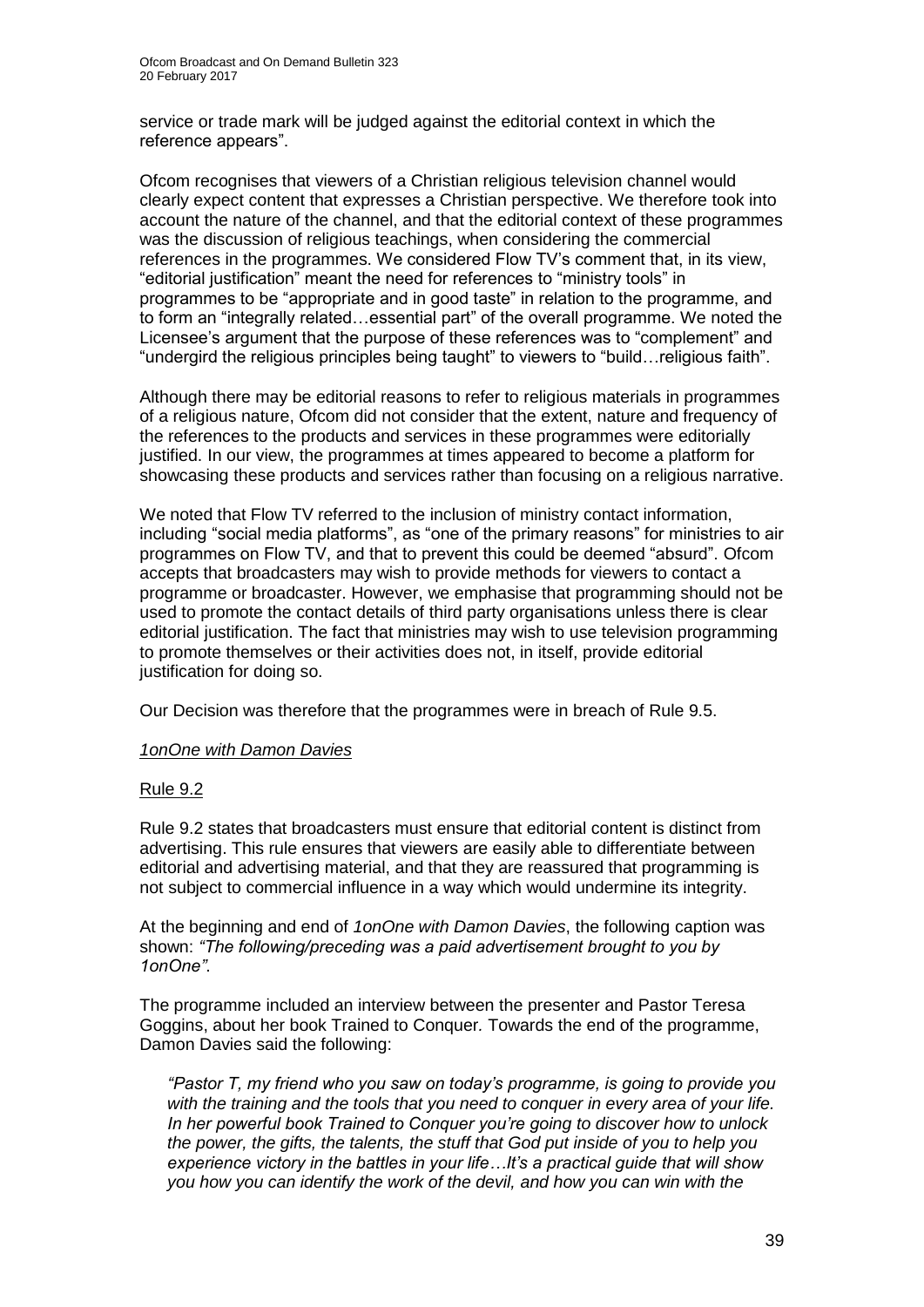service or trade mark will be judged against the editorial context in which the reference appears".

Ofcom recognises that viewers of a Christian religious television channel would clearly expect content that expresses a Christian perspective. We therefore took into account the nature of the channel, and that the editorial context of these programmes was the discussion of religious teachings, when considering the commercial references in the programmes. We considered Flow TV's comment that, in its view, "editorial justification" meant the need for references to "ministry tools" in programmes to be "appropriate and in good taste" in relation to the programme, and to form an "integrally related…essential part" of the overall programme. We noted the Licensee's argument that the purpose of these references was to "complement" and "undergird the religious principles being taught" to viewers to "build…religious faith".

Although there may be editorial reasons to refer to religious materials in programmes of a religious nature, Ofcom did not consider that the extent, nature and frequency of the references to the products and services in these programmes were editorially justified. In our view, the programmes at times appeared to become a platform for showcasing these products and services rather than focusing on a religious narrative.

We noted that Flow TV referred to the inclusion of ministry contact information, including "social media platforms", as "one of the primary reasons" for ministries to air programmes on Flow TV, and that to prevent this could be deemed "absurd". Ofcom accepts that broadcasters may wish to provide methods for viewers to contact a programme or broadcaster. However, we emphasise that programming should not be used to promote the contact details of third party organisations unless there is clear editorial justification. The fact that ministries may wish to use television programming to promote themselves or their activities does not, in itself, provide editorial justification for doing so.

Our Decision was therefore that the programmes were in breach of Rule 9.5.

*1onOne with Damon Davies*

Rule 9.2

Rule 9.2 states that broadcasters must ensure that editorial content is distinct from advertising. This rule ensures that viewers are easily able to differentiate between editorial and advertising material, and that they are reassured that programming is not subject to commercial influence in a way which would undermine its integrity.

At the beginning and end of *1onOne with Damon Davies*, the following caption was shown: *"The following/preceding was a paid advertisement brought to you by 1onOne".*

The programme included an interview between the presenter and Pastor Teresa Goggins, about her book Trained to Conquer*.* Towards the end of the programme, Damon Davies said the following:

> *"Pastor T, my friend who you saw on today's programme, is going to provide you with the training and the tools that you need to conquer in every area of your life. In her powerful book Trained to Conquer you're going to discover how to unlock the power, the gifts, the talents, the stuff that God put inside of you to help you experience victory in the battles in your life…It's a practical guide that will show you how you can identify the work of the devil, and how you can win with the*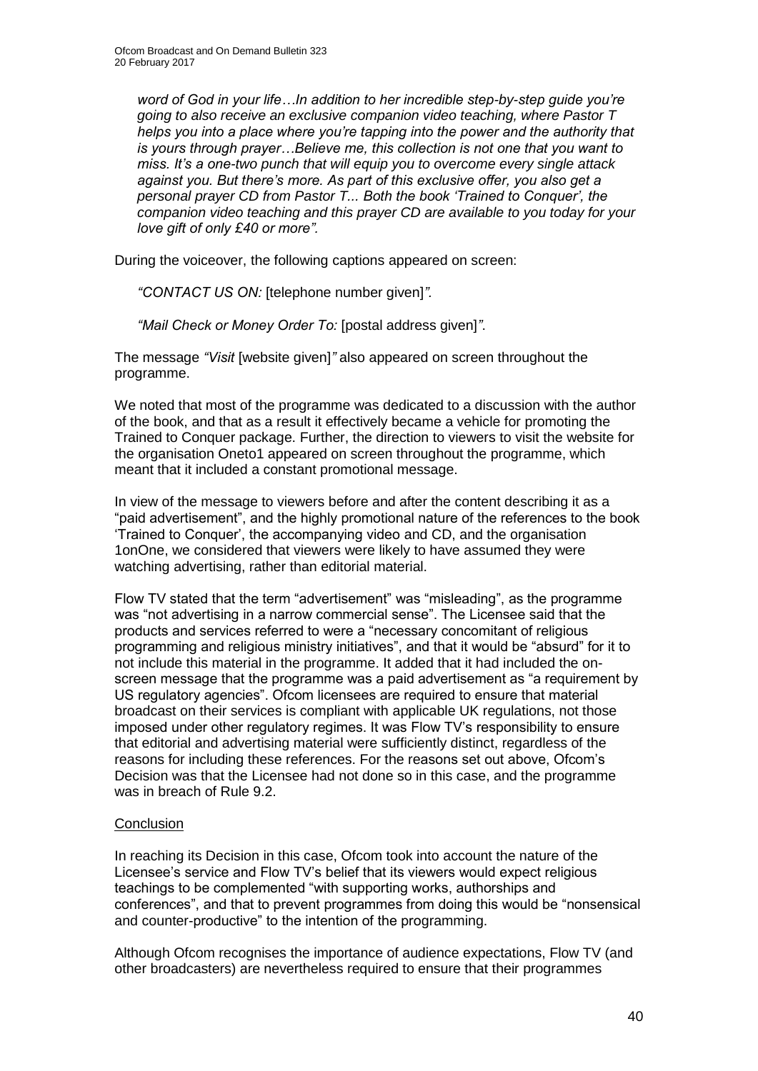*word of God in your life…In addition to her incredible step-by-step guide you're going to also receive an exclusive companion video teaching, where Pastor T helps you into a place where you're tapping into the power and the authority that is yours through prayer…Believe me, this collection is not one that you want to miss. It's a one-two punch that will equip you to overcome every single attack against you. But there's more. As part of this exclusive offer, you also get a personal prayer CD from Pastor T... Both the book 'Trained to Conquer', the companion video teaching and this prayer CD are available to you today for your love gift of only £40 or more".*

During the voiceover, the following captions appeared on screen:

*"CONTACT US ON:* [telephone number given]*".*

*"Mail Check or Money Order To:* [postal address given]*".*

The message *"Visit* [website given]*"* also appeared on screen throughout the programme.

We noted that most of the programme was dedicated to a discussion with the author of the book, and that as a result it effectively became a vehicle for promoting the Trained to Conquer package. Further, the direction to viewers to visit the website for the organisation Oneto1 appeared on screen throughout the programme, which meant that it included a constant promotional message.

In view of the message to viewers before and after the content describing it as a "paid advertisement", and the highly promotional nature of the references to the book 'Trained to Conquer', the accompanying video and CD, and the organisation 1onOne, we considered that viewers were likely to have assumed they were watching advertising, rather than editorial material.

Flow TV stated that the term "advertisement" was "misleading", as the programme was "not advertising in a narrow commercial sense". The Licensee said that the products and services referred to were a "necessary concomitant of religious programming and religious ministry initiatives", and that it would be "absurd" for it to not include this material in the programme. It added that it had included the on-screen message that the programme was a paid advertisement as "a requirement by US regulatory agencies". Ofcom licensees are required to ensure that material broadcast on their services is compliant with applicable UK regulations, not those imposed under other regulatory regimes. It was Flow TV's responsibility to ensure that editorial and advertising material were sufficiently distinct, regardless of the reasons for including these references. For the reasons set out above, Ofcom's Decision was that the Licensee had not done so in this case, and the programme was in breach of Rule 9.2.

Conclusion

In reaching its Decision in this case, Ofcom took into account the nature of the Licensee's service and Flow TV's belief that its viewers would expect religious teachings to be complemented "with supporting works, authorships and conferences", and that to prevent programmes from doing this would be "nonsensical and counter-productive" to the intention of the programming.

Although Ofcom recognises the importance of audience expectations, Flow TV (and other broadcasters) are nevertheless required to ensure that their programmes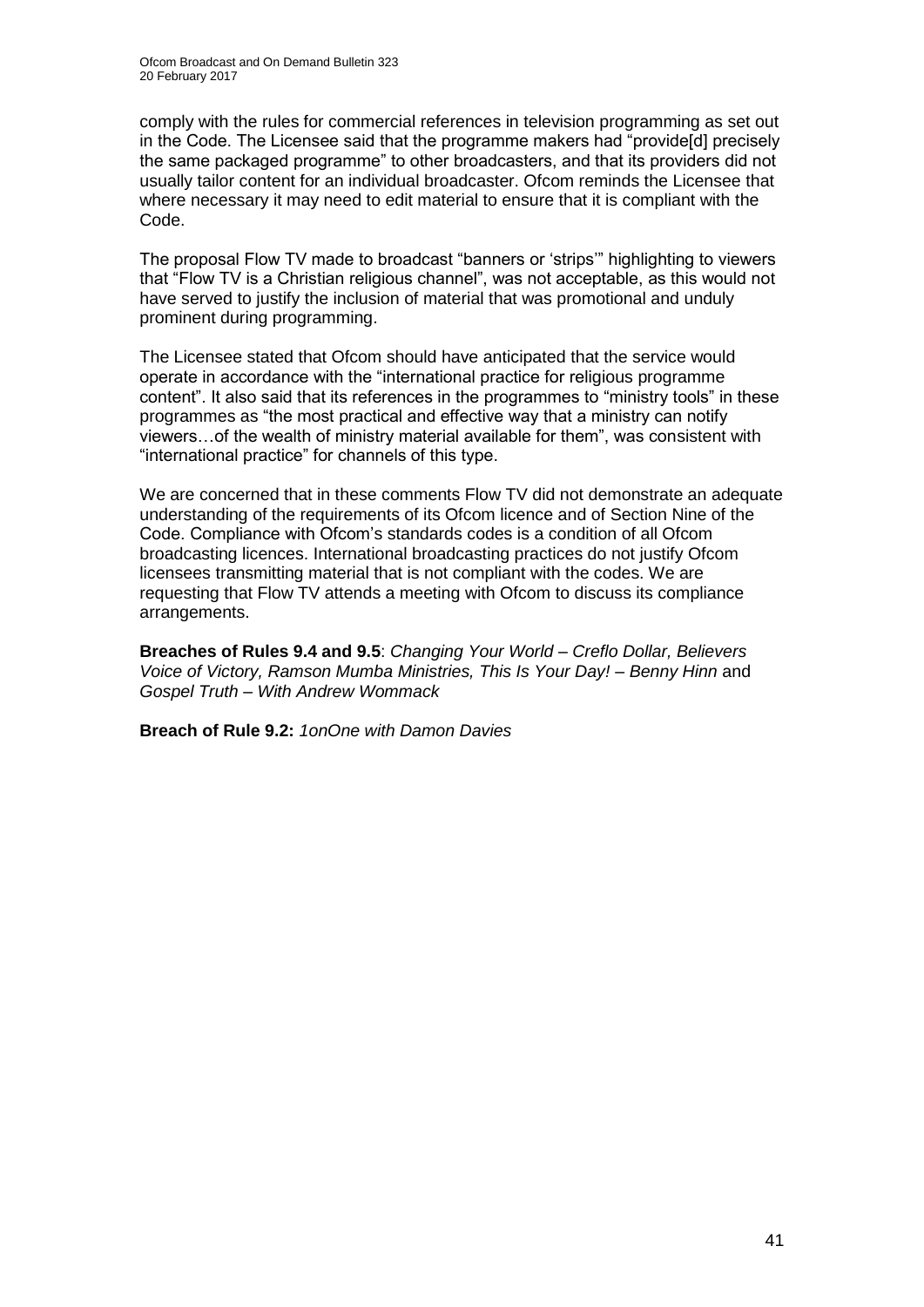comply with the rules for commercial references in television programming as set out in the Code. The Licensee said that the programme makers had "provide[d] precisely the same packaged programme" to other broadcasters, and that its providers did not usually tailor content for an individual broadcaster. Ofcom reminds the Licensee that where necessary it may need to edit material to ensure that it is compliant with the Code.

The proposal Flow TV made to broadcast "banners or 'strips'" highlighting to viewers that "Flow TV is a Christian religious channel", was not acceptable, as this would not have served to justify the inclusion of material that was promotional and unduly prominent during programming.

The Licensee stated that Ofcom should have anticipated that the service would operate in accordance with the "international practice for religious programme content". It also said that its references in the programmes to "ministry tools" in these programmes as "the most practical and effective way that a ministry can notify viewers…of the wealth of ministry material available for them", was consistent with "international practice" for channels of this type.

We are concerned that in these comments Flow TV did not demonstrate an adequate understanding of the requirements of its Ofcom licence and of Section Nine of the Code. Compliance with Ofcom's standards codes is a condition of all Ofcom broadcasting licences. International broadcasting practices do not justify Ofcom licensees transmitting material that is not compliant with the codes. We are requesting that Flow TV attends a meeting with Ofcom to discuss its compliance arrangements.

**Breaches of Rules 9.4 and 9.5**: *Changing Your World – Creflo Dollar, Believers Voice of Victory, Ramson Mumba Ministries, This Is Your Day! – Benny Hinn* and *Gospel Truth – With Andrew Wommack*

**Breach of Rule 9.2:** *1onOne with Damon Davies*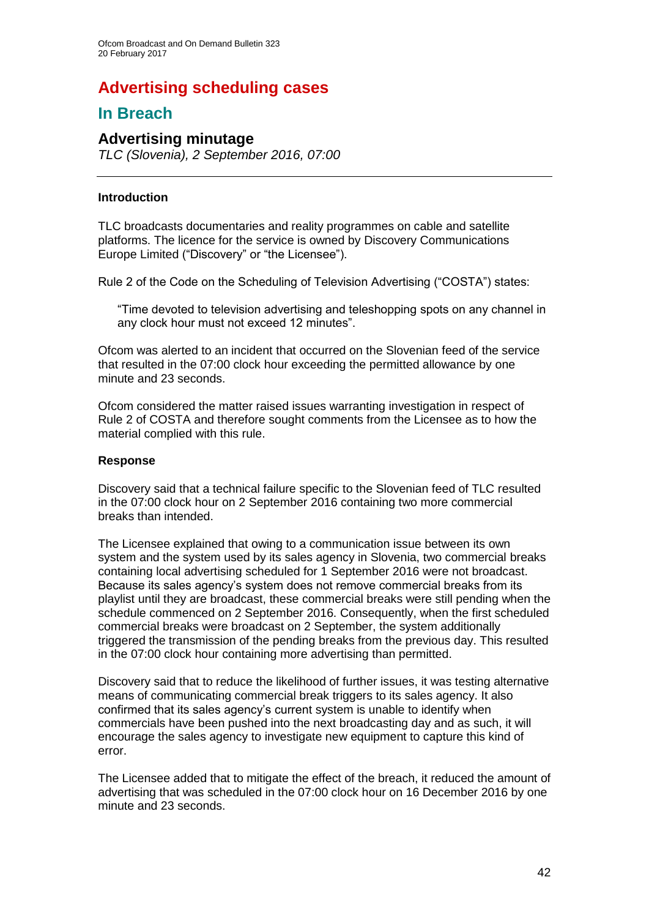# Advertising scheduling cases

## In Breach

### Advertising minutage

*TLC (Slovenia), 2 September 2016, 07:00*

---

**Introduction**

TLC broadcasts documentaries and reality programmes on cable and satellite platforms. The licence for the service is owned by Discovery Communications Europe Limited ("Discovery" or "the Licensee").

Rule 2 of the Code on the Scheduling of Television Advertising ("COSTA") states:

> "Time devoted to television advertising and teleshopping spots on any channel in any clock hour must not exceed 12 minutes".

Ofcom was alerted to an incident that occurred on the Slovenian feed of the service that resulted in the 07:00 clock hour exceeding the permitted allowance by one minute and 23 seconds.

Ofcom considered the matter raised issues warranting investigation in respect of Rule 2 of COSTA and therefore sought comments from the Licensee as to how the material complied with this rule.

**Response**

Discovery said that a technical failure specific to the Slovenian feed of TLC resulted in the 07:00 clock hour on 2 September 2016 containing two more commercial breaks than intended.

The Licensee explained that owing to a communication issue between its own system and the system used by its sales agency in Slovenia, two commercial breaks containing local advertising scheduled for 1 September 2016 were not broadcast. Because its sales agency's system does not remove commercial breaks from its playlist until they are broadcast, these commercial breaks were still pending when the schedule commenced on 2 September 2016. Consequently, when the first scheduled commercial breaks were broadcast on 2 September, the system additionally triggered the transmission of the pending breaks from the previous day. This resulted in the 07:00 clock hour containing more advertising than permitted.

Discovery said that to reduce the likelihood of further issues, it was testing alternative means of communicating commercial break triggers to its sales agency. It also confirmed that its sales agency's current system is unable to identify when commercials have been pushed into the next broadcasting day and as such, it will encourage the sales agency to investigate new equipment to capture this kind of error.

The Licensee added that to mitigate the effect of the breach, it reduced the amount of advertising that was scheduled in the 07:00 clock hour on 16 December 2016 by one minute and 23 seconds.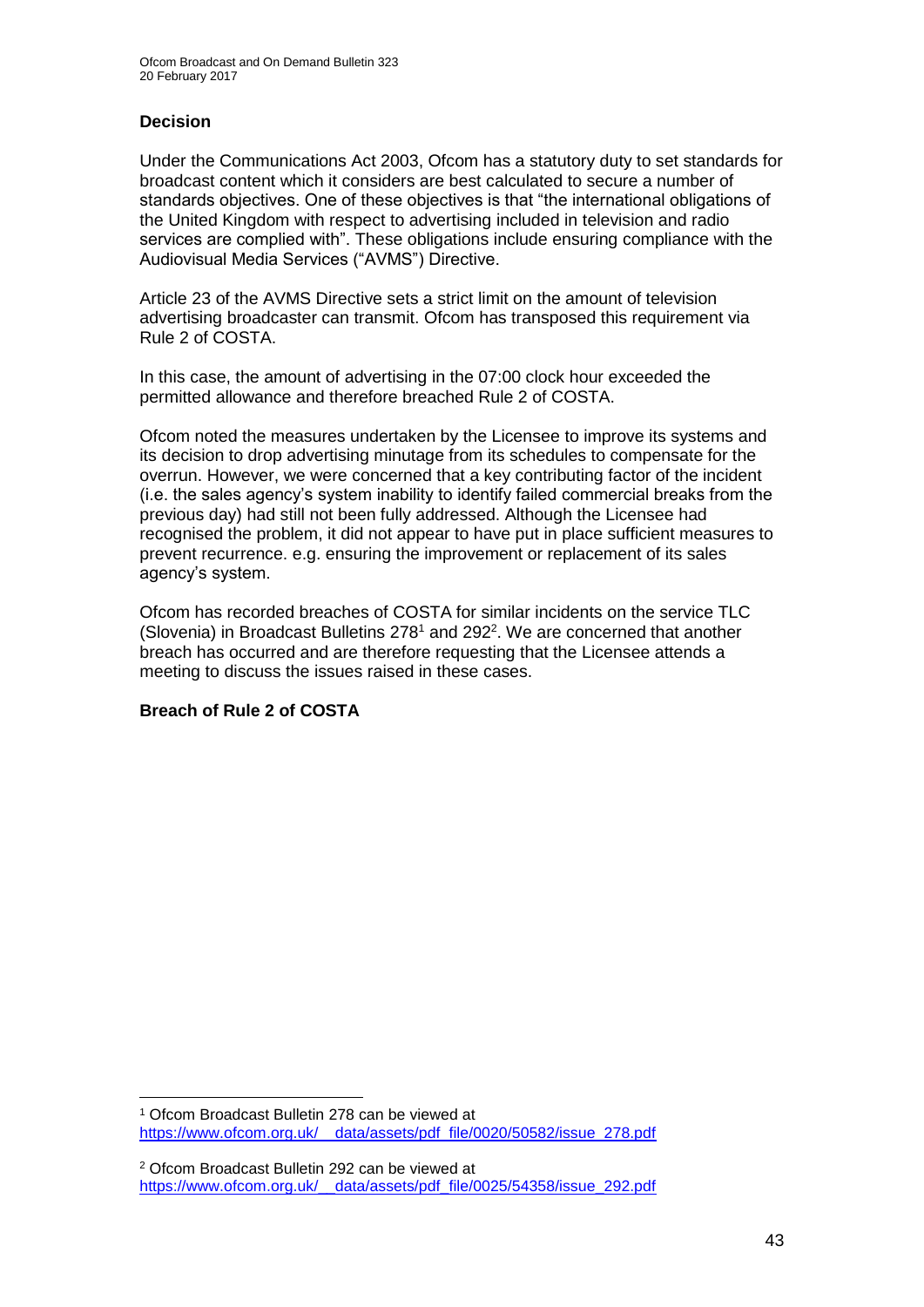### Decision

Under the Communications Act 2003, Ofcom has a statutory duty to set standards for broadcast content which it considers are best calculated to secure a number of standards objectives. One of these objectives is that "the international obligations of the United Kingdom with respect to advertising included in television and radio services are complied with". These obligations include ensuring compliance with the Audiovisual Media Services ("AVMS") Directive.

Article 23 of the AVMS Directive sets a strict limit on the amount of television advertising broadcaster can transmit. Ofcom has transposed this requirement via Rule 2 of COSTA.

In this case, the amount of advertising in the 07:00 clock hour exceeded the permitted allowance and therefore breached Rule 2 of COSTA.

Ofcom noted the measures undertaken by the Licensee to improve its systems and its decision to drop advertising minutage from its schedules to compensate for the overrun. However, we were concerned that a key contributing factor of the incident (i.e. the sales agency's system inability to identify failed commercial breaks from the previous day) had still not been fully addressed. Although the Licensee had recognised the problem, it did not appear to have put in place sufficient measures to prevent recurrence. e.g. ensuring the improvement or replacement of its sales agency's system.

Ofcom has recorded breaches of COSTA for similar incidents on the service TLC (Slovenia) in Broadcast Bulletins 278[1] and 292[2]. We are concerned that another breach has occurred and are therefore requesting that the Licensee attends a meeting to discuss the issues raised in these cases.

**Breach of Rule 2 of COSTA**

---

[1] Ofcom Broadcast Bulletin 278 can be viewed at https://www.ofcom.org.uk/__data/assets/pdf_file/0020/50582/issue_278.pdf

[2] Ofcom Broadcast Bulletin 292 can be viewed at https://www.ofcom.org.uk/__data/assets/pdf_file/0025/54358/issue_292.pdf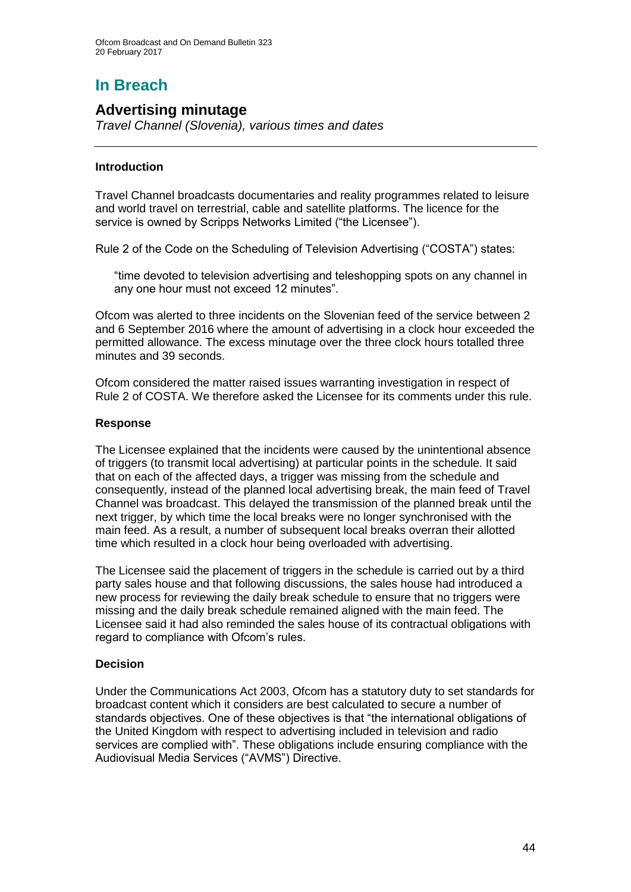# In Breach

## Advertising minutage

*Travel Channel (Slovenia), various times and dates*

### Introduction

Travel Channel broadcasts documentaries and reality programmes related to leisure and world travel on terrestrial, cable and satellite platforms. The licence for the service is owned by Scripps Networks Limited ("the Licensee").

Rule 2 of the Code on the Scheduling of Television Advertising ("COSTA") states:

> "time devoted to television advertising and teleshopping spots on any channel in any one hour must not exceed 12 minutes".

Ofcom was alerted to three incidents on the Slovenian feed of the service between 2 and 6 September 2016 where the amount of advertising in a clock hour exceeded the permitted allowance. The excess minutage over the three clock hours totalled three minutes and 39 seconds.

Ofcom considered the matter raised issues warranting investigation in respect of Rule 2 of COSTA. We therefore asked the Licensee for its comments under this rule.

### Response

The Licensee explained that the incidents were caused by the unintentional absence of triggers (to transmit local advertising) at particular points in the schedule. It said that on each of the affected days, a trigger was missing from the schedule and consequently, instead of the planned local advertising break, the main feed of Travel Channel was broadcast. This delayed the transmission of the planned break until the next trigger, by which time the local breaks were no longer synchronised with the main feed. As a result, a number of subsequent local breaks overran their allotted time which resulted in a clock hour being overloaded with advertising.

The Licensee said the placement of triggers in the schedule is carried out by a third party sales house and that following discussions, the sales house had introduced a new process for reviewing the daily break schedule to ensure that no triggers were missing and the daily break schedule remained aligned with the main feed. The Licensee said it had also reminded the sales house of its contractual obligations with regard to compliance with Ofcom's rules.

### Decision

Under the Communications Act 2003, Ofcom has a statutory duty to set standards for broadcast content which it considers are best calculated to secure a number of standards objectives. One of these objectives is that "the international obligations of the United Kingdom with respect to advertising included in television and radio services are complied with". These obligations include ensuring compliance with the Audiovisual Media Services ("AVMS") Directive.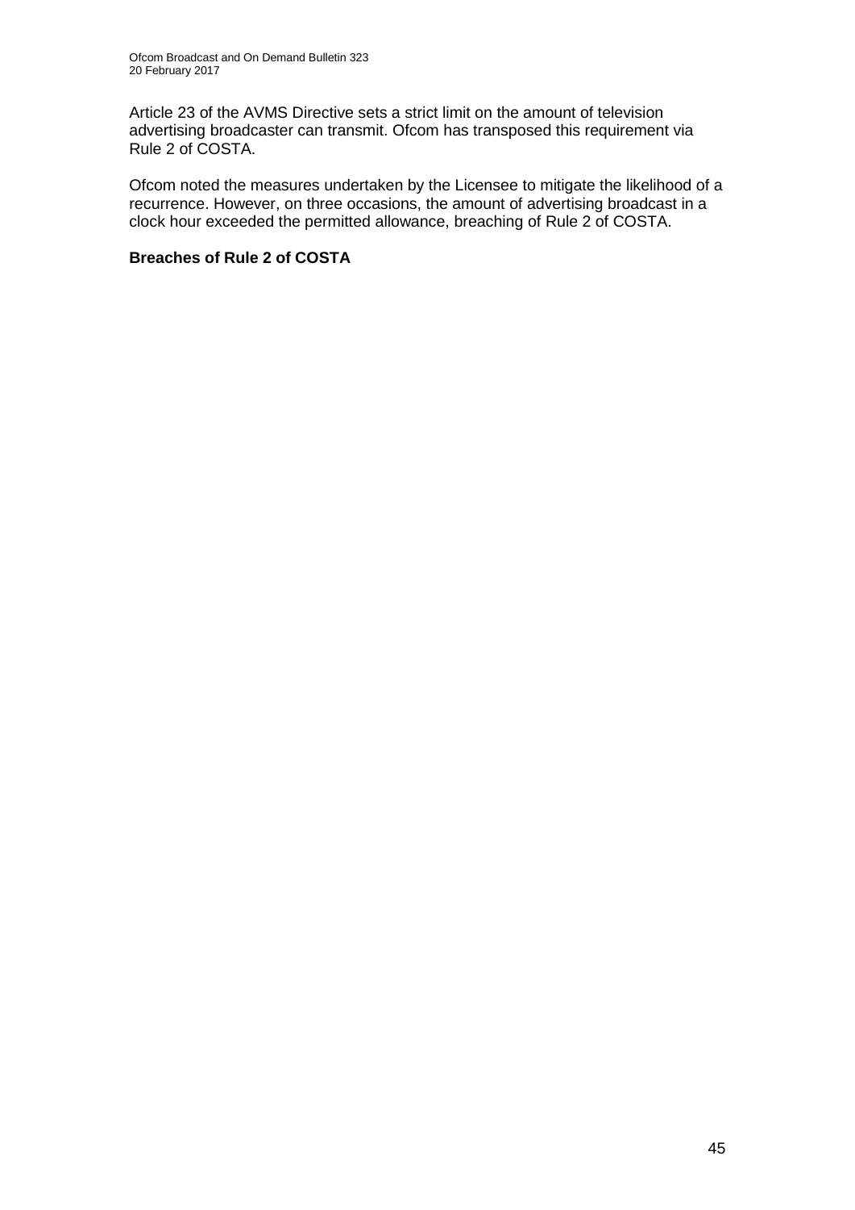Article 23 of the AVMS Directive sets a strict limit on the amount of television advertising broadcaster can transmit. Ofcom has transposed this requirement via Rule 2 of COSTA.

Ofcom noted the measures undertaken by the Licensee to mitigate the likelihood of a recurrence. However, on three occasions, the amount of advertising broadcast in a clock hour exceeded the permitted allowance, breaching of Rule 2 of COSTA.

**Breaches of Rule 2 of COSTA**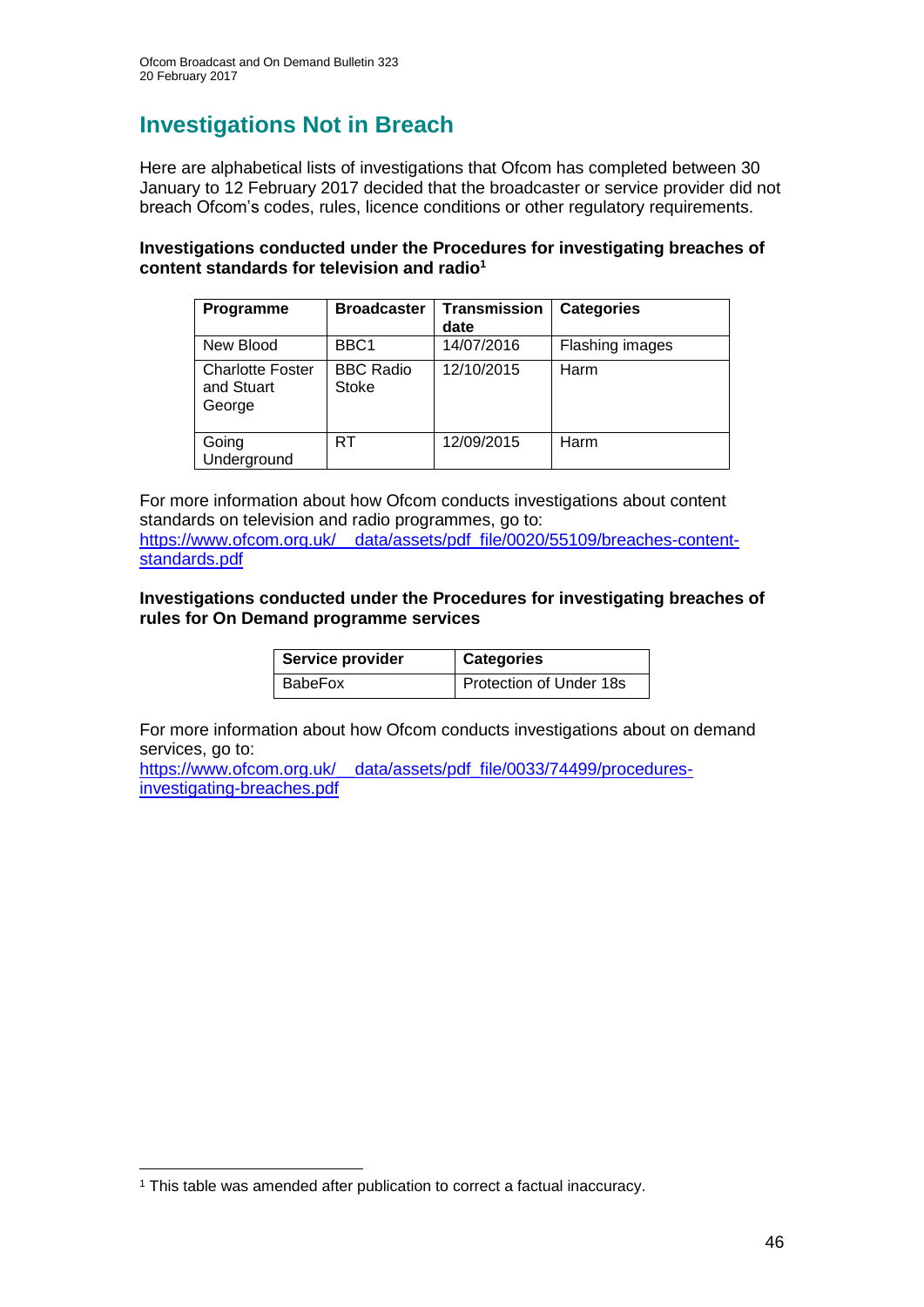# Investigations Not in Breach

Here are alphabetical lists of investigations that Ofcom has completed between 30 January to 12 February 2017 decided that the broadcaster or service provider did not breach Ofcom's codes, rules, licence conditions or other regulatory requirements.

**Investigations conducted under the Procedures for investigating breaches of content standards for television and radio[1]**

| Programme | Broadcaster | Transmission date | Categories |
|---|---|---|---|
| New Blood | BBC1 | 14/07/2016 | Flashing images |
| Charlotte Foster and Stuart George | BBC Radio Stoke | 12/10/2015 | Harm |
| Going Underground | RT | 12/09/2015 | Harm |

For more information about how Ofcom conducts investigations about content standards on television and radio programmes, go to:
https://www.ofcom.org.uk/__data/assets/pdf_file/0020/55109/breaches-content-standards.pdf

**Investigations conducted under the Procedures for investigating breaches of rules for On Demand programme services**

| Service provider | Categories |
|---|---|
| BabeFox | Protection of Under 18s |

For more information about how Ofcom conducts investigations about on demand services, go to:
https://www.ofcom.org.uk/__data/assets/pdf_file/0033/74499/procedures-investigating-breaches.pdf

[1] This table was amended after publication to correct a factual inaccuracy.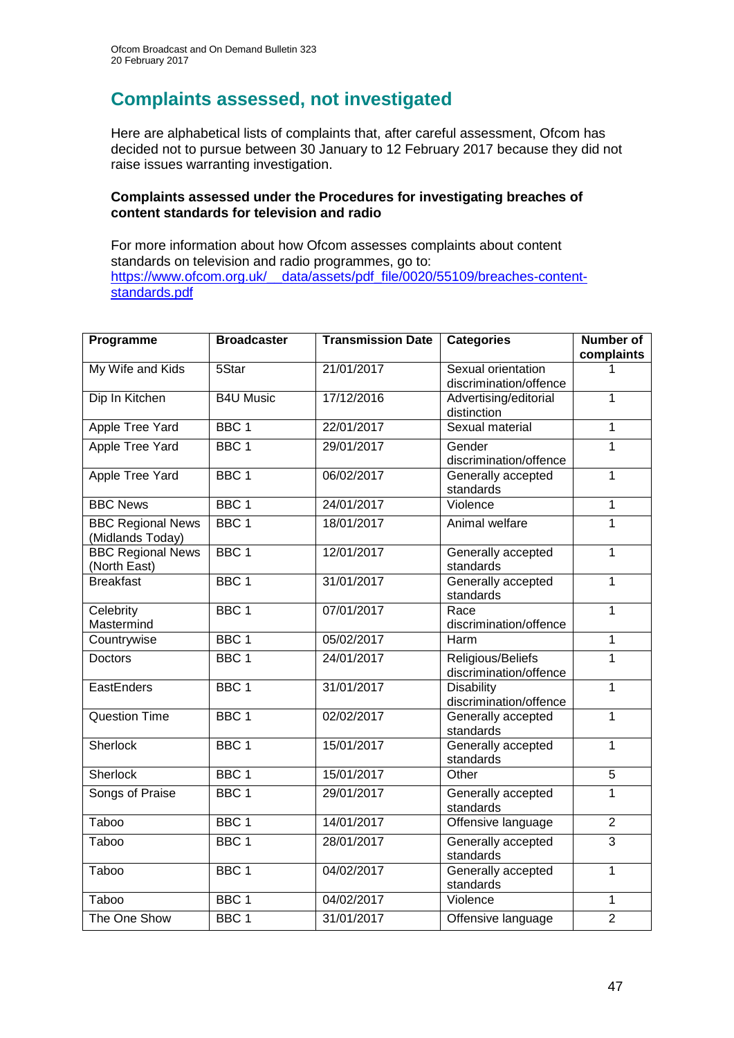# Complaints assessed, not investigated

Here are alphabetical lists of complaints that, after careful assessment, Ofcom has decided not to pursue between 30 January to 12 February 2017 because they did not raise issues warranting investigation.

**Complaints assessed under the Procedures for investigating breaches of content standards for television and radio**

For more information about how Ofcom assesses complaints about content standards on television and radio programmes, go to:
[https://www.ofcom.org.uk/__data/assets/pdf_file/0020/55109/breaches-content-standards.pdf](https://www.ofcom.org.uk/__data/assets/pdf_file/0020/55109/breaches-content-standards.pdf)

| Programme | Broadcaster | Transmission Date | Categories | Number of complaints |
|---|---|---|---|---|
| My Wife and Kids | 5Star | 21/01/2017 | Sexual orientation discrimination/offence | 1 |
| Dip In Kitchen | B4U Music | 17/12/2016 | Advertising/editorial distinction | 1 |
| Apple Tree Yard | BBC 1 | 22/01/2017 | Sexual material | 1 |
| Apple Tree Yard | BBC 1 | 29/01/2017 | Gender discrimination/offence | 1 |
| Apple Tree Yard | BBC 1 | 06/02/2017 | Generally accepted standards | 1 |
| BBC News | BBC 1 | 24/01/2017 | Violence | 1 |
| BBC Regional News (Midlands Today) | BBC 1 | 18/01/2017 | Animal welfare | 1 |
| BBC Regional News (North East) | BBC 1 | 12/01/2017 | Generally accepted standards | 1 |
| Breakfast | BBC 1 | 31/01/2017 | Generally accepted standards | 1 |
| Celebrity Mastermind | BBC 1 | 07/01/2017 | Race discrimination/offence | 1 |
| Countrywise | BBC 1 | 05/02/2017 | Harm | 1 |
| Doctors | BBC 1 | 24/01/2017 | Religious/Beliefs discrimination/offence | 1 |
| EastEnders | BBC 1 | 31/01/2017 | Disability discrimination/offence | 1 |
| Question Time | BBC 1 | 02/02/2017 | Generally accepted standards | 1 |
| Sherlock | BBC 1 | 15/01/2017 | Generally accepted standards | 1 |
| Sherlock | BBC 1 | 15/01/2017 | Other | 5 |
| Songs of Praise | BBC 1 | 29/01/2017 | Generally accepted standards | 1 |
| Taboo | BBC 1 | 14/01/2017 | Offensive language | 2 |
| Taboo | BBC 1 | 28/01/2017 | Generally accepted standards | 3 |
| Taboo | BBC 1 | 04/02/2017 | Generally accepted standards | 1 |
| Taboo | BBC 1 | 04/02/2017 | Violence | 1 |
| The One Show | BBC 1 | 31/01/2017 | Offensive language | 2 |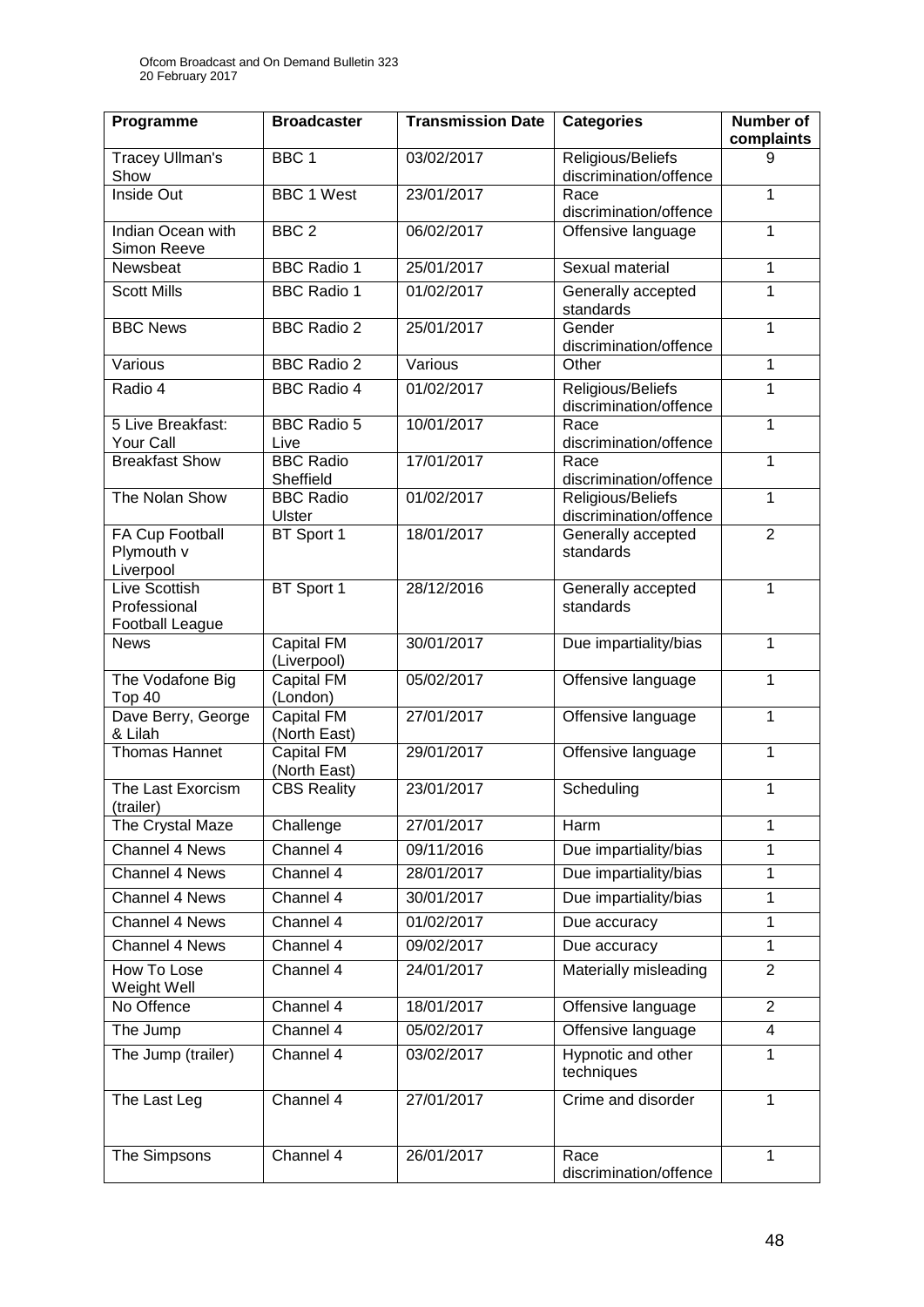| Programme | Broadcaster | Transmission Date | Categories | Number of complaints |
|---|---|---|---|---|
| Tracey Ullman's Show | BBC 1 | 03/02/2017 | Religious/Beliefs discrimination/offence | 9 |
| Inside Out | BBC 1 West | 23/01/2017 | Race discrimination/offence | 1 |
| Indian Ocean with Simon Reeve | BBC 2 | 06/02/2017 | Offensive language | 1 |
| Newsbeat | BBC Radio 1 | 25/01/2017 | Sexual material | 1 |
| Scott Mills | BBC Radio 1 | 01/02/2017 | Generally accepted standards | 1 |
| BBC News | BBC Radio 2 | 25/01/2017 | Gender discrimination/offence | 1 |
| Various | BBC Radio 2 | Various | Other | 1 |
| Radio 4 | BBC Radio 4 | 01/02/2017 | Religious/Beliefs discrimination/offence | 1 |
| 5 Live Breakfast: Your Call | BBC Radio 5 Live | 10/01/2017 | Race discrimination/offence | 1 |
| Breakfast Show | BBC Radio Sheffield | 17/01/2017 | Race discrimination/offence | 1 |
| The Nolan Show | BBC Radio Ulster | 01/02/2017 | Religious/Beliefs discrimination/offence | 1 |
| FA Cup Football Plymouth v Liverpool | BT Sport 1 | 18/01/2017 | Generally accepted standards | 2 |
| Live Scottish Professional Football League | BT Sport 1 | 28/12/2016 | Generally accepted standards | 1 |
| News | Capital FM (Liverpool) | 30/01/2017 | Due impartiality/bias | 1 |
| The Vodafone Big Top 40 | Capital FM (London) | 05/02/2017 | Offensive language | 1 |
| Dave Berry, George & Lilah | Capital FM (North East) | 27/01/2017 | Offensive language | 1 |
| Thomas Hannet | Capital FM (North East) | 29/01/2017 | Offensive language | 1 |
| The Last Exorcism (trailer) | CBS Reality | 23/01/2017 | Scheduling | 1 |
| The Crystal Maze | Challenge | 27/01/2017 | Harm | 1 |
| Channel 4 News | Channel 4 | 09/11/2016 | Due impartiality/bias | 1 |
| Channel 4 News | Channel 4 | 28/01/2017 | Due impartiality/bias | 1 |
| Channel 4 News | Channel 4 | 30/01/2017 | Due impartiality/bias | 1 |
| Channel 4 News | Channel 4 | 01/02/2017 | Due accuracy | 1 |
| Channel 4 News | Channel 4 | 09/02/2017 | Due accuracy | 1 |
| How To Lose Weight Well | Channel 4 | 24/01/2017 | Materially misleading | 2 |
| No Offence | Channel 4 | 18/01/2017 | Offensive language | 2 |
| The Jump | Channel 4 | 05/02/2017 | Offensive language | 4 |
| The Jump (trailer) | Channel 4 | 03/02/2017 | Hypnotic and other techniques | 1 |
| The Last Leg | Channel 4 | 27/01/2017 | Crime and disorder | 1 |
| The Simpsons | Channel 4 | 26/01/2017 | Race discrimination/offence | 1 |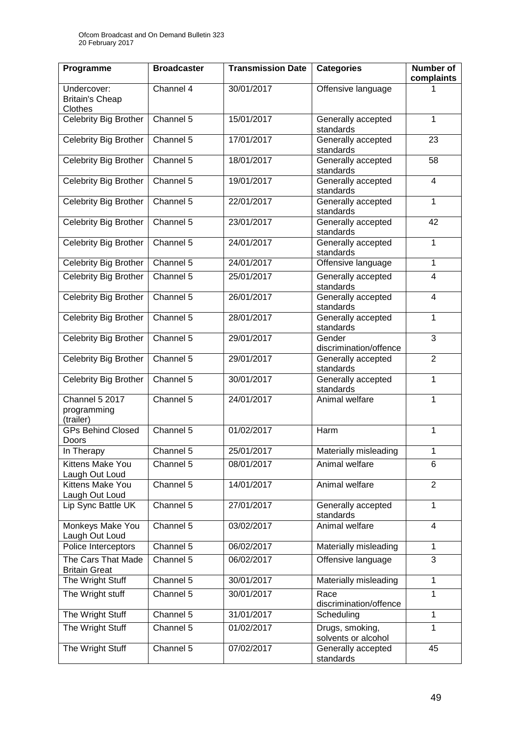| Programme | Broadcaster | Transmission Date | Categories | Number of complaints |
|---|---|---|---|---|
| Undercover: Britain's Cheap Clothes | Channel 4 | 30/01/2017 | Offensive language | 1 |
| Celebrity Big Brother | Channel 5 | 15/01/2017 | Generally accepted standards | 1 |
| Celebrity Big Brother | Channel 5 | 17/01/2017 | Generally accepted standards | 23 |
| Celebrity Big Brother | Channel 5 | 18/01/2017 | Generally accepted standards | 58 |
| Celebrity Big Brother | Channel 5 | 19/01/2017 | Generally accepted standards | 4 |
| Celebrity Big Brother | Channel 5 | 22/01/2017 | Generally accepted standards | 1 |
| Celebrity Big Brother | Channel 5 | 23/01/2017 | Generally accepted standards | 42 |
| Celebrity Big Brother | Channel 5 | 24/01/2017 | Generally accepted standards | 1 |
| Celebrity Big Brother | Channel 5 | 24/01/2017 | Offensive language | 1 |
| Celebrity Big Brother | Channel 5 | 25/01/2017 | Generally accepted standards | 4 |
| Celebrity Big Brother | Channel 5 | 26/01/2017 | Generally accepted standards | 4 |
| Celebrity Big Brother | Channel 5 | 28/01/2017 | Generally accepted standards | 1 |
| Celebrity Big Brother | Channel 5 | 29/01/2017 | Gender discrimination/offence | 3 |
| Celebrity Big Brother | Channel 5 | 29/01/2017 | Generally accepted standards | 2 |
| Celebrity Big Brother | Channel 5 | 30/01/2017 | Generally accepted standards | 1 |
| Channel 5 2017 programming (trailer) | Channel 5 | 24/01/2017 | Animal welfare | 1 |
| GPs Behind Closed Doors | Channel 5 | 01/02/2017 | Harm | 1 |
| In Therapy | Channel 5 | 25/01/2017 | Materially misleading | 1 |
| Kittens Make You Laugh Out Loud | Channel 5 | 08/01/2017 | Animal welfare | 6 |
| Kittens Make You Laugh Out Loud | Channel 5 | 14/01/2017 | Animal welfare | 2 |
| Lip Sync Battle UK | Channel 5 | 27/01/2017 | Generally accepted standards | 1 |
| Monkeys Make You Laugh Out Loud | Channel 5 | 03/02/2017 | Animal welfare | 4 |
| Police Interceptors | Channel 5 | 06/02/2017 | Materially misleading | 1 |
| The Cars That Made Britain Great | Channel 5 | 06/02/2017 | Offensive language | 3 |
| The Wright Stuff | Channel 5 | 30/01/2017 | Materially misleading | 1 |
| The Wright stuff | Channel 5 | 30/01/2017 | Race discrimination/offence | 1 |
| The Wright Stuff | Channel 5 | 31/01/2017 | Scheduling | 1 |
| The Wright Stuff | Channel 5 | 01/02/2017 | Drugs, smoking, solvents or alcohol | 1 |
| The Wright Stuff | Channel 5 | 07/02/2017 | Generally accepted standards | 45 |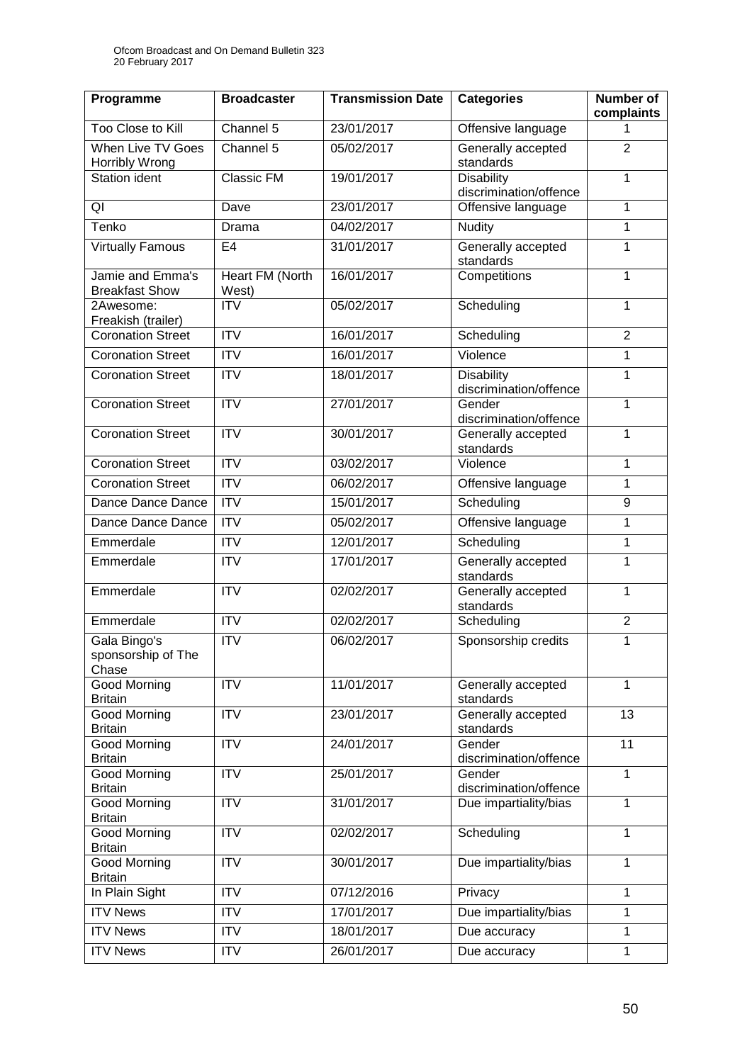| Programme | Broadcaster | Transmission Date | Categories | Number of complaints |
|---|---|---|---|---|
| Too Close to Kill | Channel 5 | 23/01/2017 | Offensive language | 1 |
| When Live TV Goes Horribly Wrong | Channel 5 | 05/02/2017 | Generally accepted standards | 2 |
| Station ident | Classic FM | 19/01/2017 | Disability discrimination/offence | 1 |
| QI | Dave | 23/01/2017 | Offensive language | 1 |
| Tenko | Drama | 04/02/2017 | Nudity | 1 |
| Virtually Famous | E4 | 31/01/2017 | Generally accepted standards | 1 |
| Jamie and Emma's Breakfast Show | Heart FM (North West) | 16/01/2017 | Competitions | 1 |
| 2Awesome: Freakish (trailer) | ITV | 05/02/2017 | Scheduling | 1 |
| Coronation Street | ITV | 16/01/2017 | Scheduling | 2 |
| Coronation Street | ITV | 16/01/2017 | Violence | 1 |
| Coronation Street | ITV | 18/01/2017 | Disability discrimination/offence | 1 |
| Coronation Street | ITV | 27/01/2017 | Gender discrimination/offence | 1 |
| Coronation Street | ITV | 30/01/2017 | Generally accepted standards | 1 |
| Coronation Street | ITV | 03/02/2017 | Violence | 1 |
| Coronation Street | ITV | 06/02/2017 | Offensive language | 1 |
| Dance Dance Dance | ITV | 15/01/2017 | Scheduling | 9 |
| Dance Dance Dance | ITV | 05/02/2017 | Offensive language | 1 |
| Emmerdale | ITV | 12/01/2017 | Scheduling | 1 |
| Emmerdale | ITV | 17/01/2017 | Generally accepted standards | 1 |
| Emmerdale | ITV | 02/02/2017 | Generally accepted standards | 1 |
| Emmerdale | ITV | 02/02/2017 | Scheduling | 2 |
| Gala Bingo's sponsorship of The Chase | ITV | 06/02/2017 | Sponsorship credits | 1 |
| Good Morning Britain | ITV | 11/01/2017 | Generally accepted standards | 1 |
| Good Morning Britain | ITV | 23/01/2017 | Generally accepted standards | 13 |
| Good Morning Britain | ITV | 24/01/2017 | Gender discrimination/offence | 11 |
| Good Morning Britain | ITV | 25/01/2017 | Gender discrimination/offence | 1 |
| Good Morning Britain | ITV | 31/01/2017 | Due impartiality/bias | 1 |
| Good Morning Britain | ITV | 02/02/2017 | Scheduling | 1 |
| Good Morning Britain | ITV | 30/01/2017 | Due impartiality/bias | 1 |
| In Plain Sight | ITV | 07/12/2016 | Privacy | 1 |
| ITV News | ITV | 17/01/2017 | Due impartiality/bias | 1 |
| ITV News | ITV | 18/01/2017 | Due accuracy | 1 |
| ITV News | ITV | 26/01/2017 | Due accuracy | 1 |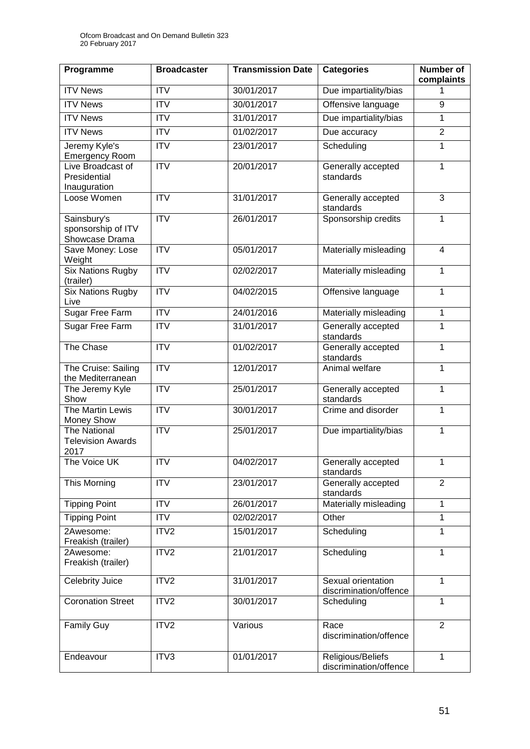| Programme | Broadcaster | Transmission Date | Categories | Number of complaints |
|---|---|---|---|---|
| ITV News | ITV | 30/01/2017 | Due impartiality/bias | 1 |
| ITV News | ITV | 30/01/2017 | Offensive language | 9 |
| ITV News | ITV | 31/01/2017 | Due impartiality/bias | 1 |
| ITV News | ITV | 01/02/2017 | Due accuracy | 2 |
| Jeremy Kyle's Emergency Room | ITV | 23/01/2017 | Scheduling | 1 |
| Live Broadcast of Presidential Inauguration | ITV | 20/01/2017 | Generally accepted standards | 1 |
| Loose Women | ITV | 31/01/2017 | Generally accepted standards | 3 |
| Sainsbury's sponsorship of ITV Showcase Drama | ITV | 26/01/2017 | Sponsorship credits | 1 |
| Save Money: Lose Weight | ITV | 05/01/2017 | Materially misleading | 4 |
| Six Nations Rugby (trailer) | ITV | 02/02/2017 | Materially misleading | 1 |
| Six Nations Rugby Live | ITV | 04/02/2015 | Offensive language | 1 |
| Sugar Free Farm | ITV | 24/01/2016 | Materially misleading | 1 |
| Sugar Free Farm | ITV | 31/01/2017 | Generally accepted standards | 1 |
| The Chase | ITV | 01/02/2017 | Generally accepted standards | 1 |
| The Cruise: Sailing the Mediterranean | ITV | 12/01/2017 | Animal welfare | 1 |
| The Jeremy Kyle Show | ITV | 25/01/2017 | Generally accepted standards | 1 |
| The Martin Lewis Money Show | ITV | 30/01/2017 | Crime and disorder | 1 |
| The National Television Awards 2017 | ITV | 25/01/2017 | Due impartiality/bias | 1 |
| The Voice UK | ITV | 04/02/2017 | Generally accepted standards | 1 |
| This Morning | ITV | 23/01/2017 | Generally accepted standards | 2 |
| Tipping Point | ITV | 26/01/2017 | Materially misleading | 1 |
| Tipping Point | ITV | 02/02/2017 | Other | 1 |
| 2Awesome: Freakish (trailer) | ITV2 | 15/01/2017 | Scheduling | 1 |
| 2Awesome: Freakish (trailer) | ITV2 | 21/01/2017 | Scheduling | 1 |
| Celebrity Juice | ITV2 | 31/01/2017 | Sexual orientation discrimination/offence | 1 |
| Coronation Street | ITV2 | 30/01/2017 | Scheduling | 1 |
| Family Guy | ITV2 | Various | Race discrimination/offence | 2 |
| Endeavour | ITV3 | 01/01/2017 | Religious/Beliefs discrimination/offence | 1 |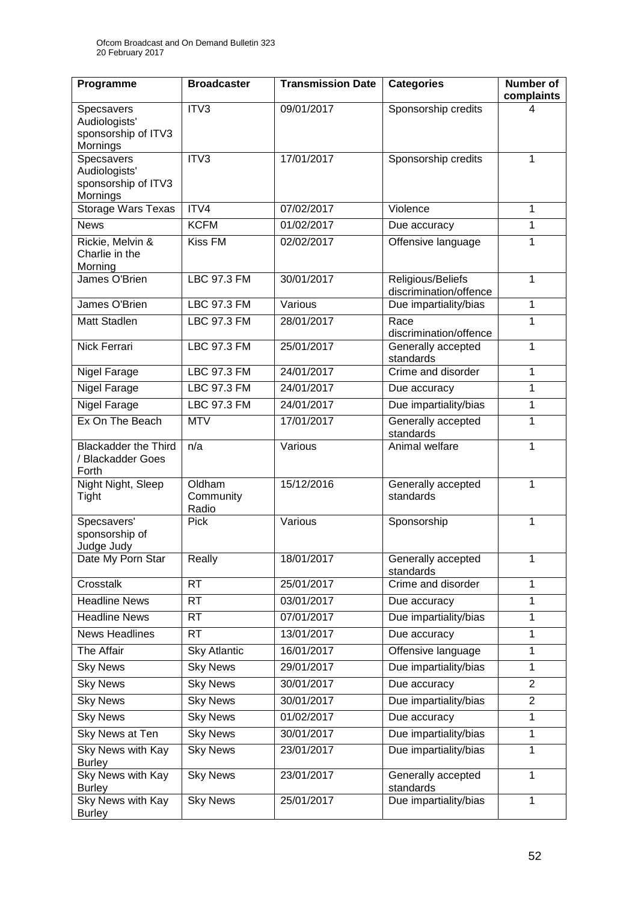| Programme | Broadcaster | Transmission Date | Categories | Number of complaints |
|---|---|---|---|---|
| Specsavers Audiologists' sponsorship of ITV3 Mornings | ITV3 | 09/01/2017 | Sponsorship credits | 4 |
| Specsavers Audiologists' sponsorship of ITV3 Mornings | ITV3 | 17/01/2017 | Sponsorship credits | 1 |
| Storage Wars Texas | ITV4 | 07/02/2017 | Violence | 1 |
| News | KCFM | 01/02/2017 | Due accuracy | 1 |
| Rickie, Melvin & Charlie in the Morning | Kiss FM | 02/02/2017 | Offensive language | 1 |
| James O'Brien | LBC 97.3 FM | 30/01/2017 | Religious/Beliefs discrimination/offence | 1 |
| James O'Brien | LBC 97.3 FM | Various | Due impartiality/bias | 1 |
| Matt Stadlen | LBC 97.3 FM | 28/01/2017 | Race discrimination/offence | 1 |
| Nick Ferrari | LBC 97.3 FM | 25/01/2017 | Generally accepted standards | 1 |
| Nigel Farage | LBC 97.3 FM | 24/01/2017 | Crime and disorder | 1 |
| Nigel Farage | LBC 97.3 FM | 24/01/2017 | Due accuracy | 1 |
| Nigel Farage | LBC 97.3 FM | 24/01/2017 | Due impartiality/bias | 1 |
| Ex On The Beach | MTV | 17/01/2017 | Generally accepted standards | 1 |
| Blackadder the Third / Blackadder Goes Forth | n/a | Various | Animal welfare | 1 |
| Night Night, Sleep Tight | Oldham Community Radio | 15/12/2016 | Generally accepted standards | 1 |
| Specsavers' sponsorship of Judge Judy | Pick | Various | Sponsorship | 1 |
| Date My Porn Star | Really | 18/01/2017 | Generally accepted standards | 1 |
| Crosstalk | RT | 25/01/2017 | Crime and disorder | 1 |
| Headline News | RT | 03/01/2017 | Due accuracy | 1 |
| Headline News | RT | 07/01/2017 | Due impartiality/bias | 1 |
| News Headlines | RT | 13/01/2017 | Due accuracy | 1 |
| The Affair | Sky Atlantic | 16/01/2017 | Offensive language | 1 |
| Sky News | Sky News | 29/01/2017 | Due impartiality/bias | 1 |
| Sky News | Sky News | 30/01/2017 | Due accuracy | 2 |
| Sky News | Sky News | 30/01/2017 | Due impartiality/bias | 2 |
| Sky News | Sky News | 01/02/2017 | Due accuracy | 1 |
| Sky News at Ten | Sky News | 30/01/2017 | Due impartiality/bias | 1 |
| Sky News with Kay Burley | Sky News | 23/01/2017 | Due impartiality/bias | 1 |
| Sky News with Kay Burley | Sky News | 23/01/2017 | Generally accepted standards | 1 |
| Sky News with Kay Burley | Sky News | 25/01/2017 | Due impartiality/bias | 1 |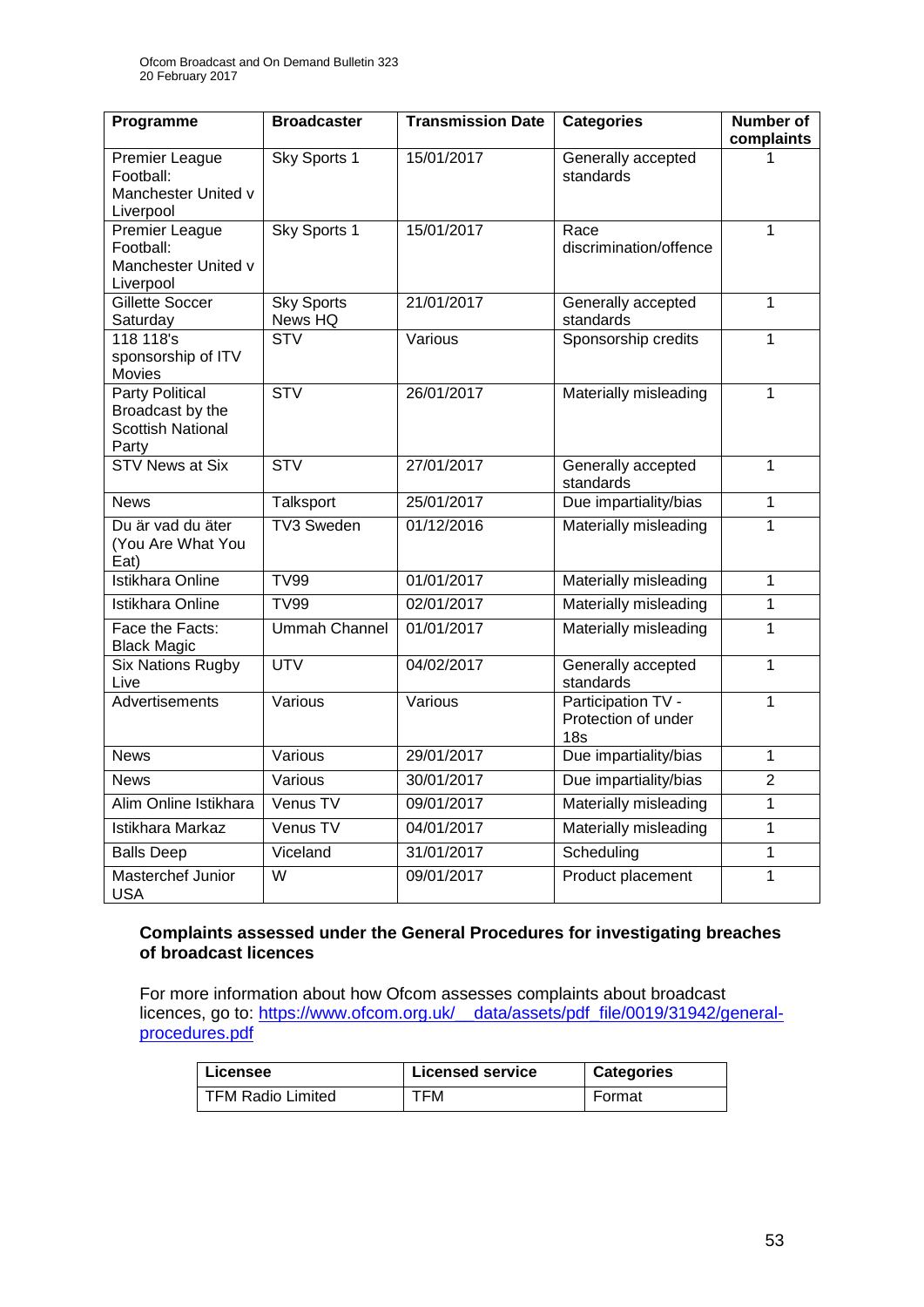| Programme | Broadcaster | Transmission Date | Categories | Number of complaints |
|---|---|---|---|---|
| Premier League Football: Manchester United v Liverpool | Sky Sports 1 | 15/01/2017 | Generally accepted standards | 1 |
| Premier League Football: Manchester United v Liverpool | Sky Sports 1 | 15/01/2017 | Race discrimination/offence | 1 |
| Gillette Soccer Saturday | Sky Sports News HQ | 21/01/2017 | Generally accepted standards | 1 |
| 118 118's sponsorship of ITV Movies | STV | Various | Sponsorship credits | 1 |
| Party Political Broadcast by the Scottish National Party | STV | 26/01/2017 | Materially misleading | 1 |
| STV News at Six | STV | 27/01/2017 | Generally accepted standards | 1 |
| News | Talksport | 25/01/2017 | Due impartiality/bias | 1 |
| Du är vad du äter (You Are What You Eat) | TV3 Sweden | 01/12/2016 | Materially misleading | 1 |
| Istikhara Online | TV99 | 01/01/2017 | Materially misleading | 1 |
| Istikhara Online | TV99 | 02/01/2017 | Materially misleading | 1 |
| Face the Facts: Black Magic | Ummah Channel | 01/01/2017 | Materially misleading | 1 |
| Six Nations Rugby Live | UTV | 04/02/2017 | Generally accepted standards | 1 |
| Advertisements | Various | Various | Participation TV - Protection of under 18s | 1 |
| News | Various | 29/01/2017 | Due impartiality/bias | 1 |
| News | Various | 30/01/2017 | Due impartiality/bias | 2 |
| Alim Online Istikhara | Venus TV | 09/01/2017 | Materially misleading | 1 |
| Istikhara Markaz | Venus TV | 04/01/2017 | Materially misleading | 1 |
| Balls Deep | Viceland | 31/01/2017 | Scheduling | 1 |
| Masterchef Junior USA | W | 09/01/2017 | Product placement | 1 |

**Complaints assessed under the General Procedures for investigating breaches of broadcast licences**

For more information about how Ofcom assesses complaints about broadcast licences, go to: https://www.ofcom.org.uk/__data/assets/pdf_file/0019/31942/general-procedures.pdf

| Licensee | Licensed service | Categories |
|---|---|---|
| TFM Radio Limited | TFM | Format |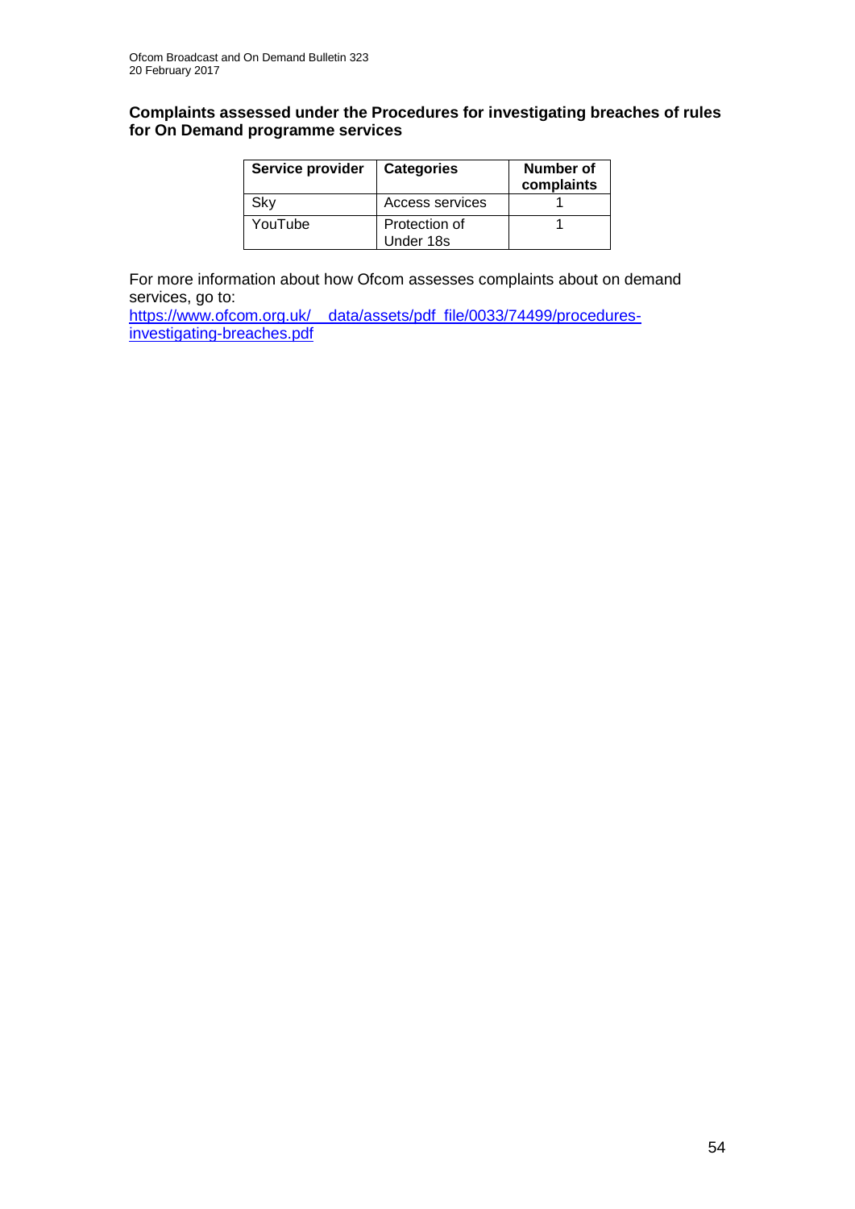### Complaints assessed under the Procedures for investigating breaches of rules for On Demand programme services

| Service provider | Categories | Number of complaints |
|---|---|---|
| Sky | Access services | 1 |
| YouTube | Protection of Under 18s | 1 |

For more information about how Ofcom assesses complaints about on demand services, go to:
[https://www.ofcom.org.uk/__data/assets/pdf_file/0033/74499/procedures-investigating-breaches.pdf](https://www.ofcom.org.uk/__data/assets/pdf_file/0033/74499/procedures-investigating-breaches.pdf)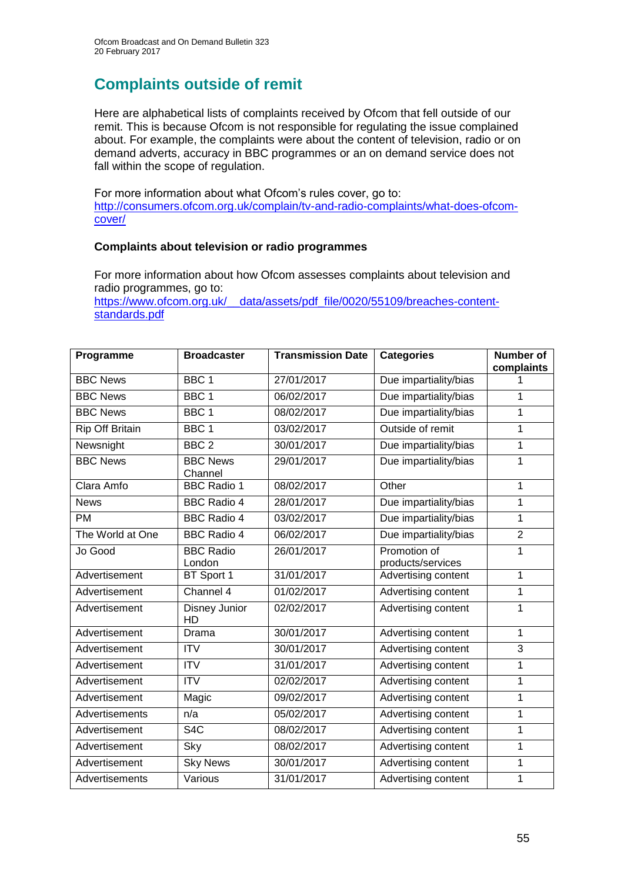## Complaints outside of remit

Here are alphabetical lists of complaints received by Ofcom that fell outside of our remit. This is because Ofcom is not responsible for regulating the issue complained about. For example, the complaints were about the content of television, radio or on demand adverts, accuracy in BBC programmes or an on demand service does not fall within the scope of regulation.

For more information about what Ofcom's rules cover, go to: [http://consumers.ofcom.org.uk/complain/tv-and-radio-complaints/what-does-ofcom-cover/](http://consumers.ofcom.org.uk/complain/tv-and-radio-complaints/what-does-ofcom-cover/)

### Complaints about television or radio programmes

For more information about how Ofcom assesses complaints about television and radio programmes, go to: [https://www.ofcom.org.uk/__data/assets/pdf_file/0020/55109/breaches-content-standards.pdf](https://www.ofcom.org.uk/__data/assets/pdf_file/0020/55109/breaches-content-standards.pdf)

| Programme | Broadcaster | Transmission Date | Categories | Number of complaints |
|---|---|---|---|---|
| BBC News | BBC 1 | 27/01/2017 | Due impartiality/bias | 1 |
| BBC News | BBC 1 | 06/02/2017 | Due impartiality/bias | 1 |
| BBC News | BBC 1 | 08/02/2017 | Due impartiality/bias | 1 |
| Rip Off Britain | BBC 1 | 03/02/2017 | Outside of remit | 1 |
| Newsnight | BBC 2 | 30/01/2017 | Due impartiality/bias | 1 |
| BBC News | BBC News Channel | 29/01/2017 | Due impartiality/bias | 1 |
| Clara Amfo | BBC Radio 1 | 08/02/2017 | Other | 1 |
| News | BBC Radio 4 | 28/01/2017 | Due impartiality/bias | 1 |
| PM | BBC Radio 4 | 03/02/2017 | Due impartiality/bias | 1 |
| The World at One | BBC Radio 4 | 06/02/2017 | Due impartiality/bias | 2 |
| Jo Good | BBC Radio London | 26/01/2017 | Promotion of products/services | 1 |
| Advertisement | BT Sport 1 | 31/01/2017 | Advertising content | 1 |
| Advertisement | Channel 4 | 01/02/2017 | Advertising content | 1 |
| Advertisement | Disney Junior HD | 02/02/2017 | Advertising content | 1 |
| Advertisement | Drama | 30/01/2017 | Advertising content | 1 |
| Advertisement | ITV | 30/01/2017 | Advertising content | 3 |
| Advertisement | ITV | 31/01/2017 | Advertising content | 1 |
| Advertisement | ITV | 02/02/2017 | Advertising content | 1 |
| Advertisement | Magic | 09/02/2017 | Advertising content | 1 |
| Advertisements | n/a | 05/02/2017 | Advertising content | 1 |
| Advertisement | S4C | 08/02/2017 | Advertising content | 1 |
| Advertisement | Sky | 08/02/2017 | Advertising content | 1 |
| Advertisement | Sky News | 30/01/2017 | Advertising content | 1 |
| Advertisements | Various | 31/01/2017 | Advertising content | 1 |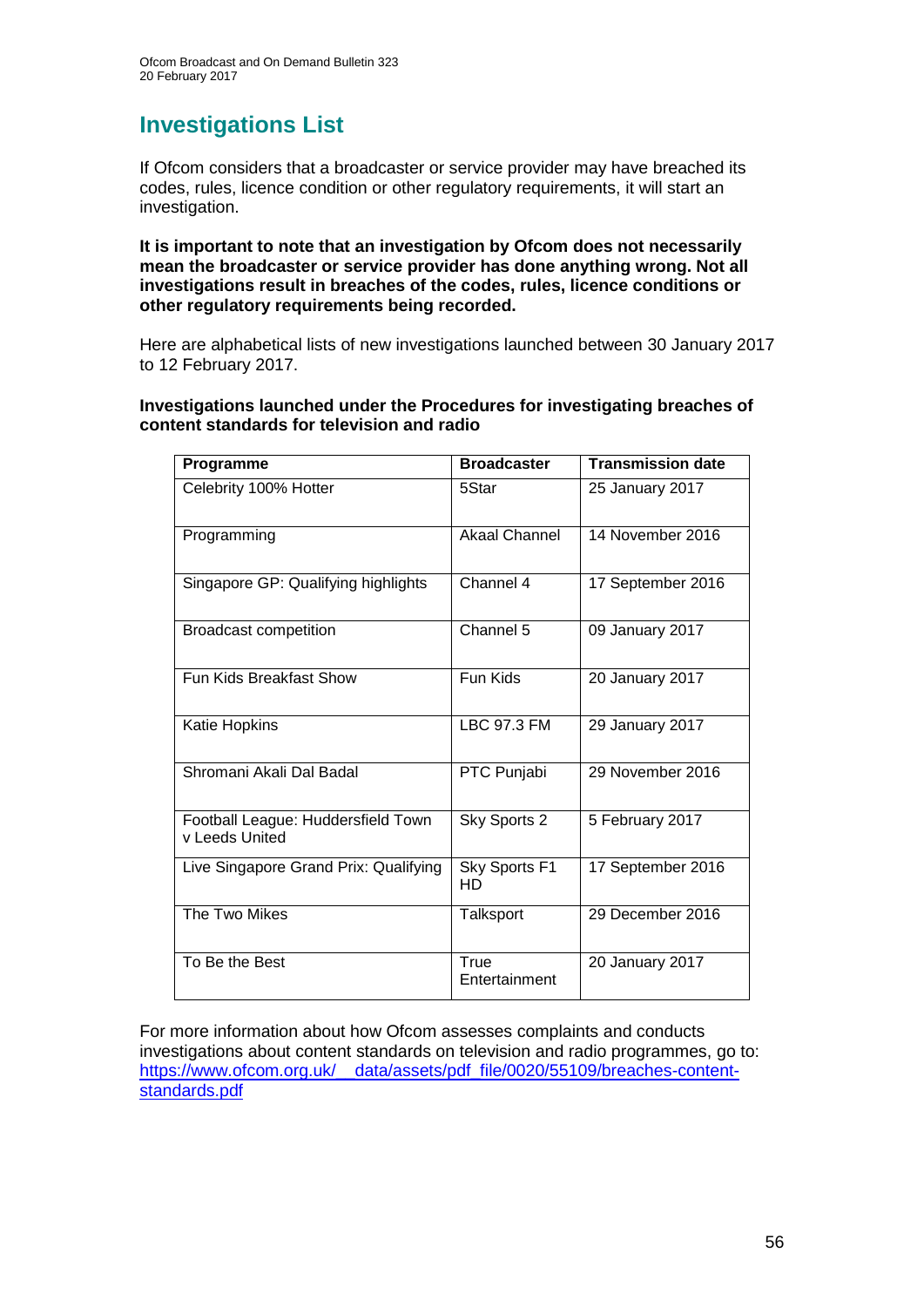# Investigations List

If Ofcom considers that a broadcaster or service provider may have breached its codes, rules, licence condition or other regulatory requirements, it will start an investigation.

**It is important to note that an investigation by Ofcom does not necessarily mean the broadcaster or service provider has done anything wrong. Not all investigations result in breaches of the codes, rules, licence conditions or other regulatory requirements being recorded.**

Here are alphabetical lists of new investigations launched between 30 January 2017 to 12 February 2017.

**Investigations launched under the Procedures for investigating breaches of content standards for television and radio**

| Programme | Broadcaster | Transmission date |
|---|---|---|
| Celebrity 100% Hotter | 5Star | 25 January 2017 |
| Programming | Akaal Channel | 14 November 2016 |
| Singapore GP: Qualifying highlights | Channel 4 | 17 September 2016 |
| Broadcast competition | Channel 5 | 09 January 2017 |
| Fun Kids Breakfast Show | Fun Kids | 20 January 2017 |
| Katie Hopkins | LBC 97.3 FM | 29 January 2017 |
| Shromani Akali Dal Badal | PTC Punjabi | 29 November 2016 |
| Football League: Huddersfield Town v Leeds United | Sky Sports 2 | 5 February 2017 |
| Live Singapore Grand Prix: Qualifying | Sky Sports F1 HD | 17 September 2016 |
| The Two Mikes | Talksport | 29 December 2016 |
| To Be the Best | True Entertainment | 20 January 2017 |

For more information about how Ofcom assesses complaints and conducts investigations about content standards on television and radio programmes, go to: [https://www.ofcom.org.uk/__data/assets/pdf_file/0020/55109/breaches-content-standards.pdf](https://www.ofcom.org.uk/__data/assets/pdf_file/0020/55109/breaches-content-standards.pdf)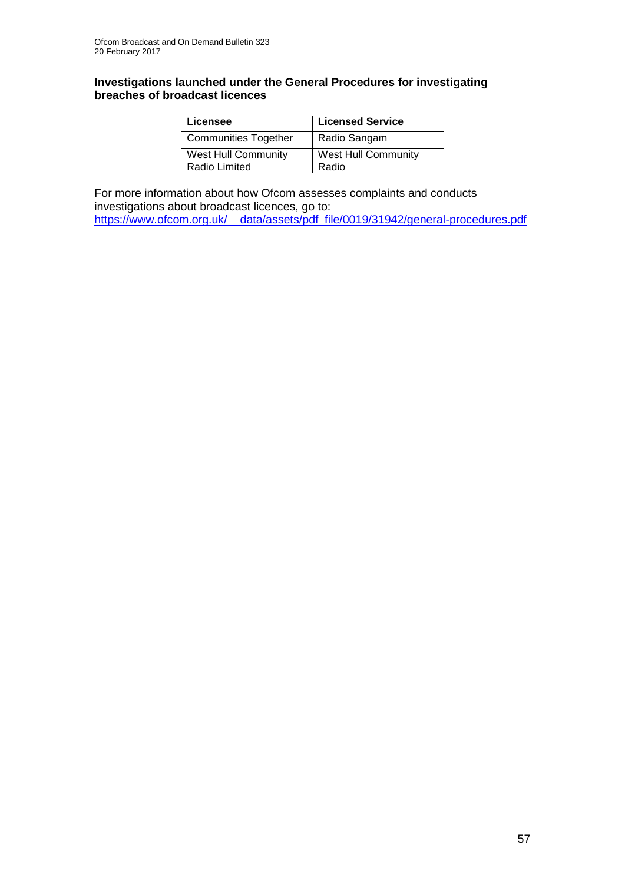**Investigations launched under the General Procedures for investigating breaches of broadcast licences**

| Licensee | Licensed Service |
| --- | --- |
| Communities Together | Radio Sangam |
| West Hull Community Radio Limited | West Hull Community Radio |

For more information about how Ofcom assesses complaints and conducts investigations about broadcast licences, go to:
https://www.ofcom.org.uk/__data/assets/pdf_file/0019/31942/general-procedures.pdf